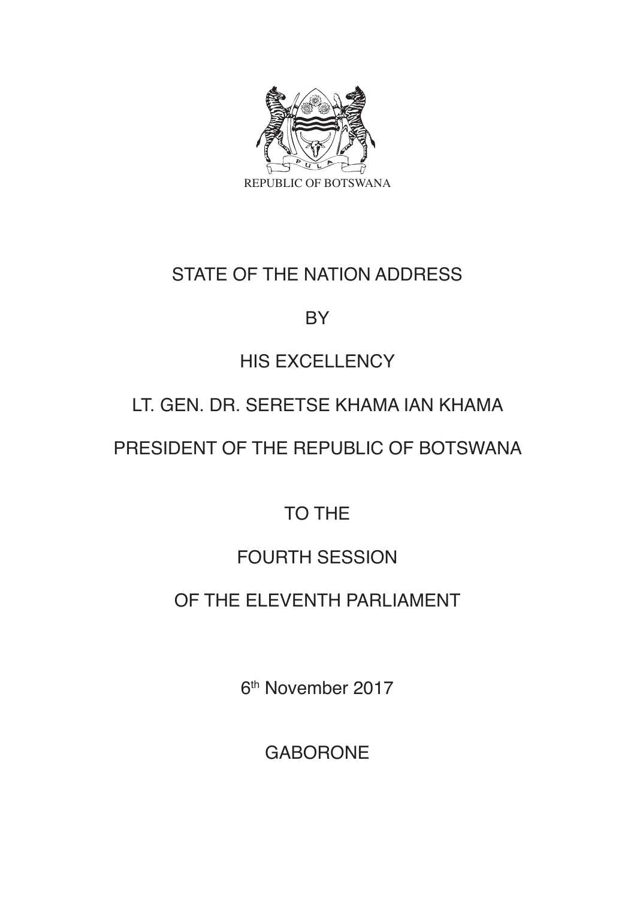REPUBLIC OF BOTSWANA

# STATE OF THE NATION ADDRESS

BY

HIS EXCELLENCY

LT. GEN. DR. SERETSE KHAMA IAN KHAMA

PRESIDENT OF THE REPUBLIC OF BOTSWANA

TO THE

FOURTH SESSION

OF THE ELEVENTH PARLIAMENT

6th November 2017

GABORONE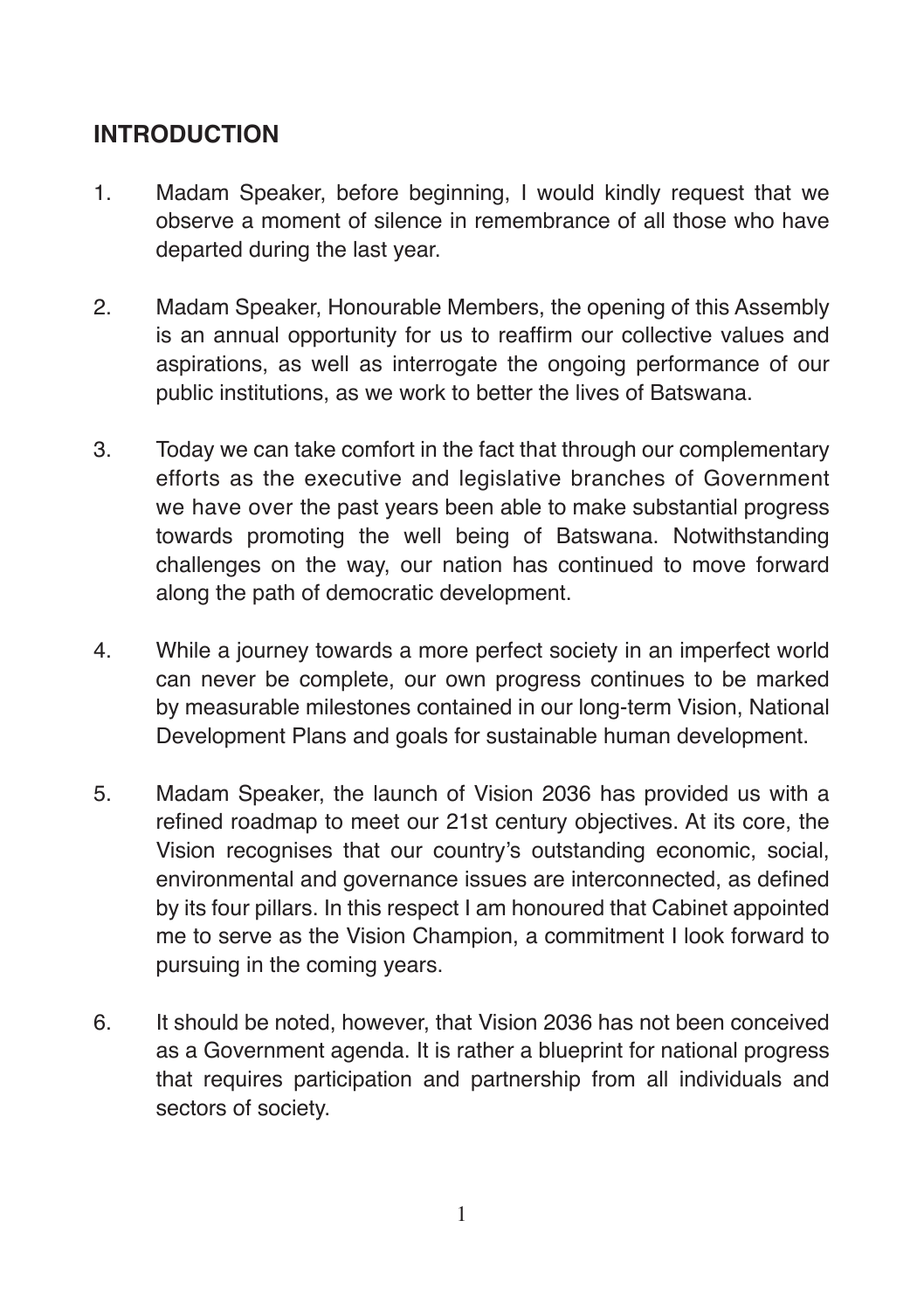## INTRODUCTION

1. Madam Speaker, before beginning, I would kindly request that we observe a moment of silence in remembrance of all those who have departed during the last year.

2. Madam Speaker, Honourable Members, the opening of this Assembly is an annual opportunity for us to reaffirm our collective values and aspirations, as well as interrogate the ongoing performance of our public institutions, as we work to better the lives of Batswana.

3. Today we can take comfort in the fact that through our complementary efforts as the executive and legislative branches of Government we have over the past years been able to make substantial progress towards promoting the well being of Batswana. Notwithstanding challenges on the way, our nation has continued to move forward along the path of democratic development.

4. While a journey towards a more perfect society in an imperfect world can never be complete, our own progress continues to be marked by measurable milestones contained in our long-term Vision, National Development Plans and goals for sustainable human development.

5. Madam Speaker, the launch of Vision 2036 has provided us with a refined roadmap to meet our 21st century objectives. At its core, the Vision recognises that our country's outstanding economic, social, environmental and governance issues are interconnected, as defined by its four pillars. In this respect I am honoured that Cabinet appointed me to serve as the Vision Champion, a commitment I look forward to pursuing in the coming years.

6. It should be noted, however, that Vision 2036 has not been conceived as a Government agenda. It is rather a blueprint for national progress that requires participation and partnership from all individuals and sectors of society.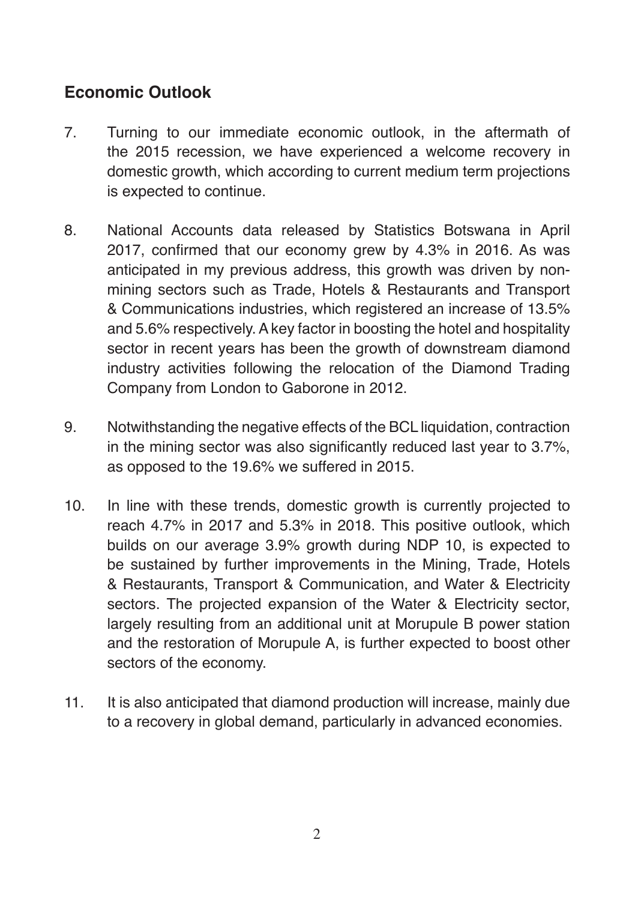## Economic Outlook

7. Turning to our immediate economic outlook, in the aftermath of the 2015 recession, we have experienced a welcome recovery in domestic growth, which according to current medium term projections is expected to continue.

8. National Accounts data released by Statistics Botswana in April 2017, confirmed that our economy grew by 4.3% in 2016. As was anticipated in my previous address, this growth was driven by non-mining sectors such as Trade, Hotels & Restaurants and Transport & Communications industries, which registered an increase of 13.5% and 5.6% respectively. A key factor in boosting the hotel and hospitality sector in recent years has been the growth of downstream diamond industry activities following the relocation of the Diamond Trading Company from London to Gaborone in 2012.

9. Notwithstanding the negative effects of the BCL liquidation, contraction in the mining sector was also significantly reduced last year to 3.7%, as opposed to the 19.6% we suffered in 2015.

10. In line with these trends, domestic growth is currently projected to reach 4.7% in 2017 and 5.3% in 2018. This positive outlook, which builds on our average 3.9% growth during NDP 10, is expected to be sustained by further improvements in the Mining, Trade, Hotels & Restaurants, Transport & Communication, and Water & Electricity sectors. The projected expansion of the Water & Electricity sector, largely resulting from an additional unit at Morupule B power station and the restoration of Morupule A, is further expected to boost other sectors of the economy.

11. It is also anticipated that diamond production will increase, mainly due to a recovery in global demand, particularly in advanced economies.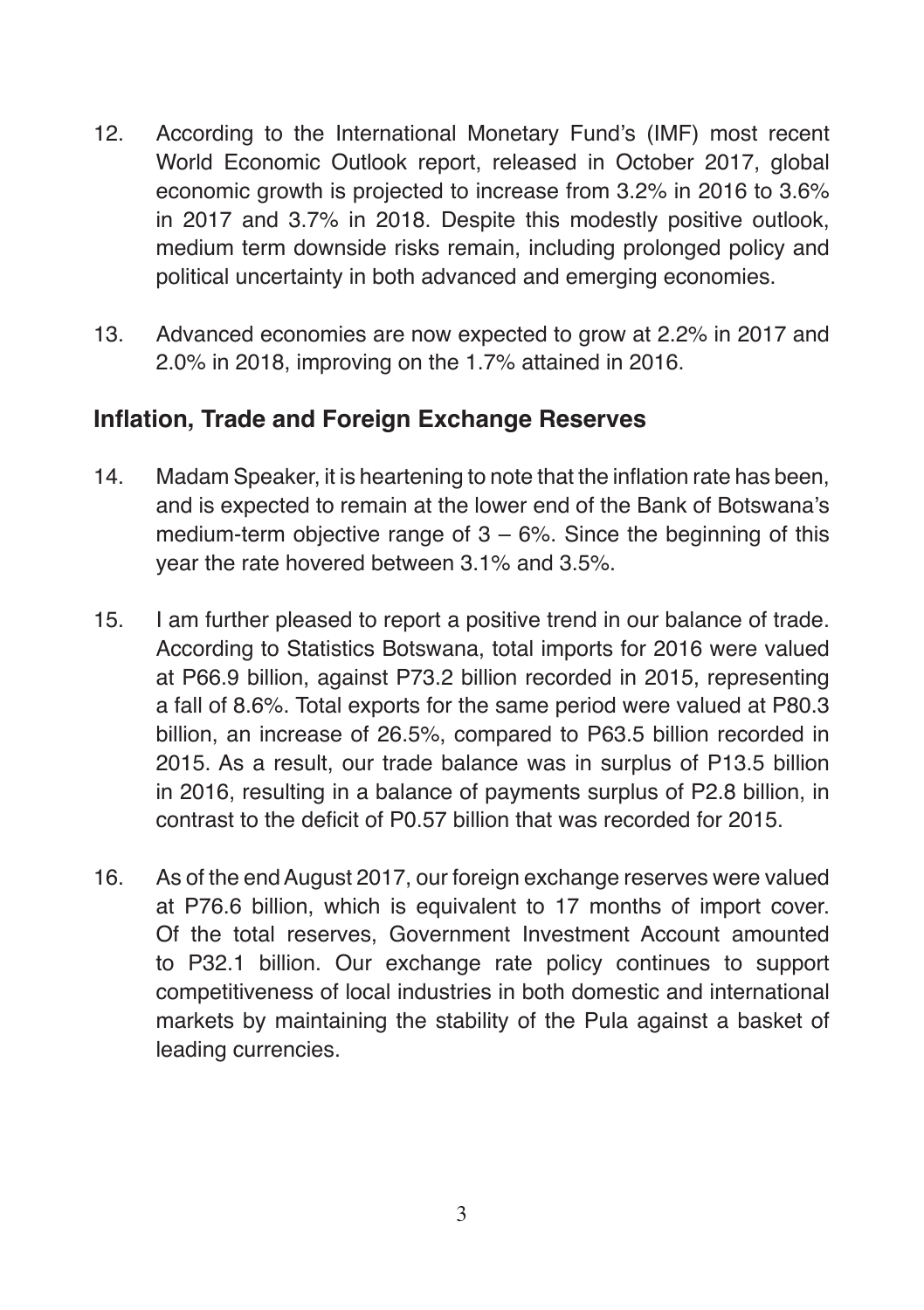12. According to the International Monetary Fund's (IMF) most recent World Economic Outlook report, released in October 2017, global economic growth is projected to increase from 3.2% in 2016 to 3.6% in 2017 and 3.7% in 2018. Despite this modestly positive outlook, medium term downside risks remain, including prolonged policy and political uncertainty in both advanced and emerging economies.

13. Advanced economies are now expected to grow at 2.2% in 2017 and 2.0% in 2018, improving on the 1.7% attained in 2016.

## Inflation, Trade and Foreign Exchange Reserves

14. Madam Speaker, it is heartening to note that the inflation rate has been, and is expected to remain at the lower end of the Bank of Botswana's medium-term objective range of 3 – 6%. Since the beginning of this year the rate hovered between 3.1% and 3.5%.

15. I am further pleased to report a positive trend in our balance of trade. According to Statistics Botswana, total imports for 2016 were valued at P66.9 billion, against P73.2 billion recorded in 2015, representing a fall of 8.6%. Total exports for the same period were valued at P80.3 billion, an increase of 26.5%, compared to P63.5 billion recorded in 2015. As a result, our trade balance was in surplus of P13.5 billion in 2016, resulting in a balance of payments surplus of P2.8 billion, in contrast to the deficit of P0.57 billion that was recorded for 2015.

16. As of the end August 2017, our foreign exchange reserves were valued at P76.6 billion, which is equivalent to 17 months of import cover. Of the total reserves, Government Investment Account amounted to P32.1 billion. Our exchange rate policy continues to support competitiveness of local industries in both domestic and international markets by maintaining the stability of the Pula against a basket of leading currencies.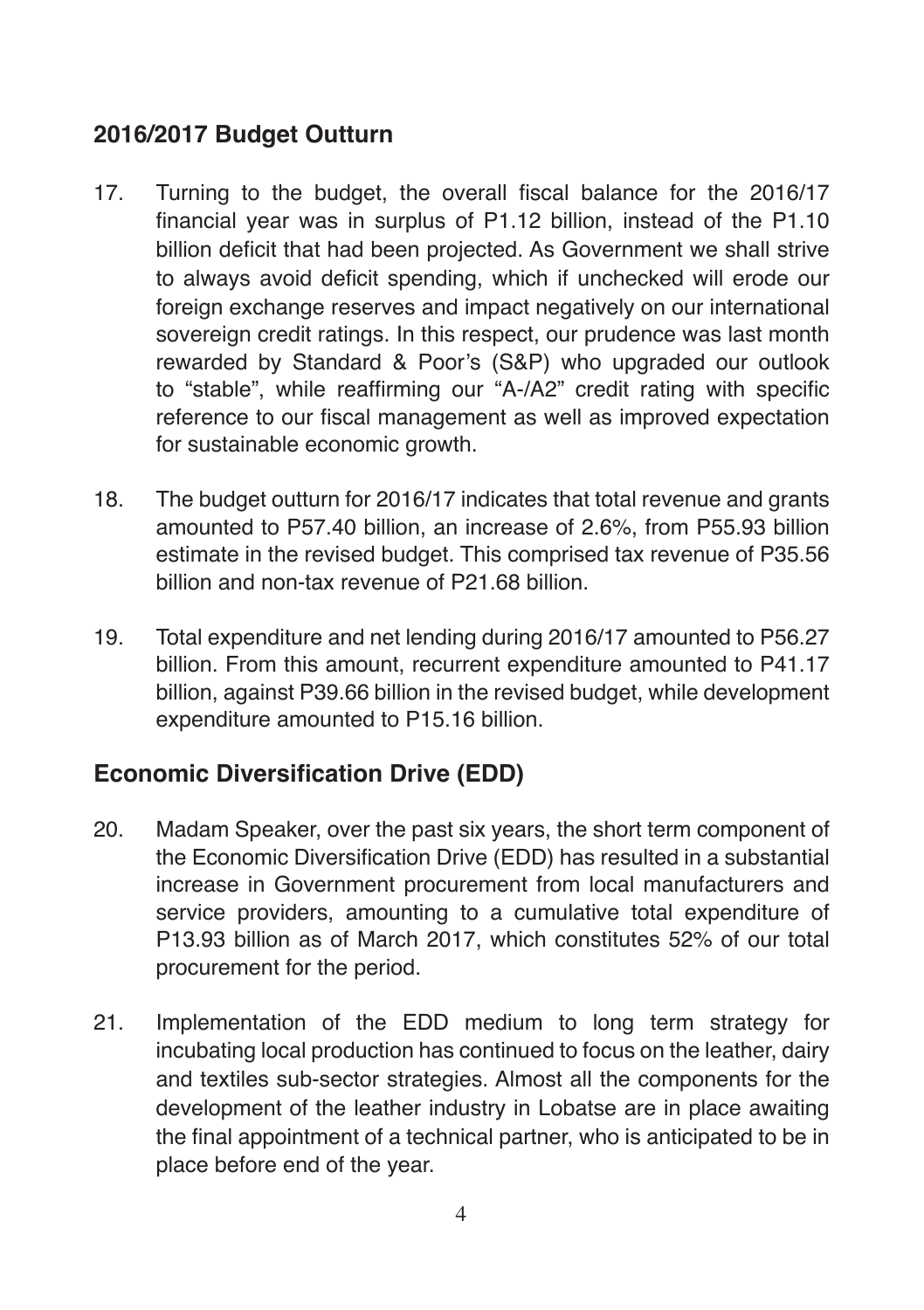## 2016/2017 Budget Outturn

17. Turning to the budget, the overall fiscal balance for the 2016/17 financial year was in surplus of P1.12 billion, instead of the P1.10 billion deficit that had been projected. As Government we shall strive to always avoid deficit spending, which if unchecked will erode our foreign exchange reserves and impact negatively on our international sovereign credit ratings. In this respect, our prudence was last month rewarded by Standard & Poor's (S&P) who upgraded our outlook to "stable", while reaffirming our "A-/A2" credit rating with specific reference to our fiscal management as well as improved expectation for sustainable economic growth.

18. The budget outturn for 2016/17 indicates that total revenue and grants amounted to P57.40 billion, an increase of 2.6%, from P55.93 billion estimate in the revised budget. This comprised tax revenue of P35.56 billion and non-tax revenue of P21.68 billion.

19. Total expenditure and net lending during 2016/17 amounted to P56.27 billion. From this amount, recurrent expenditure amounted to P41.17 billion, against P39.66 billion in the revised budget, while development expenditure amounted to P15.16 billion.

## Economic Diversification Drive (EDD)

20. Madam Speaker, over the past six years, the short term component of the Economic Diversification Drive (EDD) has resulted in a substantial increase in Government procurement from local manufacturers and service providers, amounting to a cumulative total expenditure of P13.93 billion as of March 2017, which constitutes 52% of our total procurement for the period.

21. Implementation of the EDD medium to long term strategy for incubating local production has continued to focus on the leather, dairy and textiles sub-sector strategies. Almost all the components for the development of the leather industry in Lobatse are in place awaiting the final appointment of a technical partner, who is anticipated to be in place before end of the year.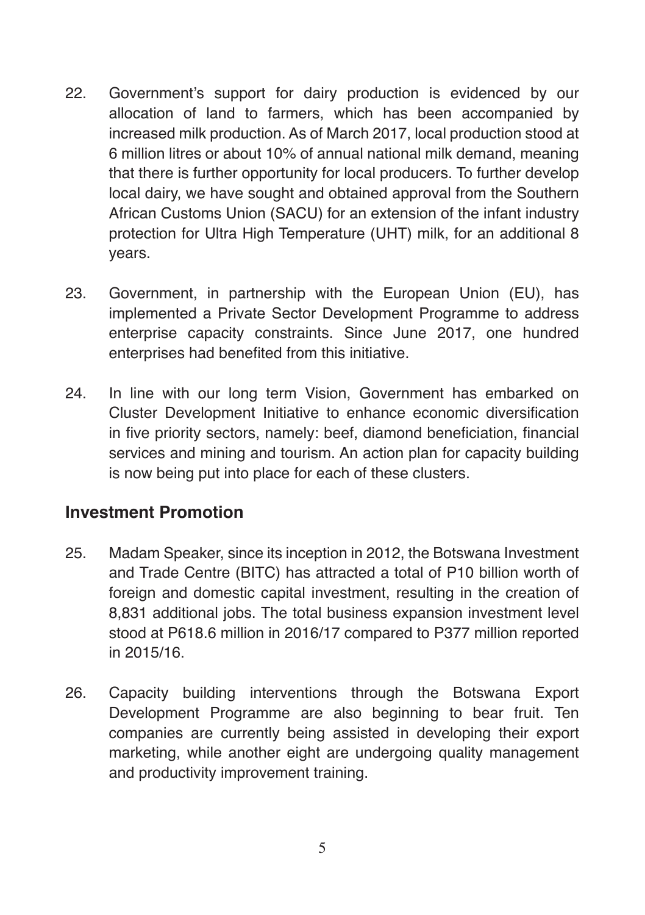22. Government's support for dairy production is evidenced by our allocation of land to farmers, which has been accompanied by increased milk production. As of March 2017, local production stood at 6 million litres or about 10% of annual national milk demand, meaning that there is further opportunity for local producers. To further develop local dairy, we have sought and obtained approval from the Southern African Customs Union (SACU) for an extension of the infant industry protection for Ultra High Temperature (UHT) milk, for an additional 8 years.

23. Government, in partnership with the European Union (EU), has implemented a Private Sector Development Programme to address enterprise capacity constraints. Since June 2017, one hundred enterprises had benefited from this initiative.

24. In line with our long term Vision, Government has embarked on Cluster Development Initiative to enhance economic diversification in five priority sectors, namely: beef, diamond beneficiation, financial services and mining and tourism. An action plan for capacity building is now being put into place for each of these clusters.

## Investment Promotion

25. Madam Speaker, since its inception in 2012, the Botswana Investment and Trade Centre (BITC) has attracted a total of P10 billion worth of foreign and domestic capital investment, resulting in the creation of 8,831 additional jobs. The total business expansion investment level stood at P618.6 million in 2016/17 compared to P377 million reported in 2015/16.

26. Capacity building interventions through the Botswana Export Development Programme are also beginning to bear fruit. Ten companies are currently being assisted in developing their export marketing, while another eight are undergoing quality management and productivity improvement training.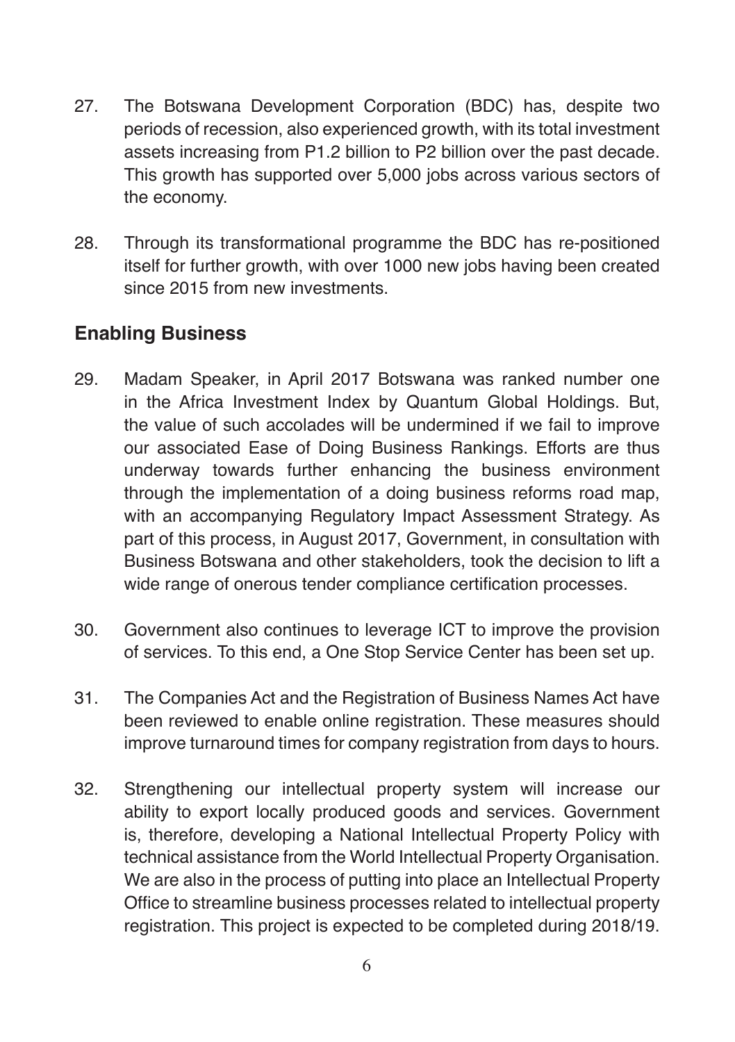27. The Botswana Development Corporation (BDC) has, despite two periods of recession, also experienced growth, with its total investment assets increasing from P1.2 billion to P2 billion over the past decade. This growth has supported over 5,000 jobs across various sectors of the economy.

28. Through its transformational programme the BDC has re-positioned itself for further growth, with over 1000 new jobs having been created since 2015 from new investments.

## Enabling Business

29. Madam Speaker, in April 2017 Botswana was ranked number one in the Africa Investment Index by Quantum Global Holdings. But, the value of such accolades will be undermined if we fail to improve our associated Ease of Doing Business Rankings. Efforts are thus underway towards further enhancing the business environment through the implementation of a doing business reforms road map, with an accompanying Regulatory Impact Assessment Strategy. As part of this process, in August 2017, Government, in consultation with Business Botswana and other stakeholders, took the decision to lift a wide range of onerous tender compliance certification processes.

30. Government also continues to leverage ICT to improve the provision of services. To this end, a One Stop Service Center has been set up.

31. The Companies Act and the Registration of Business Names Act have been reviewed to enable online registration. These measures should improve turnaround times for company registration from days to hours.

32. Strengthening our intellectual property system will increase our ability to export locally produced goods and services. Government is, therefore, developing a National Intellectual Property Policy with technical assistance from the World Intellectual Property Organisation. We are also in the process of putting into place an Intellectual Property Office to streamline business processes related to intellectual property registration. This project is expected to be completed during 2018/19.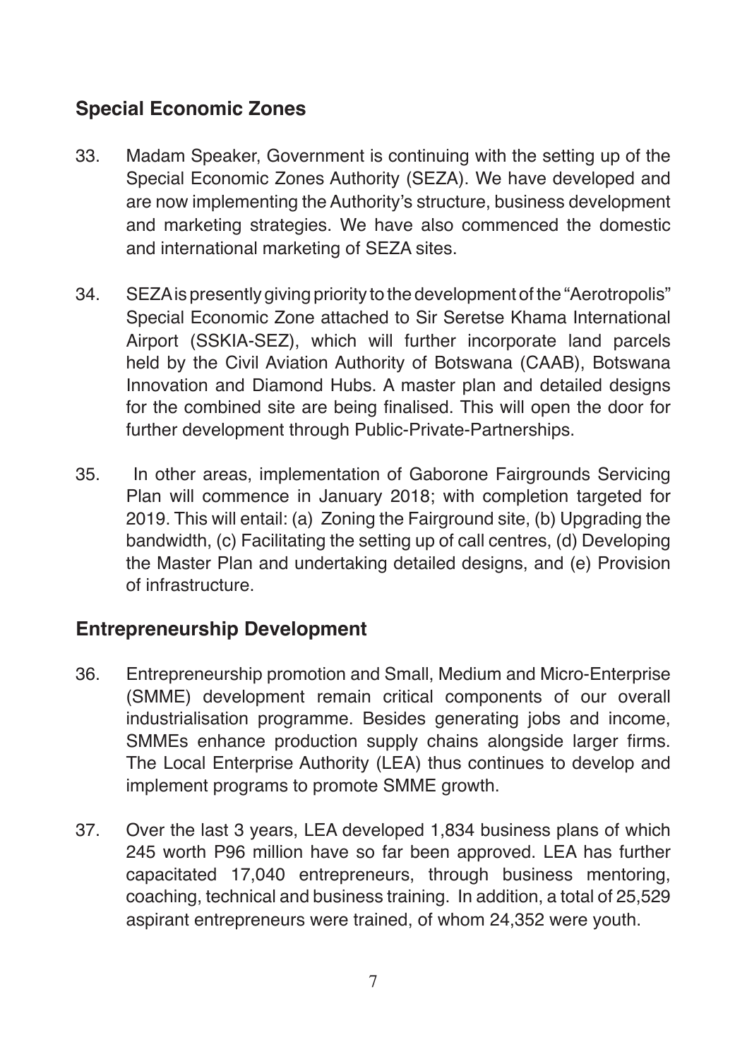## Special Economic Zones

33. Madam Speaker, Government is continuing with the setting up of the Special Economic Zones Authority (SEZA). We have developed and are now implementing the Authority's structure, business development and marketing strategies. We have also commenced the domestic and international marketing of SEZA sites.

34. SEZA is presently giving priority to the development of the "Aerotropolis" Special Economic Zone attached to Sir Seretse Khama International Airport (SSKIA-SEZ), which will further incorporate land parcels held by the Civil Aviation Authority of Botswana (CAAB), Botswana Innovation and Diamond Hubs. A master plan and detailed designs for the combined site are being finalised. This will open the door for further development through Public-Private-Partnerships.

35. In other areas, implementation of Gaborone Fairgrounds Servicing Plan will commence in January 2018; with completion targeted for 2019. This will entail: (a) Zoning the Fairground site, (b) Upgrading the bandwidth, (c) Facilitating the setting up of call centres, (d) Developing the Master Plan and undertaking detailed designs, and (e) Provision of infrastructure.

## Entrepreneurship Development

36. Entrepreneurship promotion and Small, Medium and Micro-Enterprise (SMME) development remain critical components of our overall industrialisation programme. Besides generating jobs and income, SMMEs enhance production supply chains alongside larger firms. The Local Enterprise Authority (LEA) thus continues to develop and implement programs to promote SMME growth.

37. Over the last 3 years, LEA developed 1,834 business plans of which 245 worth P96 million have so far been approved. LEA has further capacitated 17,040 entrepreneurs, through business mentoring, coaching, technical and business training. In addition, a total of 25,529 aspirant entrepreneurs were trained, of whom 24,352 were youth.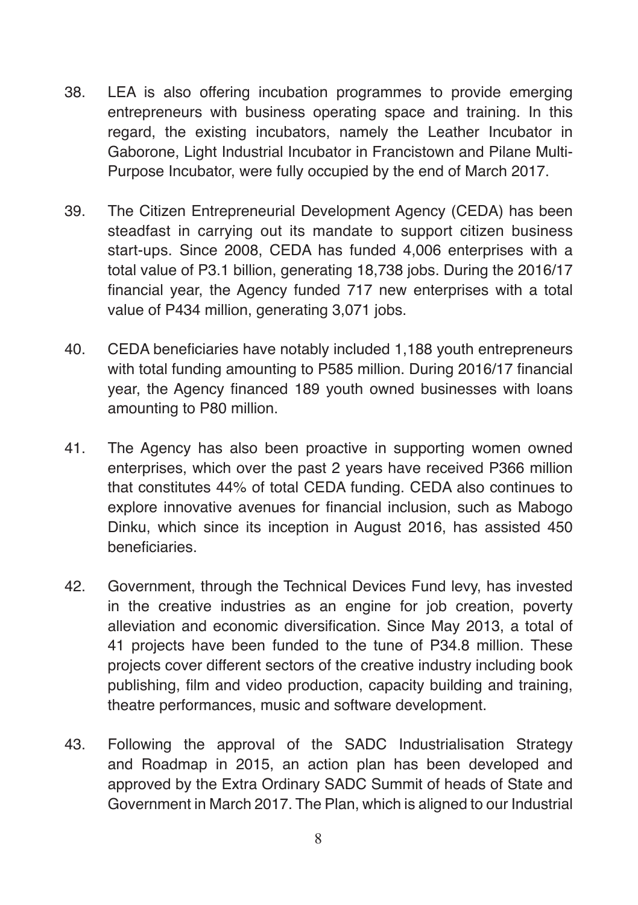38. LEA is also offering incubation programmes to provide emerging entrepreneurs with business operating space and training. In this regard, the existing incubators, namely the Leather Incubator in Gaborone, Light Industrial Incubator in Francistown and Pilane Multi-Purpose Incubator, were fully occupied by the end of March 2017.

39. The Citizen Entrepreneurial Development Agency (CEDA) has been steadfast in carrying out its mandate to support citizen business start-ups. Since 2008, CEDA has funded 4,006 enterprises with a total value of P3.1 billion, generating 18,738 jobs. During the 2016/17 financial year, the Agency funded 717 new enterprises with a total value of P434 million, generating 3,071 jobs.

40. CEDA beneficiaries have notably included 1,188 youth entrepreneurs with total funding amounting to P585 million. During 2016/17 financial year, the Agency financed 189 youth owned businesses with loans amounting to P80 million.

41. The Agency has also been proactive in supporting women owned enterprises, which over the past 2 years have received P366 million that constitutes 44% of total CEDA funding. CEDA also continues to explore innovative avenues for financial inclusion, such as Mabogo Dinku, which since its inception in August 2016, has assisted 450 beneficiaries.

42. Government, through the Technical Devices Fund levy, has invested in the creative industries as an engine for job creation, poverty alleviation and economic diversification. Since May 2013, a total of 41 projects have been funded to the tune of P34.8 million. These projects cover different sectors of the creative industry including book publishing, film and video production, capacity building and training, theatre performances, music and software development.

43. Following the approval of the SADC Industrialisation Strategy and Roadmap in 2015, an action plan has been developed and approved by the Extra Ordinary SADC Summit of heads of State and Government in March 2017. The Plan, which is aligned to our Industrial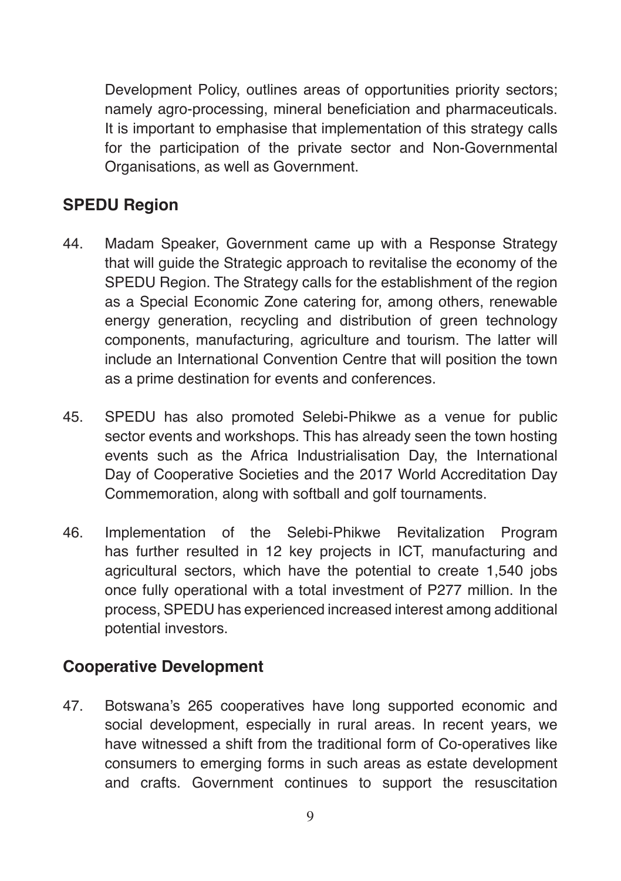Development Policy, outlines areas of opportunities priority sectors; namely agro-processing, mineral beneficiation and pharmaceuticals. It is important to emphasise that implementation of this strategy calls for the participation of the private sector and Non-Governmental Organisations, as well as Government.

## SPEDU Region

44. Madam Speaker, Government came up with a Response Strategy that will guide the Strategic approach to revitalise the economy of the SPEDU Region. The Strategy calls for the establishment of the region as a Special Economic Zone catering for, among others, renewable energy generation, recycling and distribution of green technology components, manufacturing, agriculture and tourism. The latter will include an International Convention Centre that will position the town as a prime destination for events and conferences.

45. SPEDU has also promoted Selebi-Phikwe as a venue for public sector events and workshops. This has already seen the town hosting events such as the Africa Industrialisation Day, the International Day of Cooperative Societies and the 2017 World Accreditation Day Commemoration, along with softball and golf tournaments.

46. Implementation of the Selebi-Phikwe Revitalization Program has further resulted in 12 key projects in ICT, manufacturing and agricultural sectors, which have the potential to create 1,540 jobs once fully operational with a total investment of P277 million. In the process, SPEDU has experienced increased interest among additional potential investors.

## Cooperative Development

47. Botswana's 265 cooperatives have long supported economic and social development, especially in rural areas. In recent years, we have witnessed a shift from the traditional form of Co-operatives like consumers to emerging forms in such areas as estate development and crafts. Government continues to support the resuscitation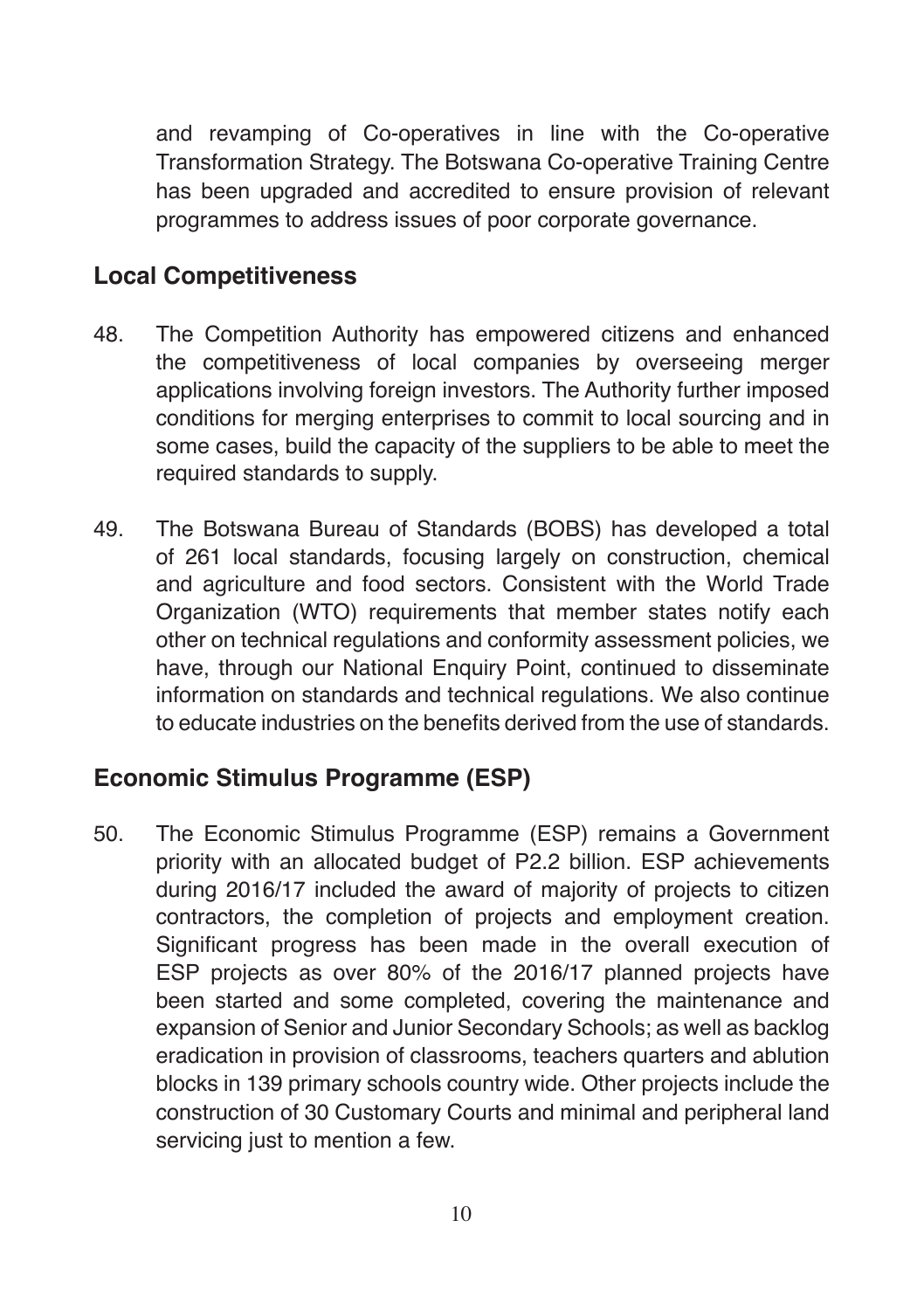and revamping of Co-operatives in line with the Co-operative Transformation Strategy. The Botswana Co-operative Training Centre has been upgraded and accredited to ensure provision of relevant programmes to address issues of poor corporate governance.

## Local Competitiveness

48. The Competition Authority has empowered citizens and enhanced the competitiveness of local companies by overseeing merger applications involving foreign investors. The Authority further imposed conditions for merging enterprises to commit to local sourcing and in some cases, build the capacity of the suppliers to be able to meet the required standards to supply.

49. The Botswana Bureau of Standards (BOBS) has developed a total of 261 local standards, focusing largely on construction, chemical and agriculture and food sectors. Consistent with the World Trade Organization (WTO) requirements that member states notify each other on technical regulations and conformity assessment policies, we have, through our National Enquiry Point, continued to disseminate information on standards and technical regulations. We also continue to educate industries on the benefits derived from the use of standards.

## Economic Stimulus Programme (ESP)

50. The Economic Stimulus Programme (ESP) remains a Government priority with an allocated budget of P2.2 billion. ESP achievements during 2016/17 included the award of majority of projects to citizen contractors, the completion of projects and employment creation. Significant progress has been made in the overall execution of ESP projects as over 80% of the 2016/17 planned projects have been started and some completed, covering the maintenance and expansion of Senior and Junior Secondary Schools; as well as backlog eradication in provision of classrooms, teachers quarters and ablution blocks in 139 primary schools country wide. Other projects include the construction of 30 Customary Courts and minimal and peripheral land servicing just to mention a few.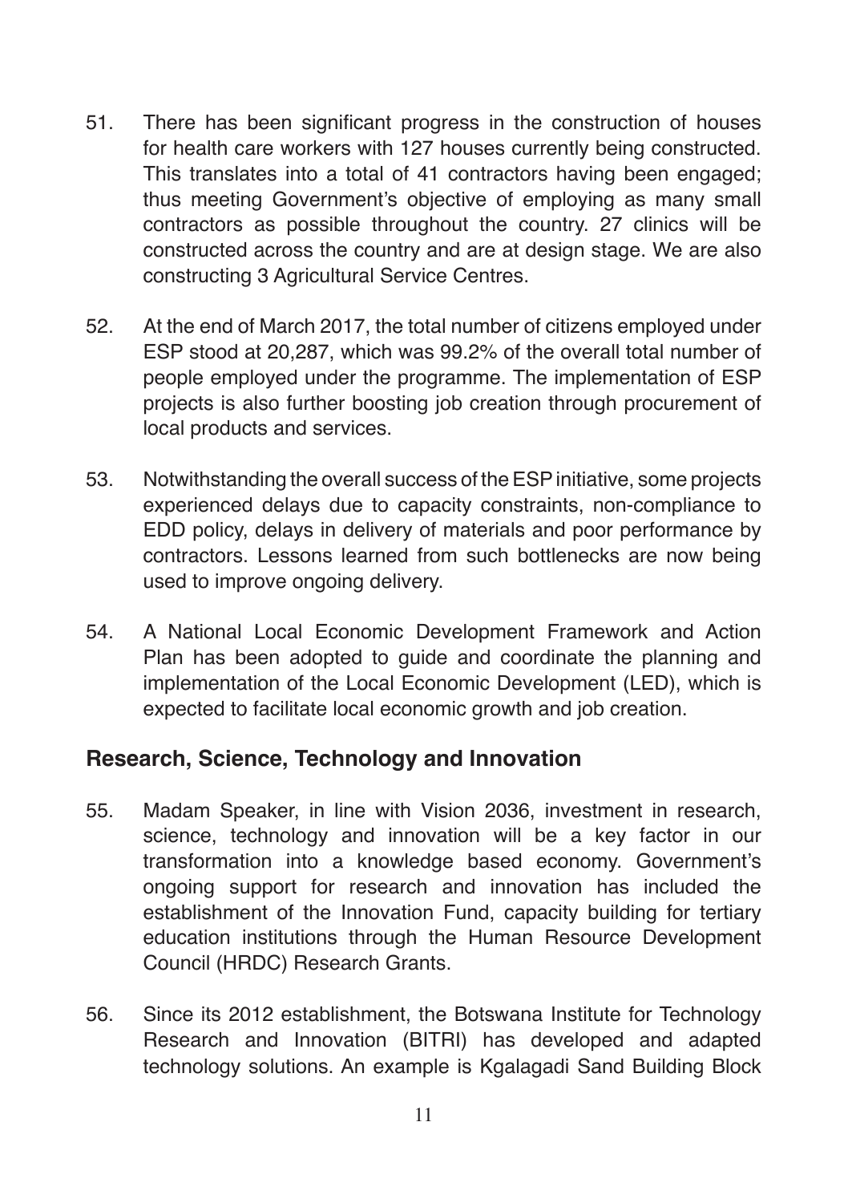51. There has been significant progress in the construction of houses for health care workers with 127 houses currently being constructed. This translates into a total of 41 contractors having been engaged; thus meeting Government's objective of employing as many small contractors as possible throughout the country. 27 clinics will be constructed across the country and are at design stage. We are also constructing 3 Agricultural Service Centres.

52. At the end of March 2017, the total number of citizens employed under ESP stood at 20,287, which was 99.2% of the overall total number of people employed under the programme. The implementation of ESP projects is also further boosting job creation through procurement of local products and services.

53. Notwithstanding the overall success of the ESP initiative, some projects experienced delays due to capacity constraints, non-compliance to EDD policy, delays in delivery of materials and poor performance by contractors. Lessons learned from such bottlenecks are now being used to improve ongoing delivery.

54. A National Local Economic Development Framework and Action Plan has been adopted to guide and coordinate the planning and implementation of the Local Economic Development (LED), which is expected to facilitate local economic growth and job creation.

## Research, Science, Technology and Innovation

55. Madam Speaker, in line with Vision 2036, investment in research, science, technology and innovation will be a key factor in our transformation into a knowledge based economy. Government's ongoing support for research and innovation has included the establishment of the Innovation Fund, capacity building for tertiary education institutions through the Human Resource Development Council (HRDC) Research Grants.

56. Since its 2012 establishment, the Botswana Institute for Technology Research and Innovation (BITRI) has developed and adapted technology solutions. An example is Kgalagadi Sand Building Block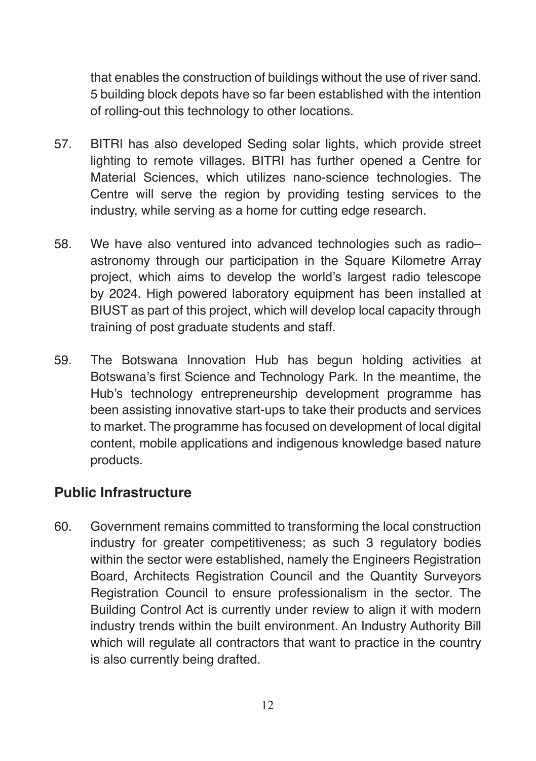that enables the construction of buildings without the use of river sand. 5 building block depots have so far been established with the intention of rolling-out this technology to other locations.

57. BITRI has also developed Seding solar lights, which provide street lighting to remote villages. BITRI has further opened a Centre for Material Sciences, which utilizes nano-science technologies. The Centre will serve the region by providing testing services to the industry, while serving as a home for cutting edge research.

58. We have also ventured into advanced technologies such as radio–astronomy through our participation in the Square Kilometre Array project, which aims to develop the world's largest radio telescope by 2024. High powered laboratory equipment has been installed at BIUST as part of this project, which will develop local capacity through training of post graduate students and staff.

59. The Botswana Innovation Hub has begun holding activities at Botswana's first Science and Technology Park. In the meantime, the Hub's technology entrepreneurship development programme has been assisting innovative start-ups to take their products and services to market. The programme has focused on development of local digital content, mobile applications and indigenous knowledge based nature products.

## Public Infrastructure

60. Government remains committed to transforming the local construction industry for greater competitiveness; as such 3 regulatory bodies within the sector were established, namely the Engineers Registration Board, Architects Registration Council and the Quantity Surveyors Registration Council to ensure professionalism in the sector. The Building Control Act is currently under review to align it with modern industry trends within the built environment. An Industry Authority Bill which will regulate all contractors that want to practice in the country is also currently being drafted.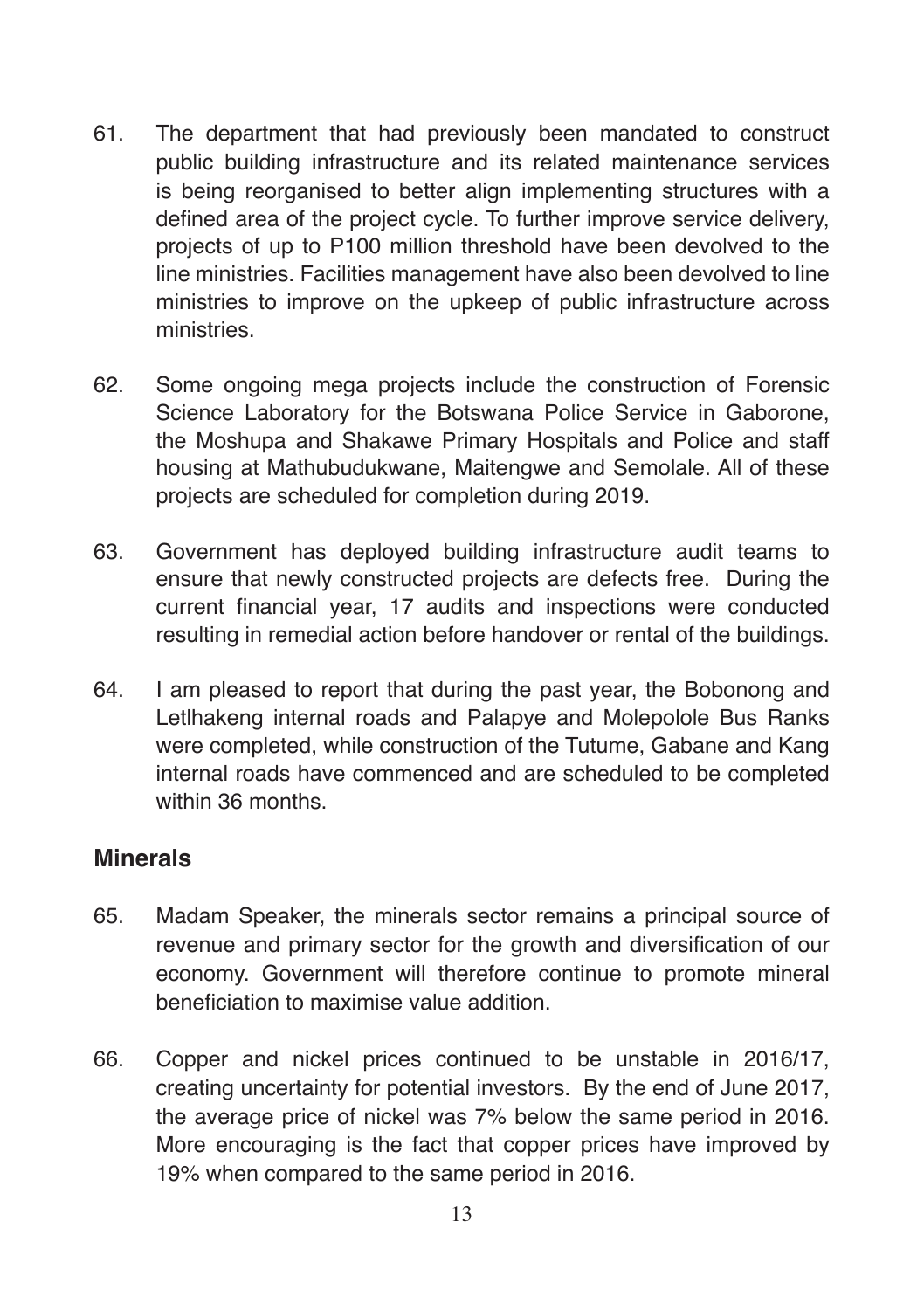61. The department that had previously been mandated to construct public building infrastructure and its related maintenance services is being reorganised to better align implementing structures with a defined area of the project cycle. To further improve service delivery, projects of up to P100 million threshold have been devolved to the line ministries. Facilities management have also been devolved to line ministries to improve on the upkeep of public infrastructure across ministries.

62. Some ongoing mega projects include the construction of Forensic Science Laboratory for the Botswana Police Service in Gaborone, the Moshupa and Shakawe Primary Hospitals and Police and staff housing at Mathubudukwane, Maitengwe and Semolale. All of these projects are scheduled for completion during 2019.

63. Government has deployed building infrastructure audit teams to ensure that newly constructed projects are defects free. During the current financial year, 17 audits and inspections were conducted resulting in remedial action before handover or rental of the buildings.

64. I am pleased to report that during the past year, the Bobonong and Letlhakeng internal roads and Palapye and Molepolole Bus Ranks were completed, while construction of the Tutume, Gabane and Kang internal roads have commenced and are scheduled to be completed within 36 months.

## Minerals

65. Madam Speaker, the minerals sector remains a principal source of revenue and primary sector for the growth and diversification of our economy. Government will therefore continue to promote mineral beneficiation to maximise value addition.

66. Copper and nickel prices continued to be unstable in 2016/17, creating uncertainty for potential investors. By the end of June 2017, the average price of nickel was 7% below the same period in 2016. More encouraging is the fact that copper prices have improved by 19% when compared to the same period in 2016.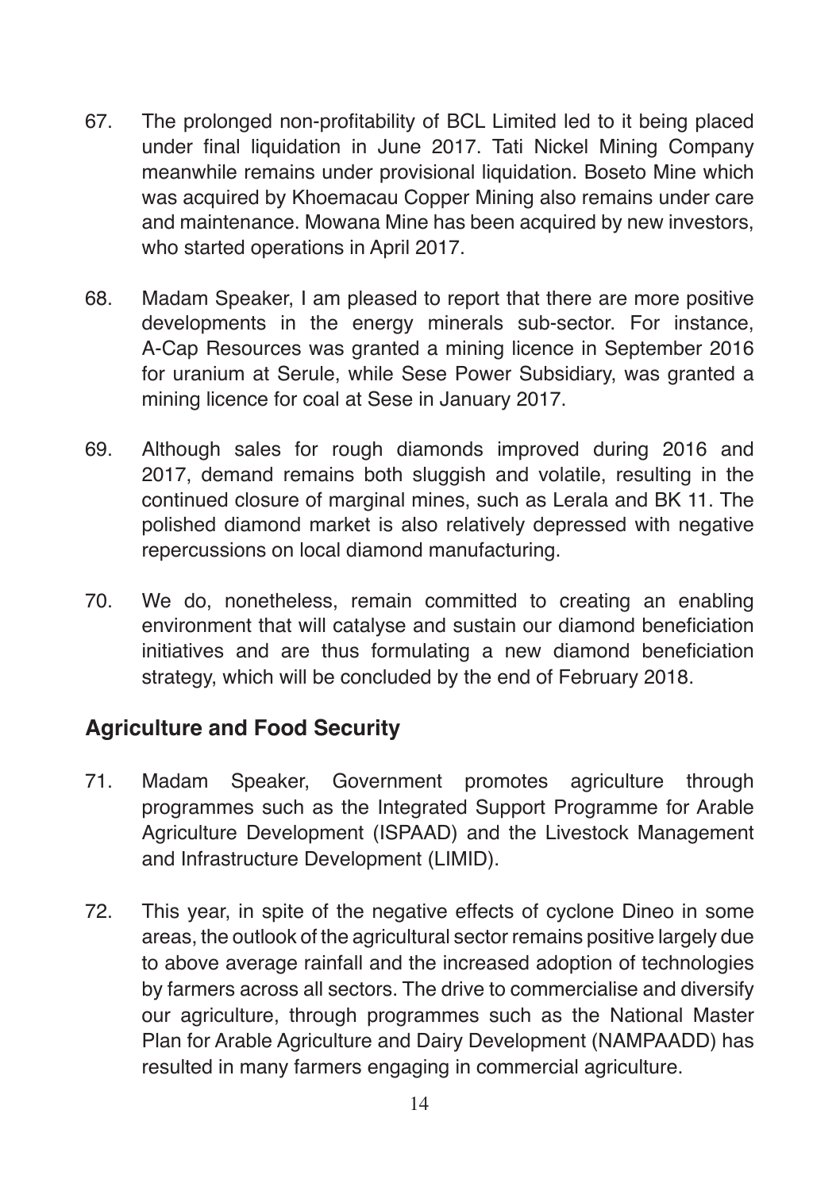67. The prolonged non-profitability of BCL Limited led to it being placed under final liquidation in June 2017. Tati Nickel Mining Company meanwhile remains under provisional liquidation. Boseto Mine which was acquired by Khoemacau Copper Mining also remains under care and maintenance. Mowana Mine has been acquired by new investors, who started operations in April 2017.

68. Madam Speaker, I am pleased to report that there are more positive developments in the energy minerals sub-sector. For instance, A-Cap Resources was granted a mining licence in September 2016 for uranium at Serule, while Sese Power Subsidiary, was granted a mining licence for coal at Sese in January 2017.

69. Although sales for rough diamonds improved during 2016 and 2017, demand remains both sluggish and volatile, resulting in the continued closure of marginal mines, such as Lerala and BK 11. The polished diamond market is also relatively depressed with negative repercussions on local diamond manufacturing.

70. We do, nonetheless, remain committed to creating an enabling environment that will catalyse and sustain our diamond beneficiation initiatives and are thus formulating a new diamond beneficiation strategy, which will be concluded by the end of February 2018.

## Agriculture and Food Security

71. Madam Speaker, Government promotes agriculture through programmes such as the Integrated Support Programme for Arable Agriculture Development (ISPAAD) and the Livestock Management and Infrastructure Development (LIMID).

72. This year, in spite of the negative effects of cyclone Dineo in some areas, the outlook of the agricultural sector remains positive largely due to above average rainfall and the increased adoption of technologies by farmers across all sectors. The drive to commercialise and diversify our agriculture, through programmes such as the National Master Plan for Arable Agriculture and Dairy Development (NAMPAADD) has resulted in many farmers engaging in commercial agriculture.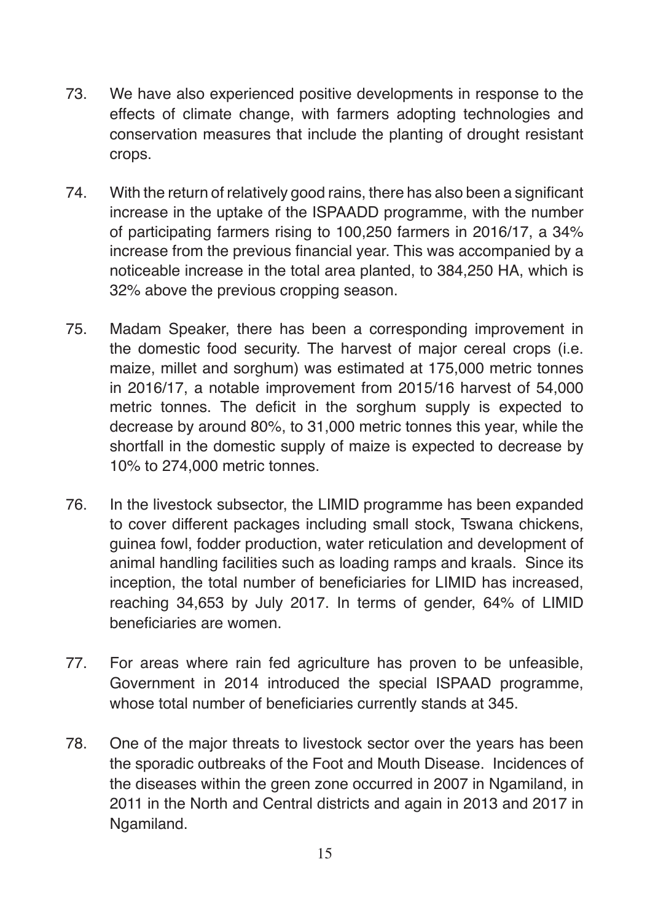73. We have also experienced positive developments in response to the effects of climate change, with farmers adopting technologies and conservation measures that include the planting of drought resistant crops.

74. With the return of relatively good rains, there has also been a significant increase in the uptake of the ISPAADD programme, with the number of participating farmers rising to 100,250 farmers in 2016/17, a 34% increase from the previous financial year. This was accompanied by a noticeable increase in the total area planted, to 384,250 HA, which is 32% above the previous cropping season.

75. Madam Speaker, there has been a corresponding improvement in the domestic food security. The harvest of major cereal crops (i.e. maize, millet and sorghum) was estimated at 175,000 metric tonnes in 2016/17, a notable improvement from 2015/16 harvest of 54,000 metric tonnes. The deficit in the sorghum supply is expected to decrease by around 80%, to 31,000 metric tonnes this year, while the shortfall in the domestic supply of maize is expected to decrease by 10% to 274,000 metric tonnes.

76. In the livestock subsector, the LIMID programme has been expanded to cover different packages including small stock, Tswana chickens, guinea fowl, fodder production, water reticulation and development of animal handling facilities such as loading ramps and kraals. Since its inception, the total number of beneficiaries for LIMID has increased, reaching 34,653 by July 2017. In terms of gender, 64% of LIMID beneficiaries are women.

77. For areas where rain fed agriculture has proven to be unfeasible, Government in 2014 introduced the special ISPAAD programme, whose total number of beneficiaries currently stands at 345.

78. One of the major threats to livestock sector over the years has been the sporadic outbreaks of the Foot and Mouth Disease. Incidences of the diseases within the green zone occurred in 2007 in Ngamiland, in 2011 in the North and Central districts and again in 2013 and 2017 in Ngamiland.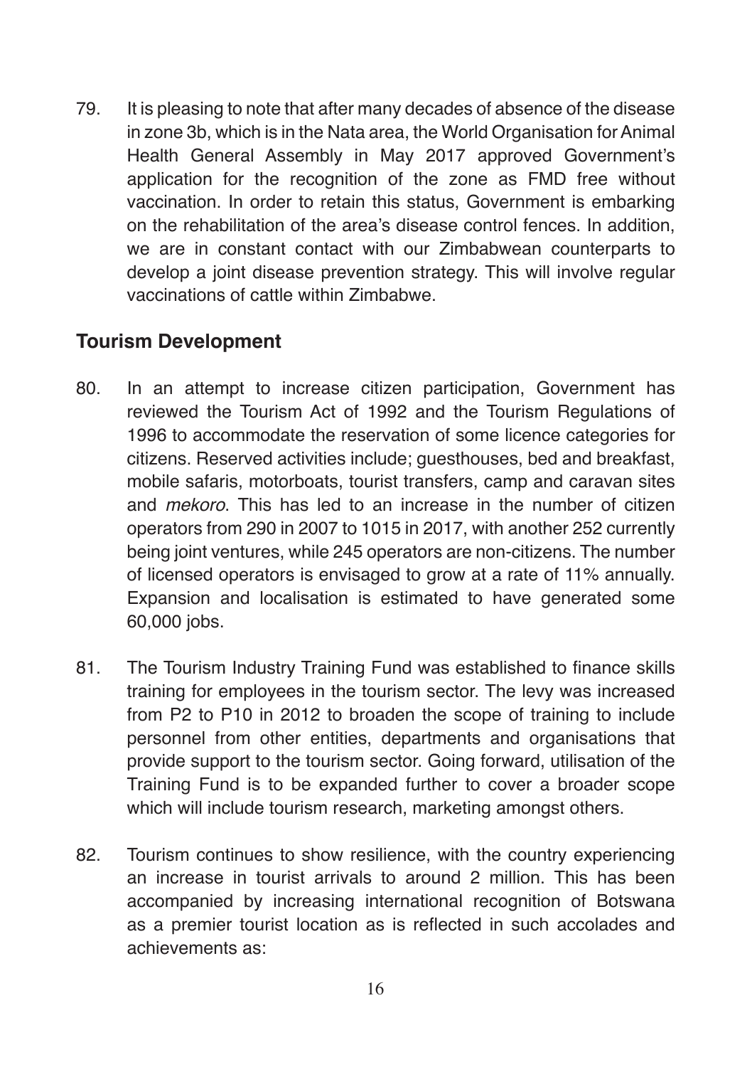79. It is pleasing to note that after many decades of absence of the disease in zone 3b, which is in the Nata area, the World Organisation for Animal Health General Assembly in May 2017 approved Government's application for the recognition of the zone as FMD free without vaccination. In order to retain this status, Government is embarking on the rehabilitation of the area's disease control fences. In addition, we are in constant contact with our Zimbabwean counterparts to develop a joint disease prevention strategy. This will involve regular vaccinations of cattle within Zimbabwe.

## Tourism Development

80. In an attempt to increase citizen participation, Government has reviewed the Tourism Act of 1992 and the Tourism Regulations of 1996 to accommodate the reservation of some licence categories for citizens. Reserved activities include; guesthouses, bed and breakfast, mobile safaris, motorboats, tourist transfers, camp and caravan sites and *mekoro*. This has led to an increase in the number of citizen operators from 290 in 2007 to 1015 in 2017, with another 252 currently being joint ventures, while 245 operators are non-citizens. The number of licensed operators is envisaged to grow at a rate of 11% annually. Expansion and localisation is estimated to have generated some 60,000 jobs.

81. The Tourism Industry Training Fund was established to finance skills training for employees in the tourism sector. The levy was increased from P2 to P10 in 2012 to broaden the scope of training to include personnel from other entities, departments and organisations that provide support to the tourism sector. Going forward, utilisation of the Training Fund is to be expanded further to cover a broader scope which will include tourism research, marketing amongst others.

82. Tourism continues to show resilience, with the country experiencing an increase in tourist arrivals to around 2 million. This has been accompanied by increasing international recognition of Botswana as a premier tourist location as is reflected in such accolades and achievements as: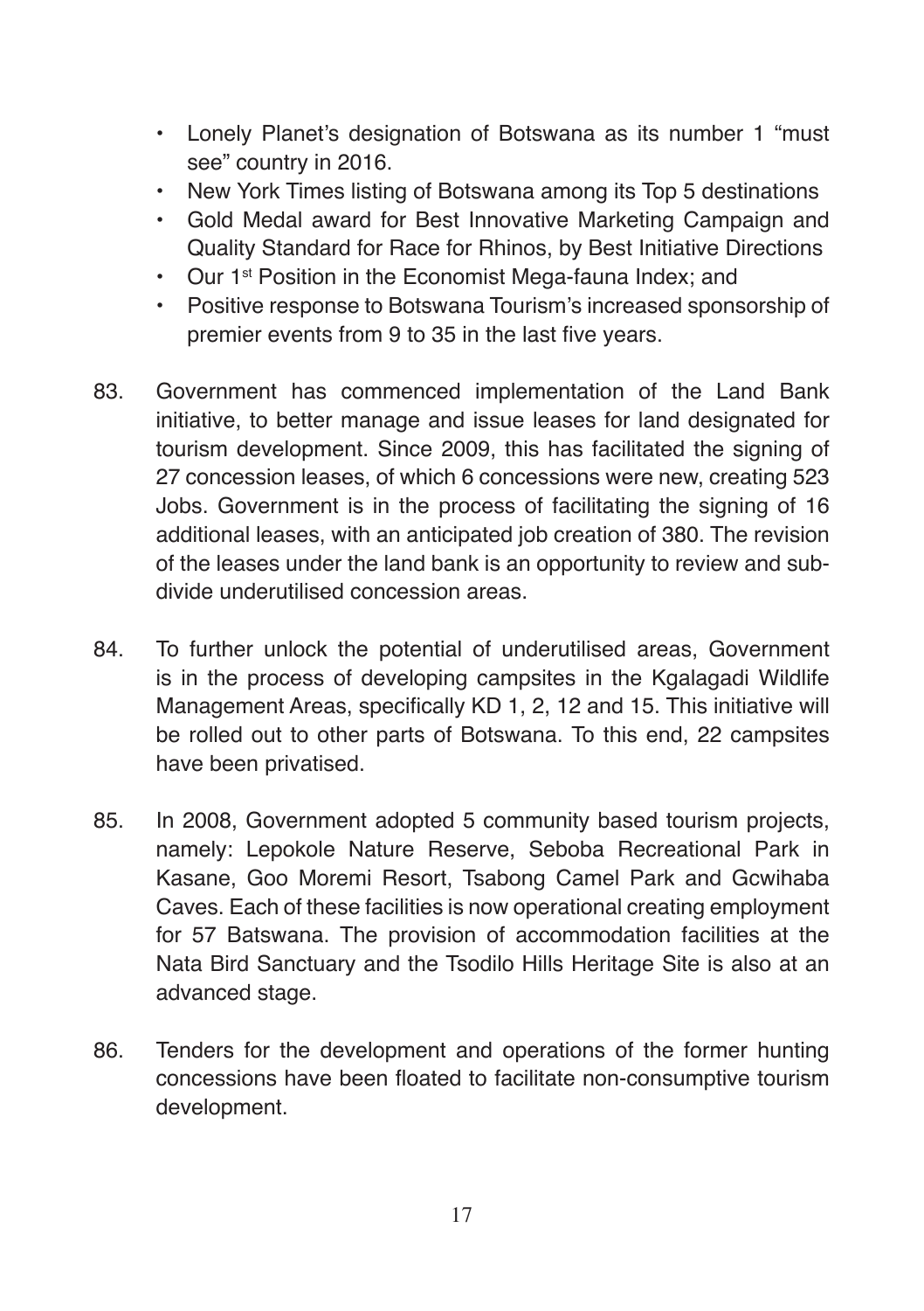- Lonely Planet's designation of Botswana as its number 1 "must see" country in 2016.
- New York Times listing of Botswana among its Top 5 destinations
- Gold Medal award for Best Innovative Marketing Campaign and Quality Standard for Race for Rhinos, by Best Initiative Directions
- Our 1st Position in the Economist Mega-fauna Index; and
- Positive response to Botswana Tourism's increased sponsorship of premier events from 9 to 35 in the last five years.

83. Government has commenced implementation of the Land Bank initiative, to better manage and issue leases for land designated for tourism development. Since 2009, this has facilitated the signing of 27 concession leases, of which 6 concessions were new, creating 523 Jobs. Government is in the process of facilitating the signing of 16 additional leases, with an anticipated job creation of 380. The revision of the leases under the land bank is an opportunity to review and sub-divide underutilised concession areas.

84. To further unlock the potential of underutilised areas, Government is in the process of developing campsites in the Kgalagadi Wildlife Management Areas, specifically KD 1, 2, 12 and 15. This initiative will be rolled out to other parts of Botswana. To this end, 22 campsites have been privatised.

85. In 2008, Government adopted 5 community based tourism projects, namely: Lepokole Nature Reserve, Seboba Recreational Park in Kasane, Goo Moremi Resort, Tsabong Camel Park and Gcwihaba Caves. Each of these facilities is now operational creating employment for 57 Batswana. The provision of accommodation facilities at the Nata Bird Sanctuary and the Tsodilo Hills Heritage Site is also at an advanced stage.

86. Tenders for the development and operations of the former hunting concessions have been floated to facilitate non-consumptive tourism development.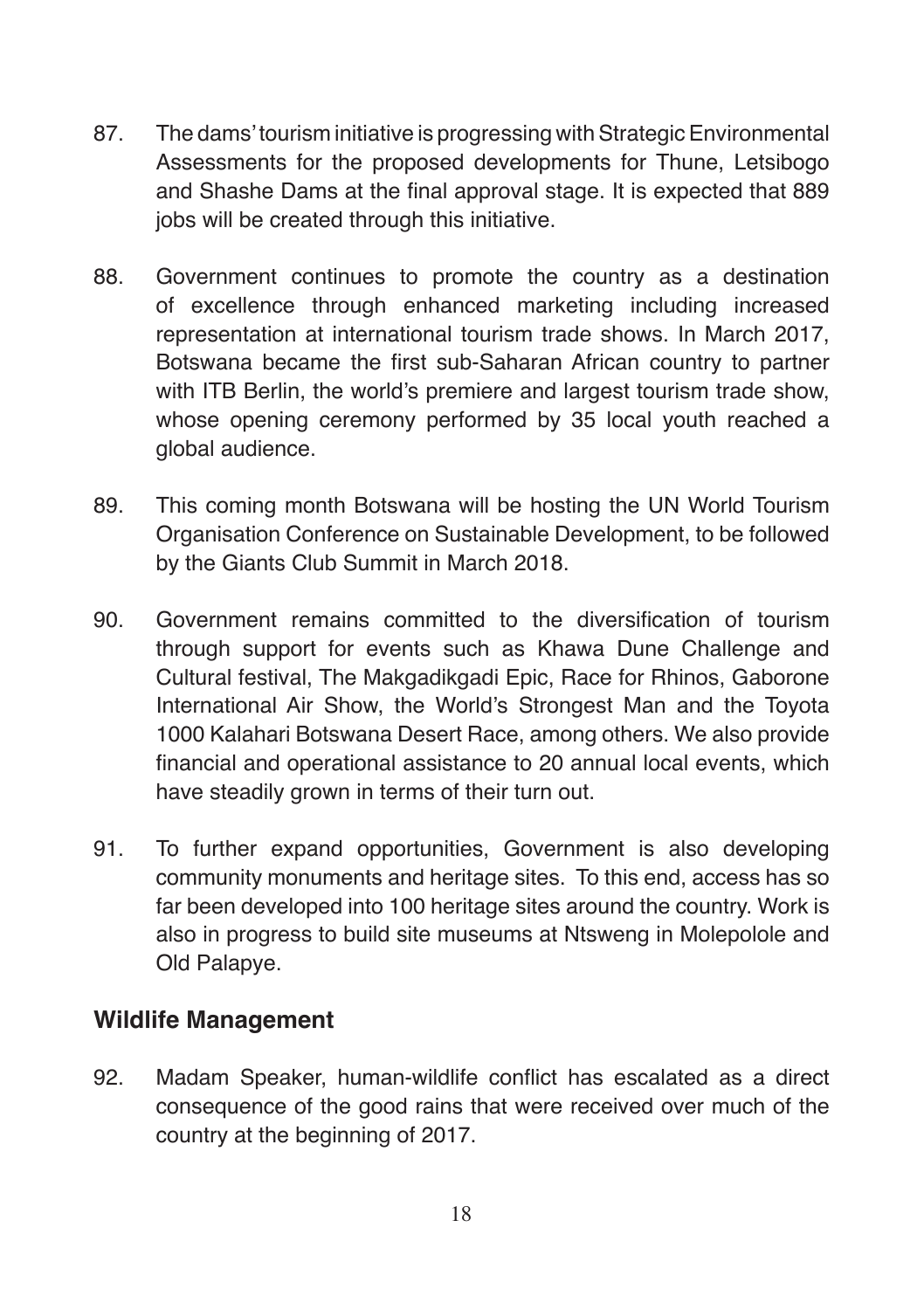87. The dams' tourism initiative is progressing with Strategic Environmental Assessments for the proposed developments for Thune, Letsibogo and Shashe Dams at the final approval stage. It is expected that 889 jobs will be created through this initiative.

88. Government continues to promote the country as a destination of excellence through enhanced marketing including increased representation at international tourism trade shows. In March 2017, Botswana became the first sub-Saharan African country to partner with ITB Berlin, the world's premiere and largest tourism trade show, whose opening ceremony performed by 35 local youth reached a global audience.

89. This coming month Botswana will be hosting the UN World Tourism Organisation Conference on Sustainable Development, to be followed by the Giants Club Summit in March 2018.

90. Government remains committed to the diversification of tourism through support for events such as Khawa Dune Challenge and Cultural festival, The Makgadikgadi Epic, Race for Rhinos, Gaborone International Air Show, the World's Strongest Man and the Toyota 1000 Kalahari Botswana Desert Race, among others. We also provide financial and operational assistance to 20 annual local events, which have steadily grown in terms of their turn out.

91. To further expand opportunities, Government is also developing community monuments and heritage sites. To this end, access has so far been developed into 100 heritage sites around the country. Work is also in progress to build site museums at Ntsweng in Molepolole and Old Palapye.

## Wildlife Management

92. Madam Speaker, human-wildlife conflict has escalated as a direct consequence of the good rains that were received over much of the country at the beginning of 2017.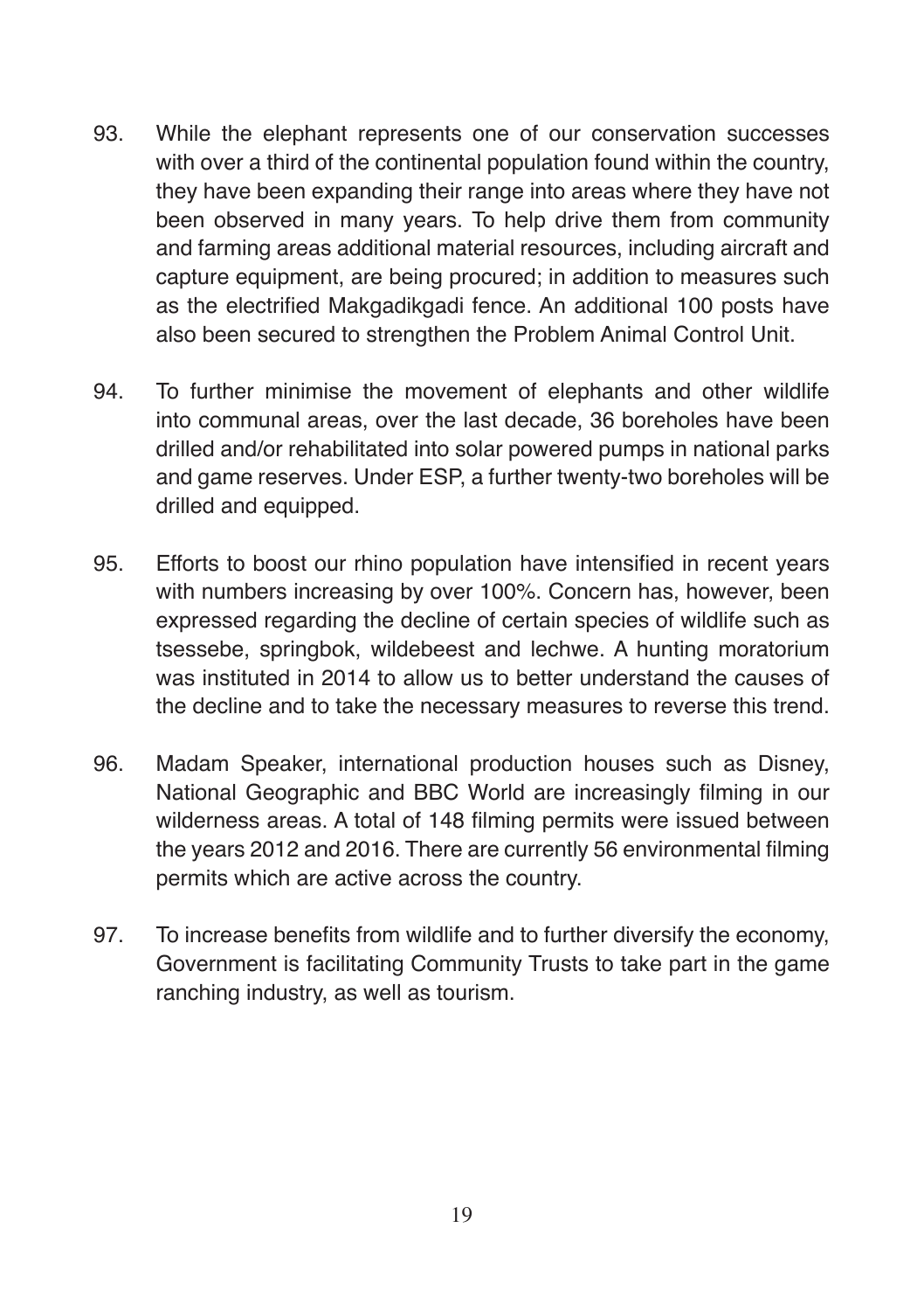93. While the elephant represents one of our conservation successes with over a third of the continental population found within the country, they have been expanding their range into areas where they have not been observed in many years. To help drive them from community and farming areas additional material resources, including aircraft and capture equipment, are being procured; in addition to measures such as the electrified Makgadikgadi fence. An additional 100 posts have also been secured to strengthen the Problem Animal Control Unit.

94. To further minimise the movement of elephants and other wildlife into communal areas, over the last decade, 36 boreholes have been drilled and/or rehabilitated into solar powered pumps in national parks and game reserves. Under ESP, a further twenty-two boreholes will be drilled and equipped.

95. Efforts to boost our rhino population have intensified in recent years with numbers increasing by over 100%. Concern has, however, been expressed regarding the decline of certain species of wildlife such as tsessebe, springbok, wildebeest and lechwe. A hunting moratorium was instituted in 2014 to allow us to better understand the causes of the decline and to take the necessary measures to reverse this trend.

96. Madam Speaker, international production houses such as Disney, National Geographic and BBC World are increasingly filming in our wilderness areas. A total of 148 filming permits were issued between the years 2012 and 2016. There are currently 56 environmental filming permits which are active across the country.

97. To increase benefits from wildlife and to further diversify the economy, Government is facilitating Community Trusts to take part in the game ranching industry, as well as tourism.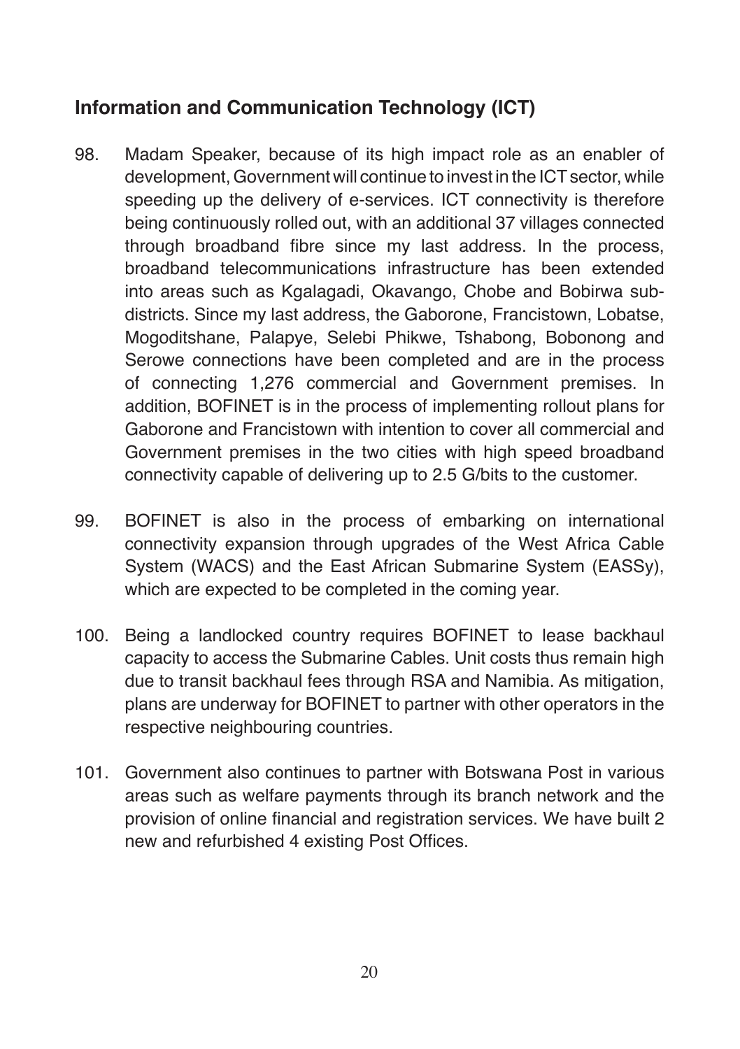## Information and Communication Technology (ICT)

98. Madam Speaker, because of its high impact role as an enabler of development, Government will continue to invest in the ICT sector, while speeding up the delivery of e-services. ICT connectivity is therefore being continuously rolled out, with an additional 37 villages connected through broadband fibre since my last address. In the process, broadband telecommunications infrastructure has been extended into areas such as Kgalagadi, Okavango, Chobe and Bobirwa sub-districts. Since my last address, the Gaborone, Francistown, Lobatse, Mogoditshane, Palapye, Selebi Phikwe, Tshabong, Bobonong and Serowe connections have been completed and are in the process of connecting 1,276 commercial and Government premises. In addition, BOFINET is in the process of implementing rollout plans for Gaborone and Francistown with intention to cover all commercial and Government premises in the two cities with high speed broadband connectivity capable of delivering up to 2.5 G/bits to the customer.

99. BOFINET is also in the process of embarking on international connectivity expansion through upgrades of the West Africa Cable System (WACS) and the East African Submarine System (EASSy), which are expected to be completed in the coming year.

100. Being a landlocked country requires BOFINET to lease backhaul capacity to access the Submarine Cables. Unit costs thus remain high due to transit backhaul fees through RSA and Namibia. As mitigation, plans are underway for BOFINET to partner with other operators in the respective neighbouring countries.

101. Government also continues to partner with Botswana Post in various areas such as welfare payments through its branch network and the provision of online financial and registration services. We have built 2 new and refurbished 4 existing Post Offices.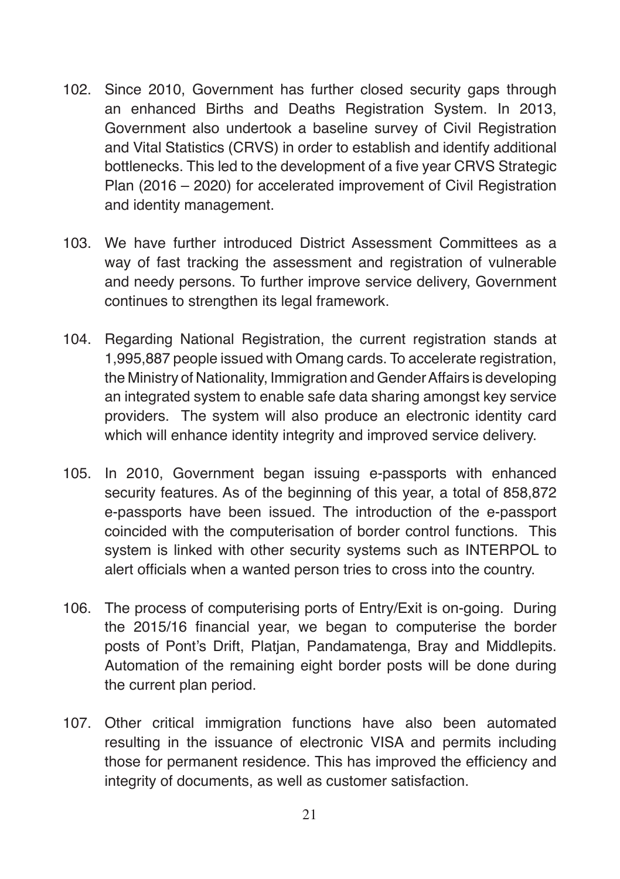102. Since 2010, Government has further closed security gaps through an enhanced Births and Deaths Registration System. In 2013, Government also undertook a baseline survey of Civil Registration and Vital Statistics (CRVS) in order to establish and identify additional bottlenecks. This led to the development of a five year CRVS Strategic Plan (2016 – 2020) for accelerated improvement of Civil Registration and identity management.

103. We have further introduced District Assessment Committees as a way of fast tracking the assessment and registration of vulnerable and needy persons. To further improve service delivery, Government continues to strengthen its legal framework.

104. Regarding National Registration, the current registration stands at 1,995,887 people issued with Omang cards. To accelerate registration, the Ministry of Nationality, Immigration and Gender Affairs is developing an integrated system to enable safe data sharing amongst key service providers. The system will also produce an electronic identity card which will enhance identity integrity and improved service delivery.

105. In 2010, Government began issuing e-passports with enhanced security features. As of the beginning of this year, a total of 858,872 e-passports have been issued. The introduction of the e-passport coincided with the computerisation of border control functions. This system is linked with other security systems such as INTERPOL to alert officials when a wanted person tries to cross into the country.

106. The process of computerising ports of Entry/Exit is on-going. During the 2015/16 financial year, we began to computerise the border posts of Pont's Drift, Platjan, Pandamatenga, Bray and Middlepits. Automation of the remaining eight border posts will be done during the current plan period.

107. Other critical immigration functions have also been automated resulting in the issuance of electronic VISA and permits including those for permanent residence. This has improved the efficiency and integrity of documents, as well as customer satisfaction.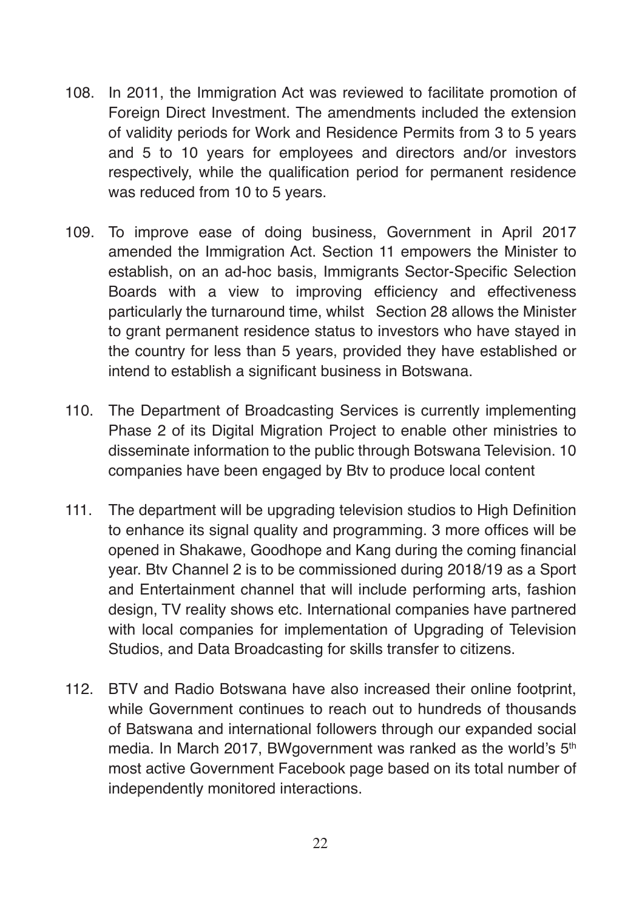108. In 2011, the Immigration Act was reviewed to facilitate promotion of Foreign Direct Investment. The amendments included the extension of validity periods for Work and Residence Permits from 3 to 5 years and 5 to 10 years for employees and directors and/or investors respectively, while the qualification period for permanent residence was reduced from 10 to 5 years.

109. To improve ease of doing business, Government in April 2017 amended the Immigration Act. Section 11 empowers the Minister to establish, on an ad-hoc basis, Immigrants Sector-Specific Selection Boards with a view to improving efficiency and effectiveness particularly the turnaround time, whilst Section 28 allows the Minister to grant permanent residence status to investors who have stayed in the country for less than 5 years, provided they have established or intend to establish a significant business in Botswana.

110. The Department of Broadcasting Services is currently implementing Phase 2 of its Digital Migration Project to enable other ministries to disseminate information to the public through Botswana Television. 10 companies have been engaged by Btv to produce local content

111. The department will be upgrading television studios to High Definition to enhance its signal quality and programming. 3 more offices will be opened in Shakawe, Goodhope and Kang during the coming financial year. Btv Channel 2 is to be commissioned during 2018/19 as a Sport and Entertainment channel that will include performing arts, fashion design, TV reality shows etc. International companies have partnered with local companies for implementation of Upgrading of Television Studios, and Data Broadcasting for skills transfer to citizens.

112. BTV and Radio Botswana have also increased their online footprint, while Government continues to reach out to hundreds of thousands of Batswana and international followers through our expanded social media. In March 2017, BWgovernment was ranked as the world's 5th most active Government Facebook page based on its total number of independently monitored interactions.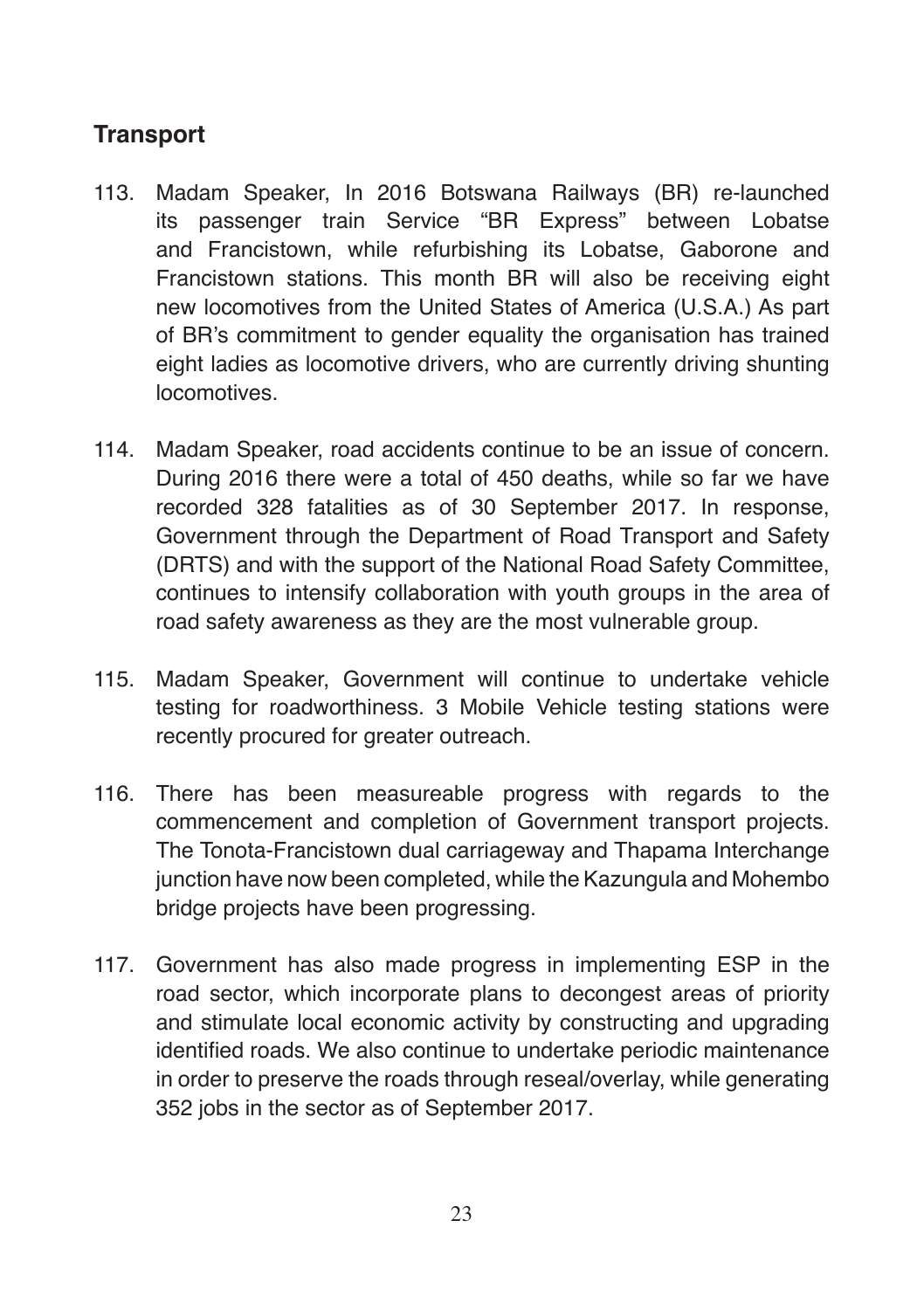## Transport

113. Madam Speaker, In 2016 Botswana Railways (BR) re-launched its passenger train Service "BR Express" between Lobatse and Francistown, while refurbishing its Lobatse, Gaborone and Francistown stations. This month BR will also be receiving eight new locomotives from the United States of America (U.S.A.) As part of BR's commitment to gender equality the organisation has trained eight ladies as locomotive drivers, who are currently driving shunting locomotives.

114. Madam Speaker, road accidents continue to be an issue of concern. During 2016 there were a total of 450 deaths, while so far we have recorded 328 fatalities as of 30 September 2017. In response, Government through the Department of Road Transport and Safety (DRTS) and with the support of the National Road Safety Committee, continues to intensify collaboration with youth groups in the area of road safety awareness as they are the most vulnerable group.

115. Madam Speaker, Government will continue to undertake vehicle testing for roadworthiness. 3 Mobile Vehicle testing stations were recently procured for greater outreach.

116. There has been measureable progress with regards to the commencement and completion of Government transport projects. The Tonota-Francistown dual carriageway and Thapama Interchange junction have now been completed, while the Kazungula and Mohembo bridge projects have been progressing.

117. Government has also made progress in implementing ESP in the road sector, which incorporate plans to decongest areas of priority and stimulate local economic activity by constructing and upgrading identified roads. We also continue to undertake periodic maintenance in order to preserve the roads through reseal/overlay, while generating 352 jobs in the sector as of September 2017.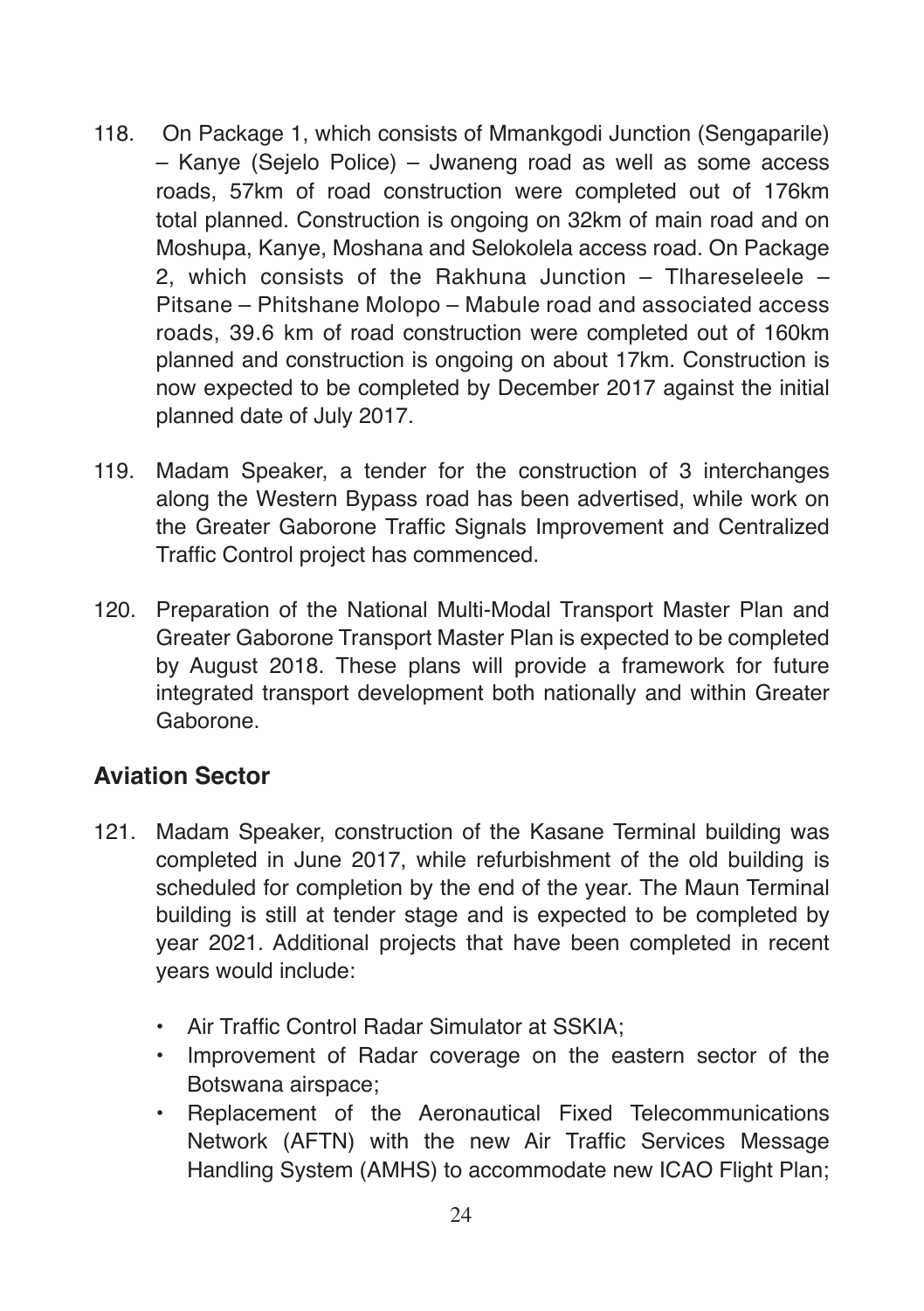118. On Package 1, which consists of Mmankgodi Junction (Sengaparile) – Kanye (Sejelo Police) – Jwaneng road as well as some access roads, 57km of road construction were completed out of 176km total planned. Construction is ongoing on 32km of main road and on Moshupa, Kanye, Moshana and Selokolela access road. On Package 2, which consists of the Rakhuna Junction – Tlhareseleele – Pitsane – Phitshane Molopo – Mabule road and associated access roads, 39.6 km of road construction were completed out of 160km planned and construction is ongoing on about 17km. Construction is now expected to be completed by December 2017 against the initial planned date of July 2017.

119. Madam Speaker, a tender for the construction of 3 interchanges along the Western Bypass road has been advertised, while work on the Greater Gaborone Traffic Signals Improvement and Centralized Traffic Control project has commenced.

120. Preparation of the National Multi-Modal Transport Master Plan and Greater Gaborone Transport Master Plan is expected to be completed by August 2018. These plans will provide a framework for future integrated transport development both nationally and within Greater Gaborone.

## Aviation Sector

121. Madam Speaker, construction of the Kasane Terminal building was completed in June 2017, while refurbishment of the old building is scheduled for completion by the end of the year. The Maun Terminal building is still at tender stage and is expected to be completed by year 2021. Additional projects that have been completed in recent years would include:

- Air Traffic Control Radar Simulator at SSKIA;
- Improvement of Radar coverage on the eastern sector of the Botswana airspace;
- Replacement of the Aeronautical Fixed Telecommunications Network (AFTN) with the new Air Traffic Services Message Handling System (AMHS) to accommodate new ICAO Flight Plan;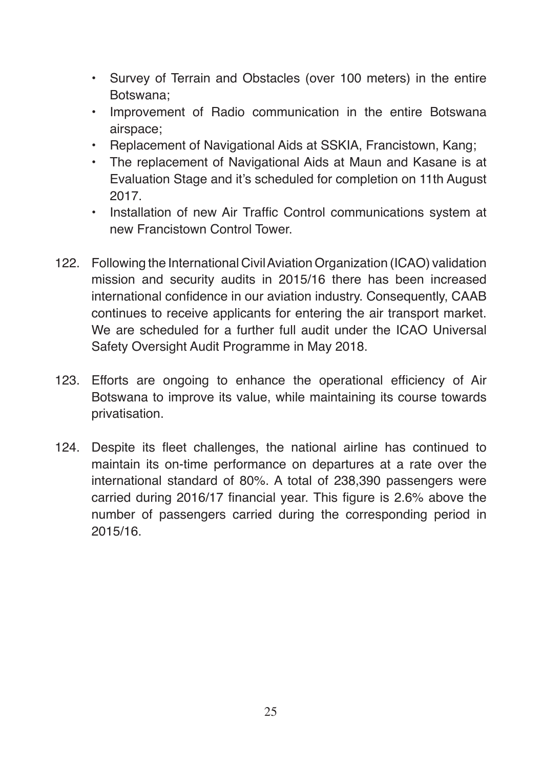- Survey of Terrain and Obstacles (over 100 meters) in the entire Botswana;
- Improvement of Radio communication in the entire Botswana airspace;
- Replacement of Navigational Aids at SSKIA, Francistown, Kang;
- The replacement of Navigational Aids at Maun and Kasane is at Evaluation Stage and it's scheduled for completion on 11th August 2017.
- Installation of new Air Traffic Control communications system at new Francistown Control Tower.

122. Following the International Civil Aviation Organization (ICAO) validation mission and security audits in 2015/16 there has been increased international confidence in our aviation industry. Consequently, CAAB continues to receive applicants for entering the air transport market. We are scheduled for a further full audit under the ICAO Universal Safety Oversight Audit Programme in May 2018.

123. Efforts are ongoing to enhance the operational efficiency of Air Botswana to improve its value, while maintaining its course towards privatisation.

124. Despite its fleet challenges, the national airline has continued to maintain its on-time performance on departures at a rate over the international standard of 80%. A total of 238,390 passengers were carried during 2016/17 financial year. This figure is 2.6% above the number of passengers carried during the corresponding period in 2015/16.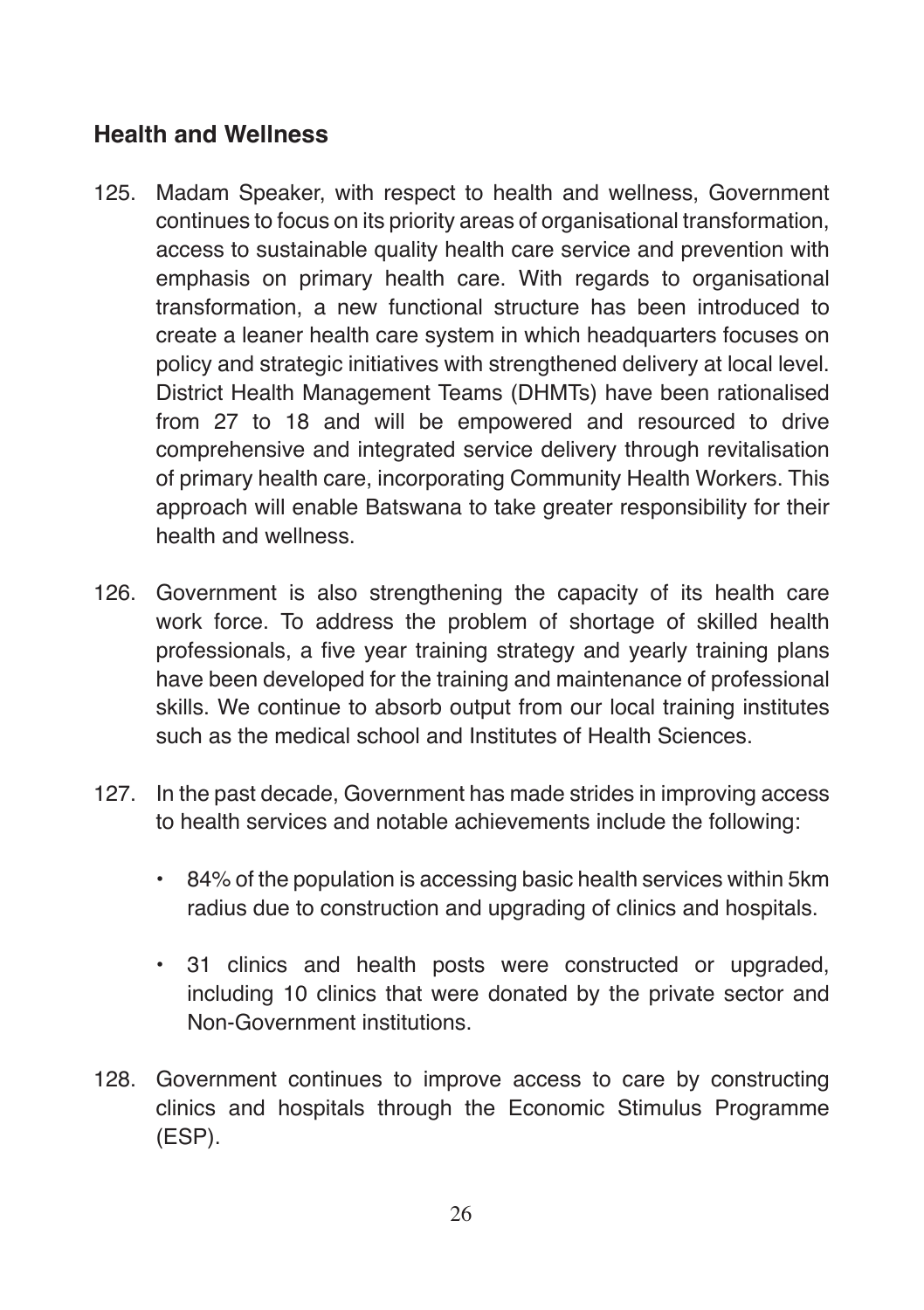## Health and Wellness

125. Madam Speaker, with respect to health and wellness, Government continues to focus on its priority areas of organisational transformation, access to sustainable quality health care service and prevention with emphasis on primary health care. With regards to organisational transformation, a new functional structure has been introduced to create a leaner health care system in which headquarters focuses on policy and strategic initiatives with strengthened delivery at local level. District Health Management Teams (DHMTs) have been rationalised from 27 to 18 and will be empowered and resourced to drive comprehensive and integrated service delivery through revitalisation of primary health care, incorporating Community Health Workers. This approach will enable Batswana to take greater responsibility for their health and wellness.

126. Government is also strengthening the capacity of its health care work force. To address the problem of shortage of skilled health professionals, a five year training strategy and yearly training plans have been developed for the training and maintenance of professional skills. We continue to absorb output from our local training institutes such as the medical school and Institutes of Health Sciences.

127. In the past decade, Government has made strides in improving access to health services and notable achievements include the following:

    - 84% of the population is accessing basic health services within 5km radius due to construction and upgrading of clinics and hospitals.

    - 31 clinics and health posts were constructed or upgraded, including 10 clinics that were donated by the private sector and Non-Government institutions.

128. Government continues to improve access to care by constructing clinics and hospitals through the Economic Stimulus Programme (ESP).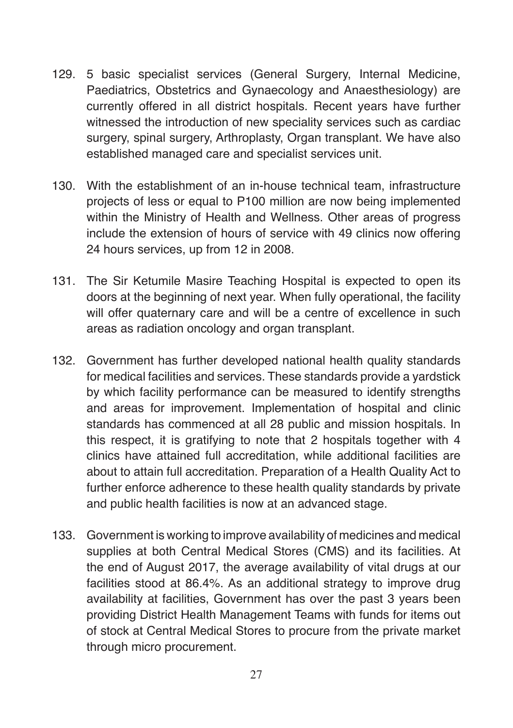129. 5 basic specialist services (General Surgery, Internal Medicine, Paediatrics, Obstetrics and Gynaecology and Anaesthesiology) are currently offered in all district hospitals. Recent years have further witnessed the introduction of new speciality services such as cardiac surgery, spinal surgery, Arthroplasty, Organ transplant. We have also established managed care and specialist services unit.

130. With the establishment of an in-house technical team, infrastructure projects of less or equal to P100 million are now being implemented within the Ministry of Health and Wellness. Other areas of progress include the extension of hours of service with 49 clinics now offering 24 hours services, up from 12 in 2008.

131. The Sir Ketumile Masire Teaching Hospital is expected to open its doors at the beginning of next year. When fully operational, the facility will offer quaternary care and will be a centre of excellence in such areas as radiation oncology and organ transplant.

132. Government has further developed national health quality standards for medical facilities and services. These standards provide a yardstick by which facility performance can be measured to identify strengths and areas for improvement. Implementation of hospital and clinic standards has commenced at all 28 public and mission hospitals. In this respect, it is gratifying to note that 2 hospitals together with 4 clinics have attained full accreditation, while additional facilities are about to attain full accreditation. Preparation of a Health Quality Act to further enforce adherence to these health quality standards by private and public health facilities is now at an advanced stage.

133. Government is working to improve availability of medicines and medical supplies at both Central Medical Stores (CMS) and its facilities. At the end of August 2017, the average availability of vital drugs at our facilities stood at 86.4%. As an additional strategy to improve drug availability at facilities, Government has over the past 3 years been providing District Health Management Teams with funds for items out of stock at Central Medical Stores to procure from the private market through micro procurement.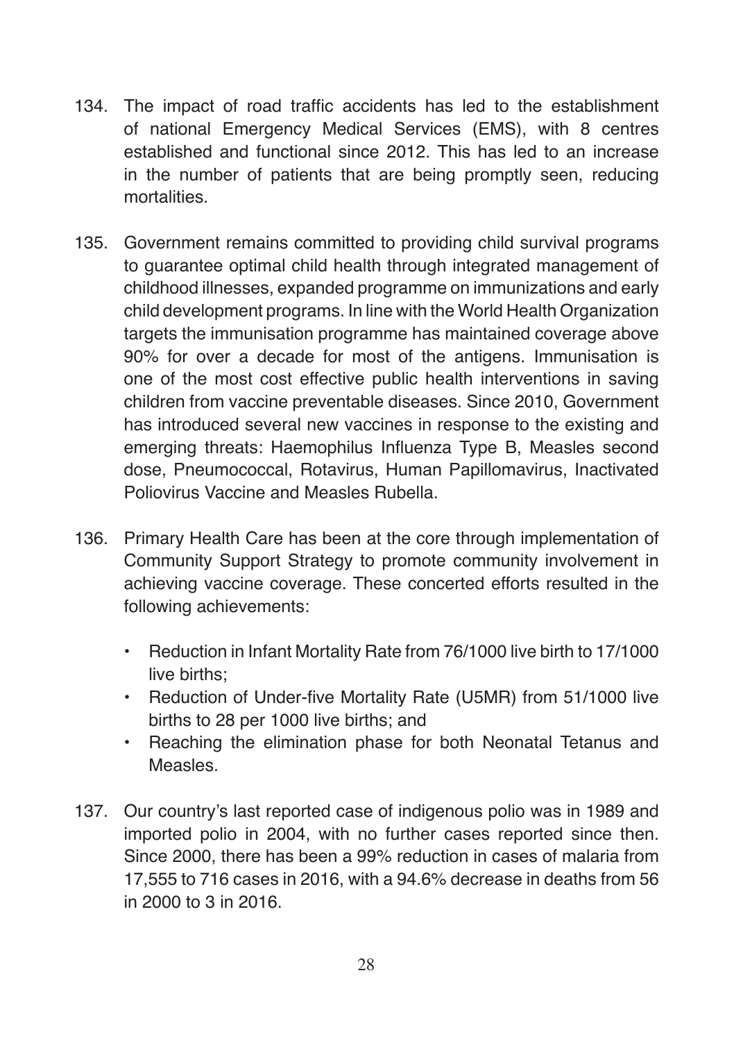134. The impact of road traffic accidents has led to the establishment of national Emergency Medical Services (EMS), with 8 centres established and functional since 2012. This has led to an increase in the number of patients that are being promptly seen, reducing mortalities.

135. Government remains committed to providing child survival programs to guarantee optimal child health through integrated management of childhood illnesses, expanded programme on immunizations and early child development programs. In line with the World Health Organization targets the immunisation programme has maintained coverage above 90% for over a decade for most of the antigens. Immunisation is one of the most cost effective public health interventions in saving children from vaccine preventable diseases. Since 2010, Government has introduced several new vaccines in response to the existing and emerging threats: Haemophilus Influenza Type B, Measles second dose, Pneumococcal, Rotavirus, Human Papillomavirus, Inactivated Poliovirus Vaccine and Measles Rubella.

136. Primary Health Care has been at the core through implementation of Community Support Strategy to promote community involvement in achieving vaccine coverage. These concerted efforts resulted in the following achievements:

    - Reduction in Infant Mortality Rate from 76/1000 live birth to 17/1000 live births;
    - Reduction of Under-five Mortality Rate (U5MR) from 51/1000 live births to 28 per 1000 live births; and
    - Reaching the elimination phase for both Neonatal Tetanus and Measles.

137. Our country's last reported case of indigenous polio was in 1989 and imported polio in 2004, with no further cases reported since then. Since 2000, there has been a 99% reduction in cases of malaria from 17,555 to 716 cases in 2016, with a 94.6% decrease in deaths from 56 in 2000 to 3 in 2016.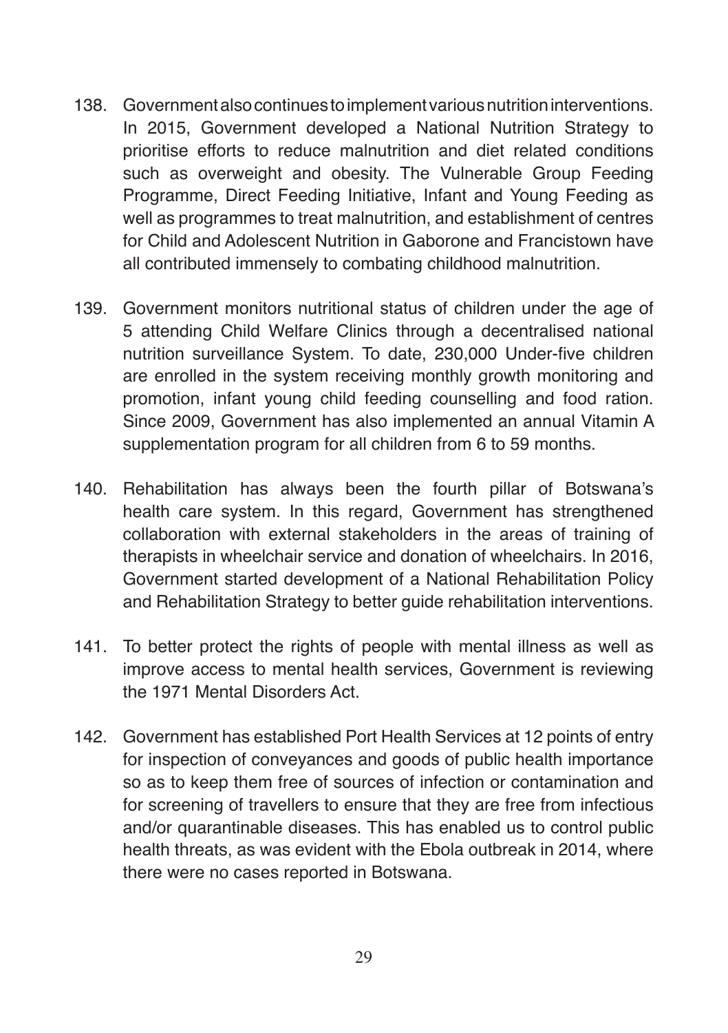138. Government also continues to implement various nutrition interventions. In 2015, Government developed a National Nutrition Strategy to prioritise efforts to reduce malnutrition and diet related conditions such as overweight and obesity. The Vulnerable Group Feeding Programme, Direct Feeding Initiative, Infant and Young Feeding as well as programmes to treat malnutrition, and establishment of centres for Child and Adolescent Nutrition in Gaborone and Francistown have all contributed immensely to combating childhood malnutrition.

139. Government monitors nutritional status of children under the age of 5 attending Child Welfare Clinics through a decentralised national nutrition surveillance System. To date, 230,000 Under-five children are enrolled in the system receiving monthly growth monitoring and promotion, infant young child feeding counselling and food ration. Since 2009, Government has also implemented an annual Vitamin A supplementation program for all children from 6 to 59 months.

140. Rehabilitation has always been the fourth pillar of Botswana's health care system. In this regard, Government has strengthened collaboration with external stakeholders in the areas of training of therapists in wheelchair service and donation of wheelchairs. In 2016, Government started development of a National Rehabilitation Policy and Rehabilitation Strategy to better guide rehabilitation interventions.

141. To better protect the rights of people with mental illness as well as improve access to mental health services, Government is reviewing the 1971 Mental Disorders Act.

142. Government has established Port Health Services at 12 points of entry for inspection of conveyances and goods of public health importance so as to keep them free of sources of infection or contamination and for screening of travellers to ensure that they are free from infectious and/or quarantinable diseases. This has enabled us to control public health threats, as was evident with the Ebola outbreak in 2014, where there were no cases reported in Botswana.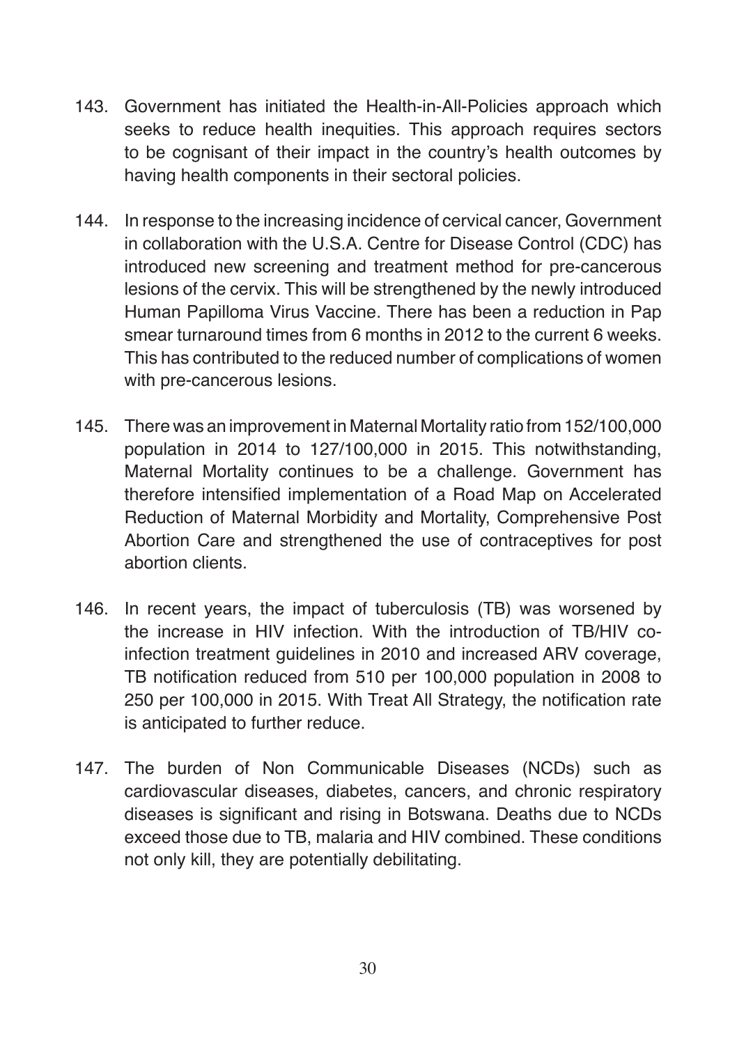143. Government has initiated the Health-in-All-Policies approach which seeks to reduce health inequities. This approach requires sectors to be cognisant of their impact in the country's health outcomes by having health components in their sectoral policies.

144. In response to the increasing incidence of cervical cancer, Government in collaboration with the U.S.A. Centre for Disease Control (CDC) has introduced new screening and treatment method for pre-cancerous lesions of the cervix. This will be strengthened by the newly introduced Human Papilloma Virus Vaccine. There has been a reduction in Pap smear turnaround times from 6 months in 2012 to the current 6 weeks. This has contributed to the reduced number of complications of women with pre-cancerous lesions.

145. There was an improvement in Maternal Mortality ratio from 152/100,000 population in 2014 to 127/100,000 in 2015. This notwithstanding, Maternal Mortality continues to be a challenge. Government has therefore intensified implementation of a Road Map on Accelerated Reduction of Maternal Morbidity and Mortality, Comprehensive Post Abortion Care and strengthened the use of contraceptives for post abortion clients.

146. In recent years, the impact of tuberculosis (TB) was worsened by the increase in HIV infection. With the introduction of TB/HIV co-infection treatment guidelines in 2010 and increased ARV coverage, TB notification reduced from 510 per 100,000 population in 2008 to 250 per 100,000 in 2015. With Treat All Strategy, the notification rate is anticipated to further reduce.

147. The burden of Non Communicable Diseases (NCDs) such as cardiovascular diseases, diabetes, cancers, and chronic respiratory diseases is significant and rising in Botswana. Deaths due to NCDs exceed those due to TB, malaria and HIV combined. These conditions not only kill, they are potentially debilitating.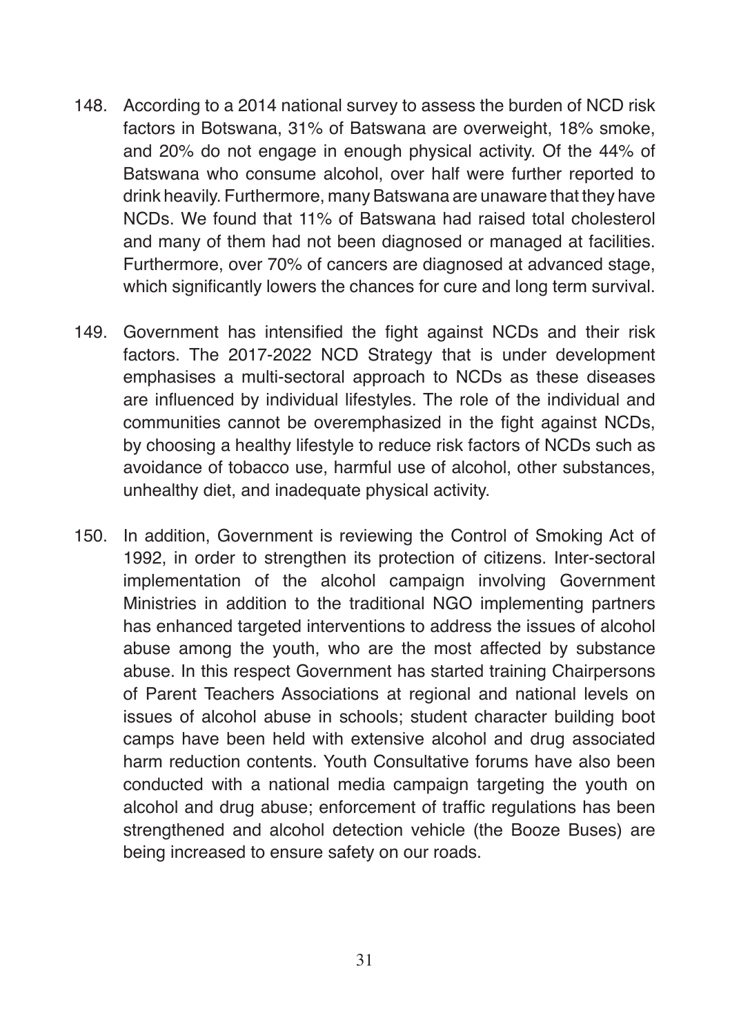148. According to a 2014 national survey to assess the burden of NCD risk factors in Botswana, 31% of Batswana are overweight, 18% smoke, and 20% do not engage in enough physical activity. Of the 44% of Batswana who consume alcohol, over half were further reported to drink heavily. Furthermore, many Batswana are unaware that they have NCDs. We found that 11% of Batswana had raised total cholesterol and many of them had not been diagnosed or managed at facilities. Furthermore, over 70% of cancers are diagnosed at advanced stage, which significantly lowers the chances for cure and long term survival.

149. Government has intensified the fight against NCDs and their risk factors. The 2017-2022 NCD Strategy that is under development emphasises a multi-sectoral approach to NCDs as these diseases are influenced by individual lifestyles. The role of the individual and communities cannot be overemphasized in the fight against NCDs, by choosing a healthy lifestyle to reduce risk factors of NCDs such as avoidance of tobacco use, harmful use of alcohol, other substances, unhealthy diet, and inadequate physical activity.

150. In addition, Government is reviewing the Control of Smoking Act of 1992, in order to strengthen its protection of citizens. Inter-sectoral implementation of the alcohol campaign involving Government Ministries in addition to the traditional NGO implementing partners has enhanced targeted interventions to address the issues of alcohol abuse among the youth, who are the most affected by substance abuse. In this respect Government has started training Chairpersons of Parent Teachers Associations at regional and national levels on issues of alcohol abuse in schools; student character building boot camps have been held with extensive alcohol and drug associated harm reduction contents. Youth Consultative forums have also been conducted with a national media campaign targeting the youth on alcohol and drug abuse; enforcement of traffic regulations has been strengthened and alcohol detection vehicle (the Booze Buses) are being increased to ensure safety on our roads.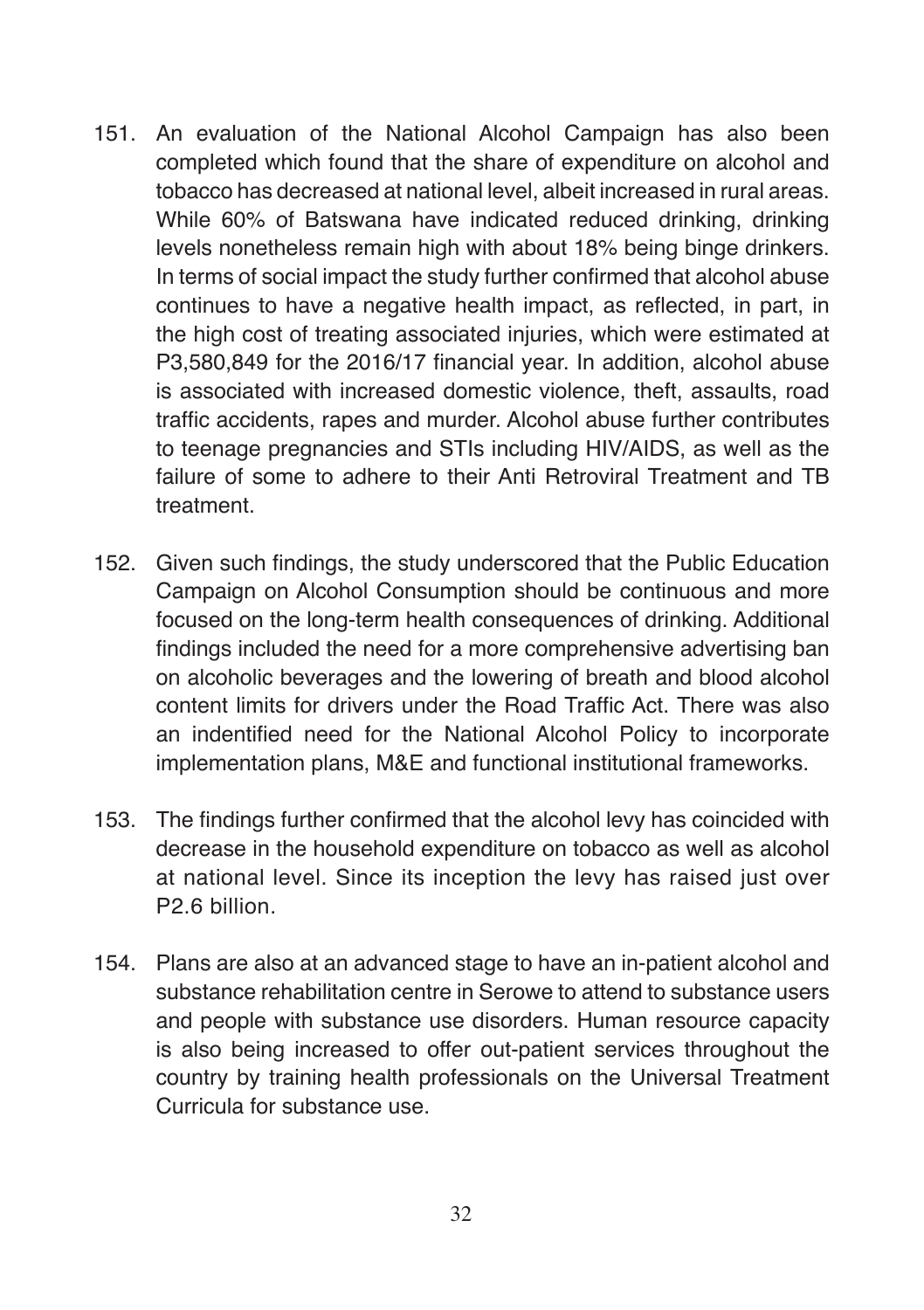151. An evaluation of the National Alcohol Campaign has also been completed which found that the share of expenditure on alcohol and tobacco has decreased at national level, albeit increased in rural areas. While 60% of Batswana have indicated reduced drinking, drinking levels nonetheless remain high with about 18% being binge drinkers. In terms of social impact the study further confirmed that alcohol abuse continues to have a negative health impact, as reflected, in part, in the high cost of treating associated injuries, which were estimated at P3,580,849 for the 2016/17 financial year. In addition, alcohol abuse is associated with increased domestic violence, theft, assaults, road traffic accidents, rapes and murder. Alcohol abuse further contributes to teenage pregnancies and STIs including HIV/AIDS, as well as the failure of some to adhere to their Anti Retroviral Treatment and TB treatment.

152. Given such findings, the study underscored that the Public Education Campaign on Alcohol Consumption should be continuous and more focused on the long-term health consequences of drinking. Additional findings included the need for a more comprehensive advertising ban on alcoholic beverages and the lowering of breath and blood alcohol content limits for drivers under the Road Traffic Act. There was also an indentified need for the National Alcohol Policy to incorporate implementation plans, M&E and functional institutional frameworks.

153. The findings further confirmed that the alcohol levy has coincided with decrease in the household expenditure on tobacco as well as alcohol at national level. Since its inception the levy has raised just over P2.6 billion.

154. Plans are also at an advanced stage to have an in-patient alcohol and substance rehabilitation centre in Serowe to attend to substance users and people with substance use disorders. Human resource capacity is also being increased to offer out-patient services throughout the country by training health professionals on the Universal Treatment Curricula for substance use.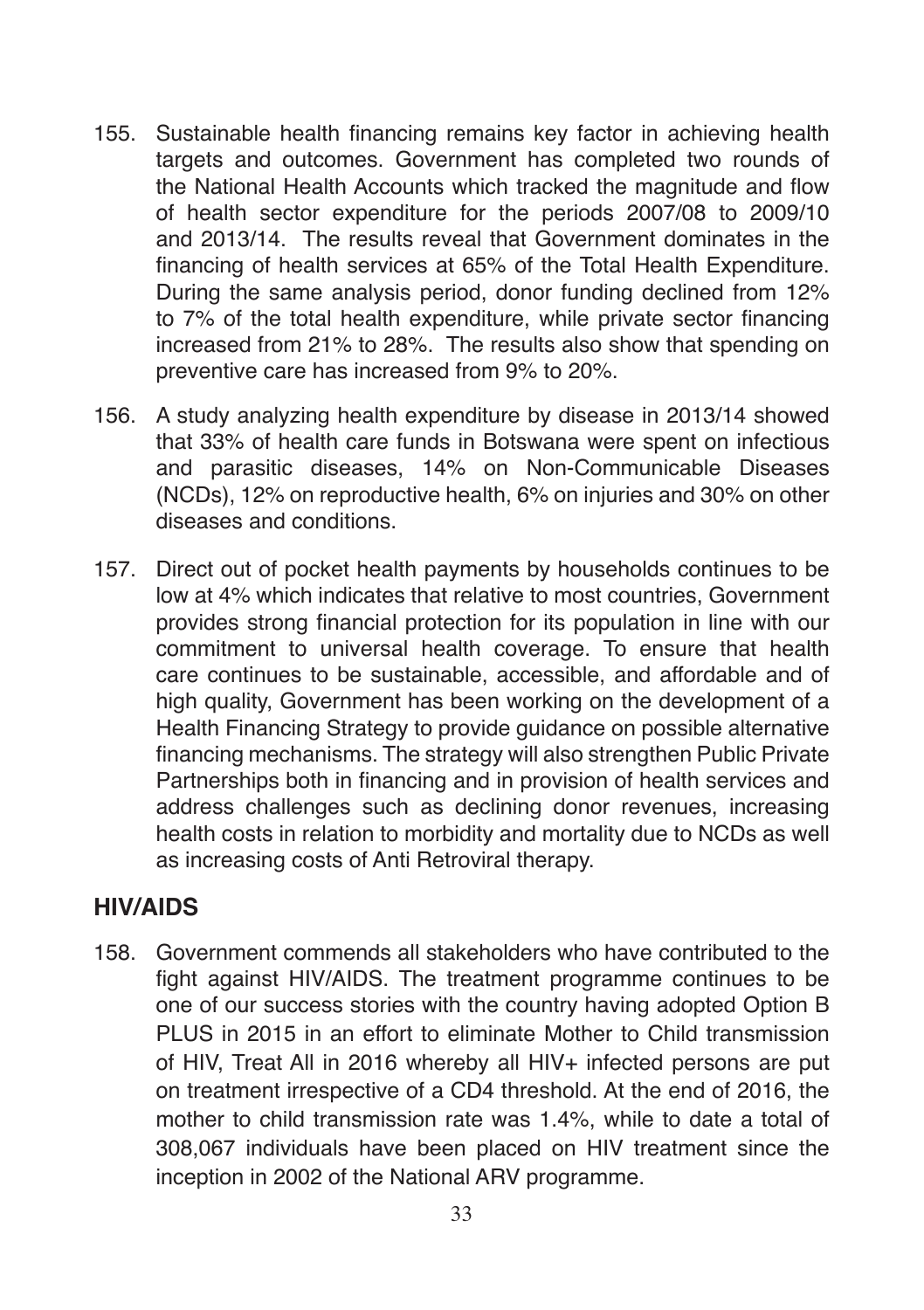155. Sustainable health financing remains key factor in achieving health targets and outcomes. Government has completed two rounds of the National Health Accounts which tracked the magnitude and flow of health sector expenditure for the periods 2007/08 to 2009/10 and 2013/14. The results reveal that Government dominates in the financing of health services at 65% of the Total Health Expenditure. During the same analysis period, donor funding declined from 12% to 7% of the total health expenditure, while private sector financing increased from 21% to 28%. The results also show that spending on preventive care has increased from 9% to 20%.

156. A study analyzing health expenditure by disease in 2013/14 showed that 33% of health care funds in Botswana were spent on infectious and parasitic diseases, 14% on Non-Communicable Diseases (NCDs), 12% on reproductive health, 6% on injuries and 30% on other diseases and conditions.

157. Direct out of pocket health payments by households continues to be low at 4% which indicates that relative to most countries, Government provides strong financial protection for its population in line with our commitment to universal health coverage. To ensure that health care continues to be sustainable, accessible, and affordable and of high quality, Government has been working on the development of a Health Financing Strategy to provide guidance on possible alternative financing mechanisms. The strategy will also strengthen Public Private Partnerships both in financing and in provision of health services and address challenges such as declining donor revenues, increasing health costs in relation to morbidity and mortality due to NCDs as well as increasing costs of Anti Retroviral therapy.

## HIV/AIDS

158. Government commends all stakeholders who have contributed to the fight against HIV/AIDS. The treatment programme continues to be one of our success stories with the country having adopted Option B PLUS in 2015 in an effort to eliminate Mother to Child transmission of HIV, Treat All in 2016 whereby all HIV+ infected persons are put on treatment irrespective of a CD4 threshold. At the end of 2016, the mother to child transmission rate was 1.4%, while to date a total of 308,067 individuals have been placed on HIV treatment since the inception in 2002 of the National ARV programme.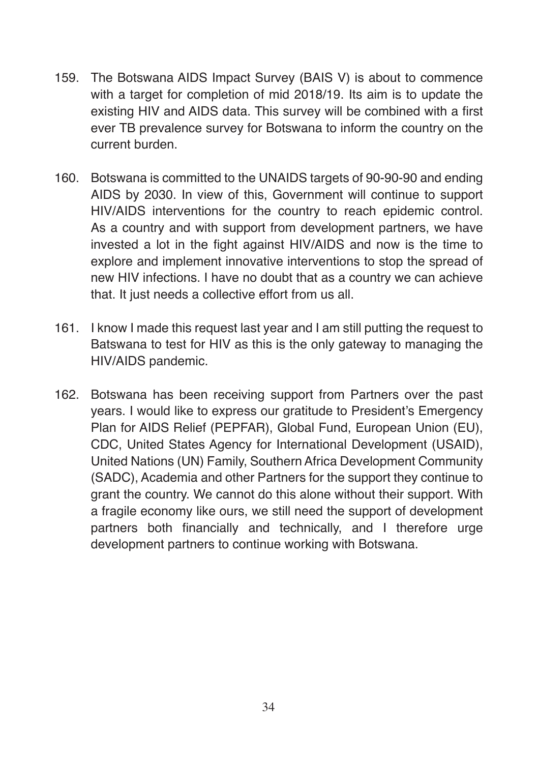159. The Botswana AIDS Impact Survey (BAIS V) is about to commence with a target for completion of mid 2018/19. Its aim is to update the existing HIV and AIDS data. This survey will be combined with a first ever TB prevalence survey for Botswana to inform the country on the current burden.

160. Botswana is committed to the UNAIDS targets of 90-90-90 and ending AIDS by 2030. In view of this, Government will continue to support HIV/AIDS interventions for the country to reach epidemic control. As a country and with support from development partners, we have invested a lot in the fight against HIV/AIDS and now is the time to explore and implement innovative interventions to stop the spread of new HIV infections. I have no doubt that as a country we can achieve that. It just needs a collective effort from us all.

161. I know I made this request last year and I am still putting the request to Batswana to test for HIV as this is the only gateway to managing the HIV/AIDS pandemic.

162. Botswana has been receiving support from Partners over the past years. I would like to express our gratitude to President's Emergency Plan for AIDS Relief (PEPFAR), Global Fund, European Union (EU), CDC, United States Agency for International Development (USAID), United Nations (UN) Family, Southern Africa Development Community (SADC), Academia and other Partners for the support they continue to grant the country. We cannot do this alone without their support. With a fragile economy like ours, we still need the support of development partners both financially and technically, and I therefore urge development partners to continue working with Botswana.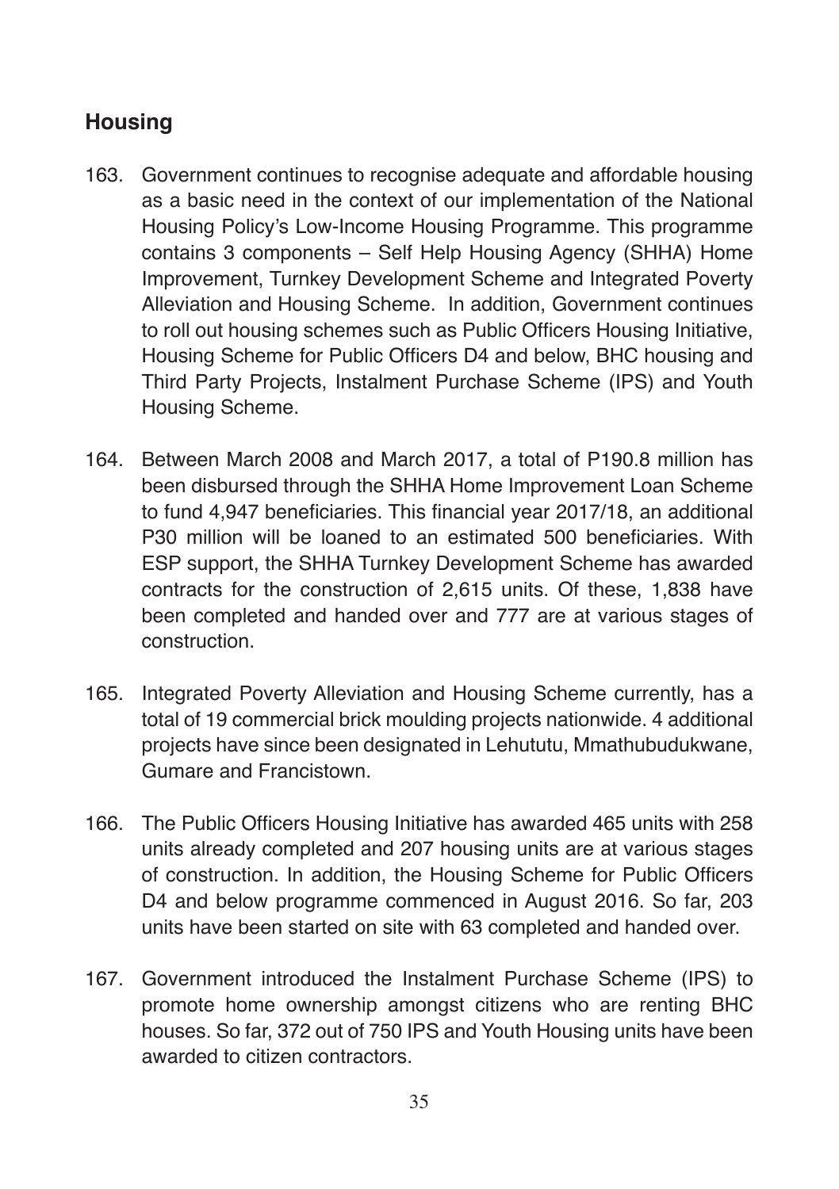## Housing

163. Government continues to recognise adequate and affordable housing as a basic need in the context of our implementation of the National Housing Policy's Low-Income Housing Programme. This programme contains 3 components – Self Help Housing Agency (SHHA) Home Improvement, Turnkey Development Scheme and Integrated Poverty Alleviation and Housing Scheme. In addition, Government continues to roll out housing schemes such as Public Officers Housing Initiative, Housing Scheme for Public Officers D4 and below, BHC housing and Third Party Projects, Instalment Purchase Scheme (IPS) and Youth Housing Scheme.

164. Between March 2008 and March 2017, a total of P190.8 million has been disbursed through the SHHA Home Improvement Loan Scheme to fund 4,947 beneficiaries. This financial year 2017/18, an additional P30 million will be loaned to an estimated 500 beneficiaries. With ESP support, the SHHA Turnkey Development Scheme has awarded contracts for the construction of 2,615 units. Of these, 1,838 have been completed and handed over and 777 are at various stages of construction.

165. Integrated Poverty Alleviation and Housing Scheme currently, has a total of 19 commercial brick moulding projects nationwide. 4 additional projects have since been designated in Lehututu, Mmathubudukwane, Gumare and Francistown.

166. The Public Officers Housing Initiative has awarded 465 units with 258 units already completed and 207 housing units are at various stages of construction. In addition, the Housing Scheme for Public Officers D4 and below programme commenced in August 2016. So far, 203 units have been started on site with 63 completed and handed over.

167. Government introduced the Instalment Purchase Scheme (IPS) to promote home ownership amongst citizens who are renting BHC houses. So far, 372 out of 750 IPS and Youth Housing units have been awarded to citizen contractors.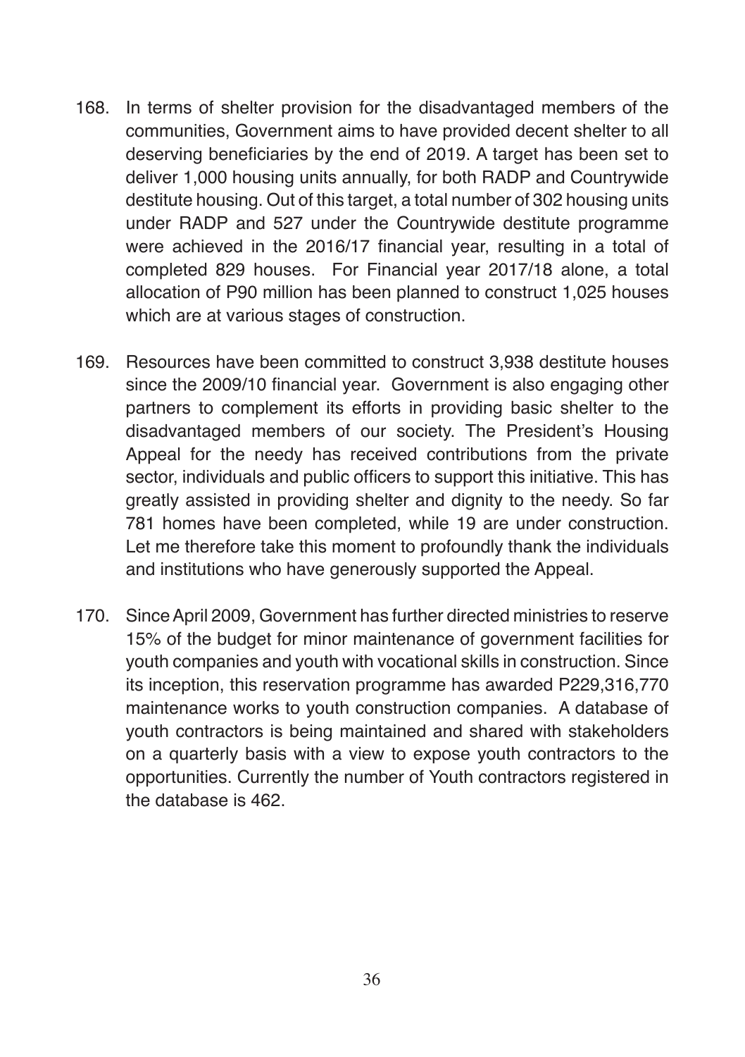168. In terms of shelter provision for the disadvantaged members of the communities, Government aims to have provided decent shelter to all deserving beneficiaries by the end of 2019. A target has been set to deliver 1,000 housing units annually, for both RADP and Countrywide destitute housing. Out of this target, a total number of 302 housing units under RADP and 527 under the Countrywide destitute programme were achieved in the 2016/17 financial year, resulting in a total of completed 829 houses. For Financial year 2017/18 alone, a total allocation of P90 million has been planned to construct 1,025 houses which are at various stages of construction.

169. Resources have been committed to construct 3,938 destitute houses since the 2009/10 financial year. Government is also engaging other partners to complement its efforts in providing basic shelter to the disadvantaged members of our society. The President's Housing Appeal for the needy has received contributions from the private sector, individuals and public officers to support this initiative. This has greatly assisted in providing shelter and dignity to the needy. So far 781 homes have been completed, while 19 are under construction. Let me therefore take this moment to profoundly thank the individuals and institutions who have generously supported the Appeal.

170. Since April 2009, Government has further directed ministries to reserve 15% of the budget for minor maintenance of government facilities for youth companies and youth with vocational skills in construction. Since its inception, this reservation programme has awarded P229,316,770 maintenance works to youth construction companies. A database of youth contractors is being maintained and shared with stakeholders on a quarterly basis with a view to expose youth contractors to the opportunities. Currently the number of Youth contractors registered in the database is 462.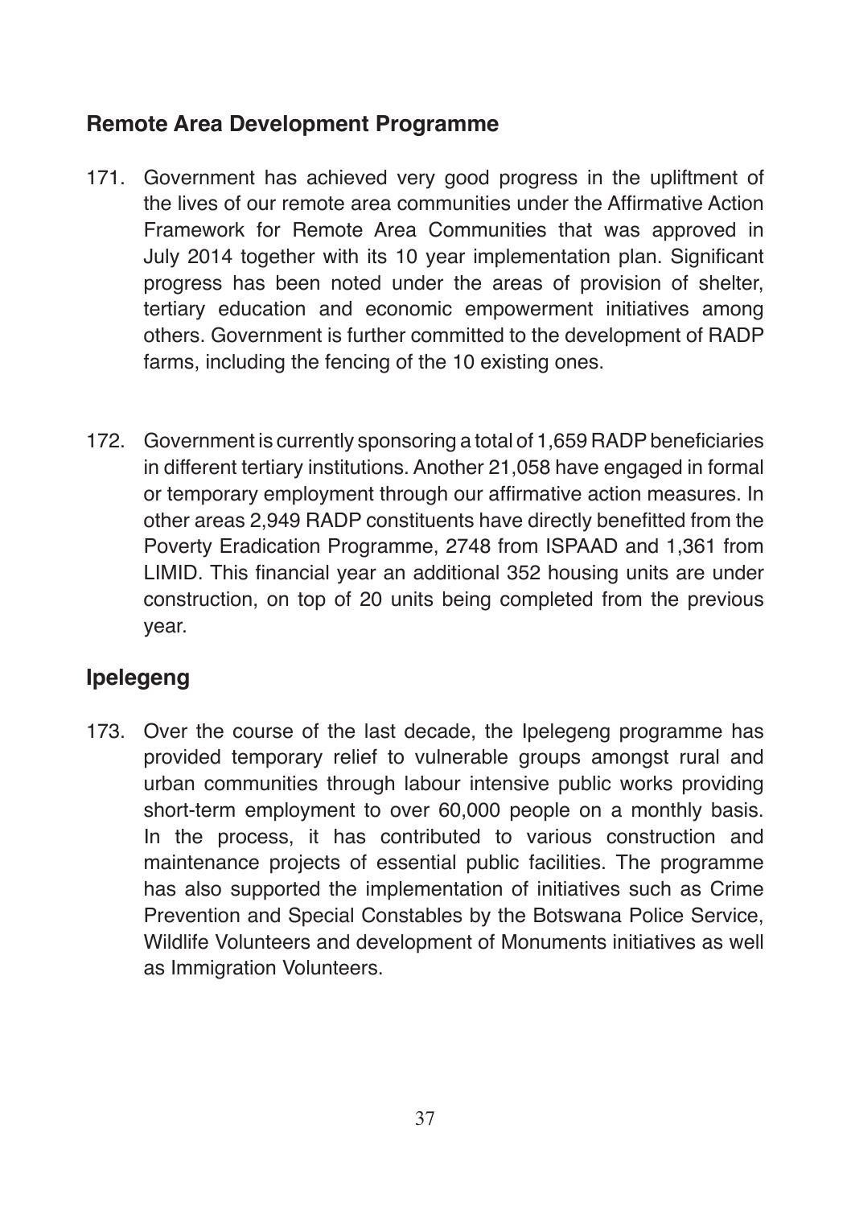## Remote Area Development Programme

171. Government has achieved very good progress in the upliftment of the lives of our remote area communities under the Affirmative Action Framework for Remote Area Communities that was approved in July 2014 together with its 10 year implementation plan. Significant progress has been noted under the areas of provision of shelter, tertiary education and economic empowerment initiatives among others. Government is further committed to the development of RADP farms, including the fencing of the 10 existing ones.

172. Government is currently sponsoring a total of 1,659 RADP beneficiaries in different tertiary institutions. Another 21,058 have engaged in formal or temporary employment through our affirmative action measures. In other areas 2,949 RADP constituents have directly benefitted from the Poverty Eradication Programme, 2748 from ISPAAD and 1,361 from LIMID. This financial year an additional 352 housing units are under construction, on top of 20 units being completed from the previous year.

## Ipelegeng

173. Over the course of the last decade, the Ipelegeng programme has provided temporary relief to vulnerable groups amongst rural and urban communities through labour intensive public works providing short-term employment to over 60,000 people on a monthly basis. In the process, it has contributed to various construction and maintenance projects of essential public facilities. The programme has also supported the implementation of initiatives such as Crime Prevention and Special Constables by the Botswana Police Service, Wildlife Volunteers and development of Monuments initiatives as well as Immigration Volunteers.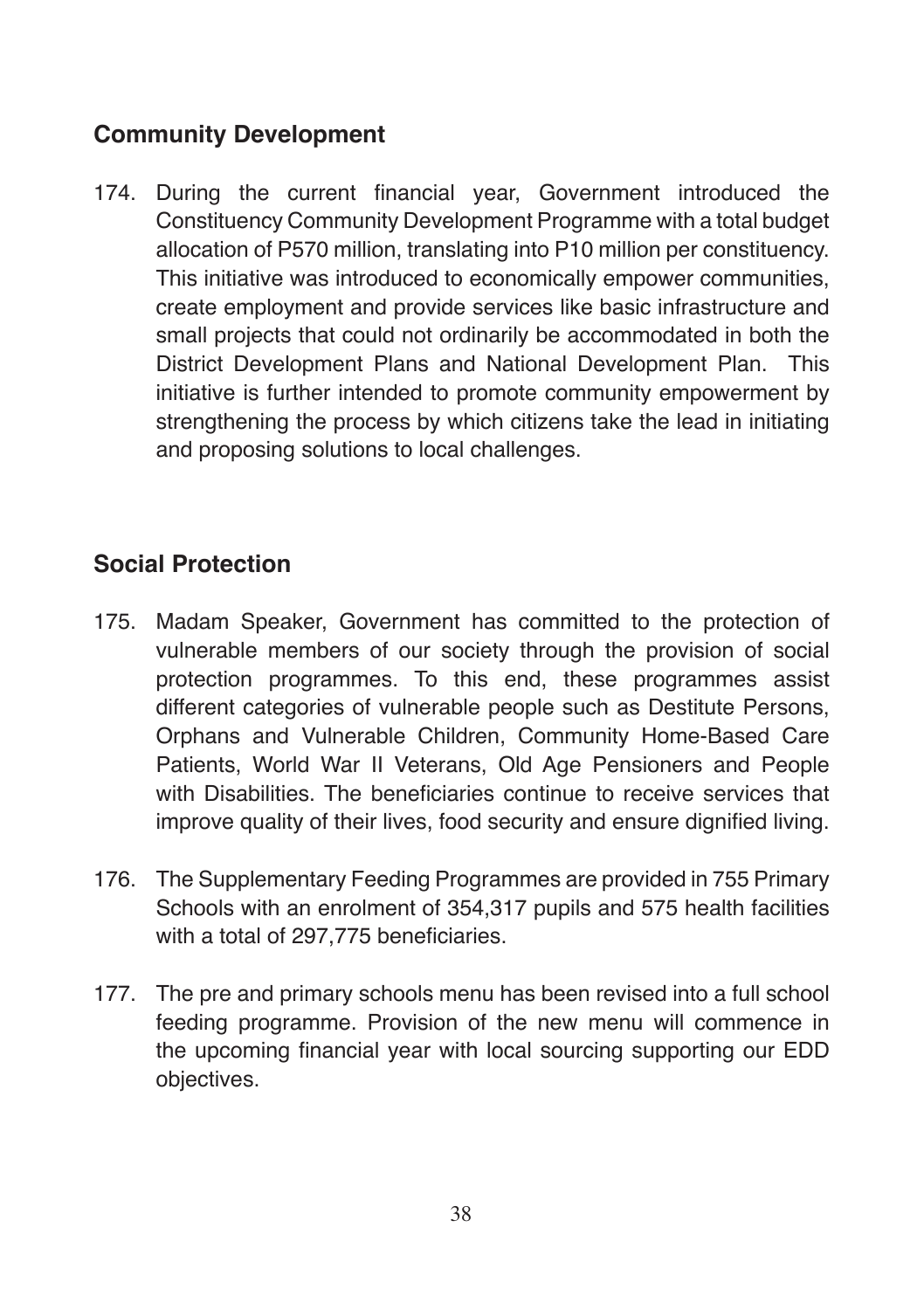## Community Development

174. During the current financial year, Government introduced the Constituency Community Development Programme with a total budget allocation of P570 million, translating into P10 million per constituency. This initiative was introduced to economically empower communities, create employment and provide services like basic infrastructure and small projects that could not ordinarily be accommodated in both the District Development Plans and National Development Plan. This initiative is further intended to promote community empowerment by strengthening the process by which citizens take the lead in initiating and proposing solutions to local challenges.

## Social Protection

175. Madam Speaker, Government has committed to the protection of vulnerable members of our society through the provision of social protection programmes. To this end, these programmes assist different categories of vulnerable people such as Destitute Persons, Orphans and Vulnerable Children, Community Home-Based Care Patients, World War II Veterans, Old Age Pensioners and People with Disabilities. The beneficiaries continue to receive services that improve quality of their lives, food security and ensure dignified living.

176. The Supplementary Feeding Programmes are provided in 755 Primary Schools with an enrolment of 354,317 pupils and 575 health facilities with a total of 297,775 beneficiaries.

177. The pre and primary schools menu has been revised into a full school feeding programme. Provision of the new menu will commence in the upcoming financial year with local sourcing supporting our EDD objectives.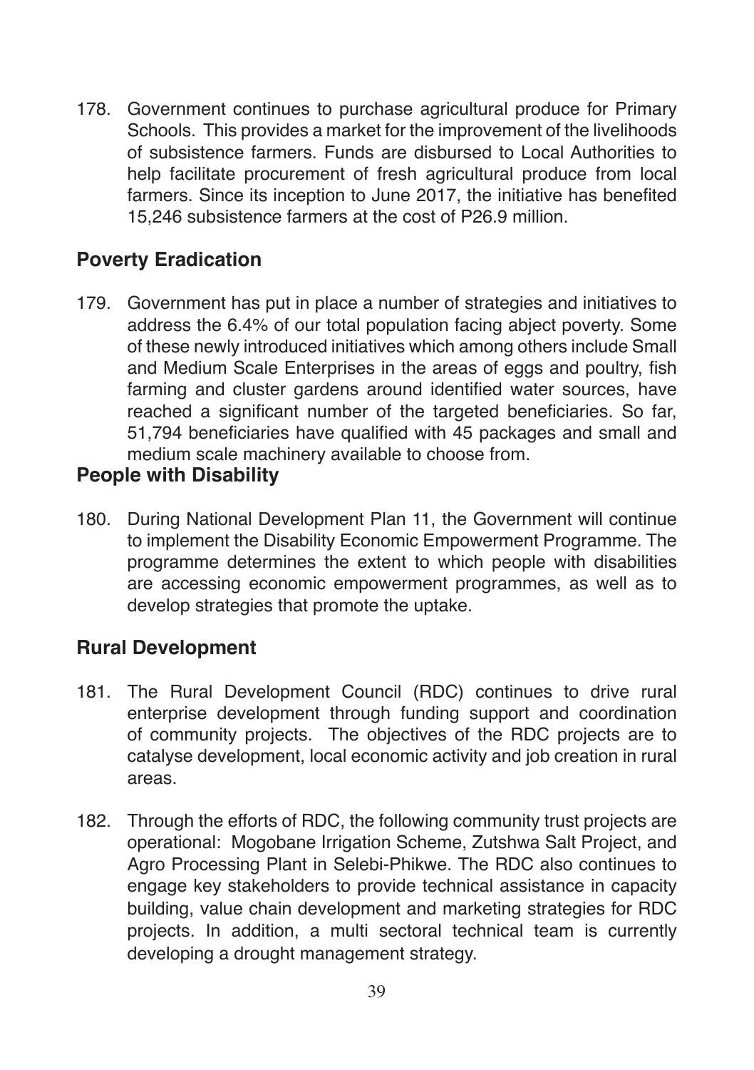178. Government continues to purchase agricultural produce for Primary Schools. This provides a market for the improvement of the livelihoods of subsistence farmers. Funds are disbursed to Local Authorities to help facilitate procurement of fresh agricultural produce from local farmers. Since its inception to June 2017, the initiative has benefited 15,246 subsistence farmers at the cost of P26.9 million.

## Poverty Eradication

179. Government has put in place a number of strategies and initiatives to address the 6.4% of our total population facing abject poverty. Some of these newly introduced initiatives which among others include Small and Medium Scale Enterprises in the areas of eggs and poultry, fish farming and cluster gardens around identified water sources, have reached a significant number of the targeted beneficiaries. So far, 51,794 beneficiaries have qualified with 45 packages and small and medium scale machinery available to choose from.

## People with Disability

180. During National Development Plan 11, the Government will continue to implement the Disability Economic Empowerment Programme. The programme determines the extent to which people with disabilities are accessing economic empowerment programmes, as well as to develop strategies that promote the uptake.

## Rural Development

181. The Rural Development Council (RDC) continues to drive rural enterprise development through funding support and coordination of community projects. The objectives of the RDC projects are to catalyse development, local economic activity and job creation in rural areas.

182. Through the efforts of RDC, the following community trust projects are operational: Mogobane Irrigation Scheme, Zutshwa Salt Project, and Agro Processing Plant in Selebi-Phikwe. The RDC also continues to engage key stakeholders to provide technical assistance in capacity building, value chain development and marketing strategies for RDC projects. In addition, a multi sectoral technical team is currently developing a drought management strategy.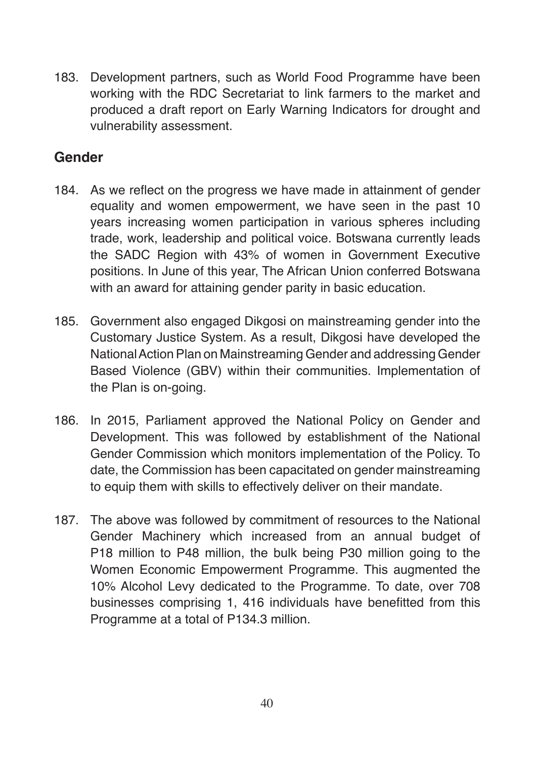183. Development partners, such as World Food Programme have been working with the RDC Secretariat to link farmers to the market and produced a draft report on Early Warning Indicators for drought and vulnerability assessment.

## Gender

184. As we reflect on the progress we have made in attainment of gender equality and women empowerment, we have seen in the past 10 years increasing women participation in various spheres including trade, work, leadership and political voice. Botswana currently leads the SADC Region with 43% of women in Government Executive positions. In June of this year, The African Union conferred Botswana with an award for attaining gender parity in basic education.

185. Government also engaged Dikgosi on mainstreaming gender into the Customary Justice System. As a result, Dikgosi have developed the National Action Plan on Mainstreaming Gender and addressing Gender Based Violence (GBV) within their communities. Implementation of the Plan is on-going.

186. In 2015, Parliament approved the National Policy on Gender and Development. This was followed by establishment of the National Gender Commission which monitors implementation of the Policy. To date, the Commission has been capacitated on gender mainstreaming to equip them with skills to effectively deliver on their mandate.

187. The above was followed by commitment of resources to the National Gender Machinery which increased from an annual budget of P18 million to P48 million, the bulk being P30 million going to the Women Economic Empowerment Programme. This augmented the 10% Alcohol Levy dedicated to the Programme. To date, over 708 businesses comprising 1, 416 individuals have benefitted from this Programme at a total of P134.3 million.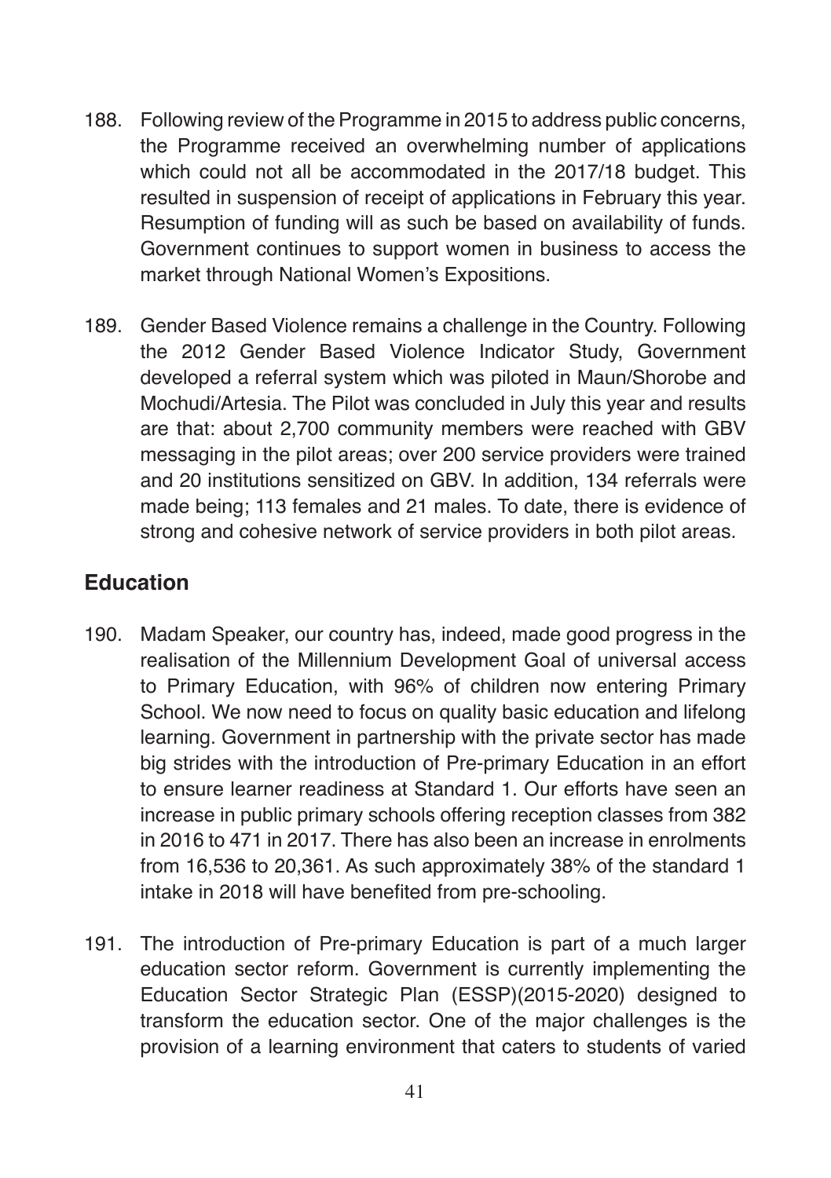188. Following review of the Programme in 2015 to address public concerns, the Programme received an overwhelming number of applications which could not all be accommodated in the 2017/18 budget. This resulted in suspension of receipt of applications in February this year. Resumption of funding will as such be based on availability of funds. Government continues to support women in business to access the market through National Women's Expositions.

189. Gender Based Violence remains a challenge in the Country. Following the 2012 Gender Based Violence Indicator Study, Government developed a referral system which was piloted in Maun/Shorobe and Mochudi/Artesia. The Pilot was concluded in July this year and results are that: about 2,700 community members were reached with GBV messaging in the pilot areas; over 200 service providers were trained and 20 institutions sensitized on GBV. In addition, 134 referrals were made being; 113 females and 21 males. To date, there is evidence of strong and cohesive network of service providers in both pilot areas.

## Education

190. Madam Speaker, our country has, indeed, made good progress in the realisation of the Millennium Development Goal of universal access to Primary Education, with 96% of children now entering Primary School. We now need to focus on quality basic education and lifelong learning. Government in partnership with the private sector has made big strides with the introduction of Pre-primary Education in an effort to ensure learner readiness at Standard 1. Our efforts have seen an increase in public primary schools offering reception classes from 382 in 2016 to 471 in 2017. There has also been an increase in enrolments from 16,536 to 20,361. As such approximately 38% of the standard 1 intake in 2018 will have benefited from pre-schooling.

191. The introduction of Pre-primary Education is part of a much larger education sector reform. Government is currently implementing the Education Sector Strategic Plan (ESSP)(2015-2020) designed to transform the education sector. One of the major challenges is the provision of a learning environment that caters to students of varied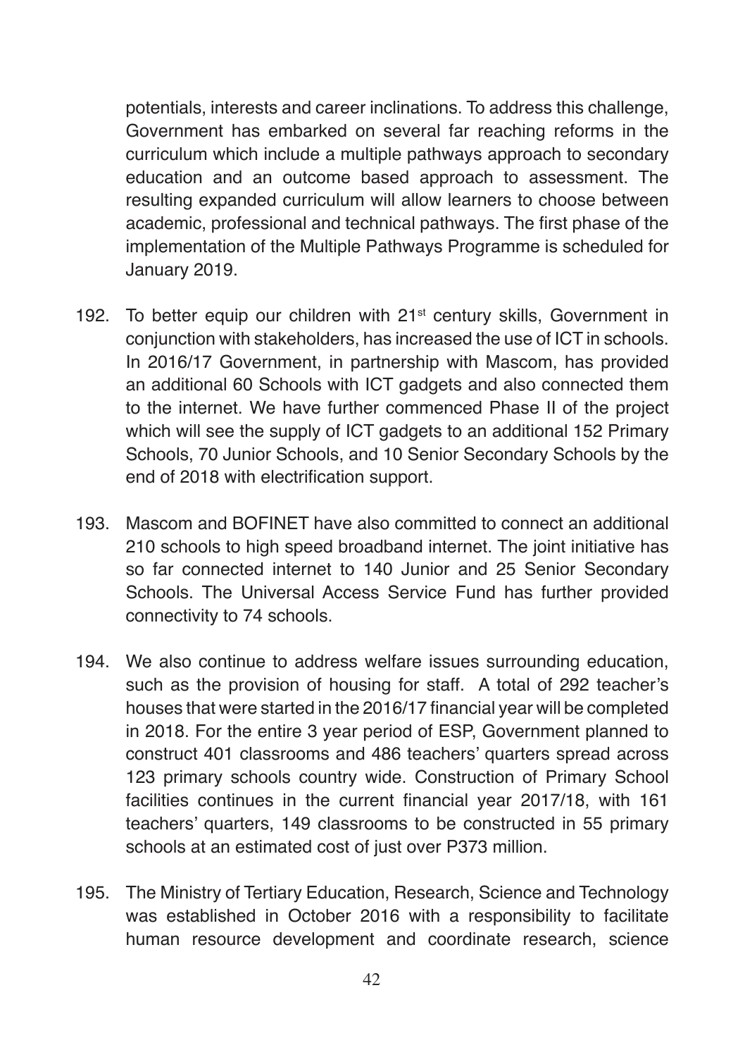potentials, interests and career inclinations. To address this challenge, Government has embarked on several far reaching reforms in the curriculum which include a multiple pathways approach to secondary education and an outcome based approach to assessment. The resulting expanded curriculum will allow learners to choose between academic, professional and technical pathways. The first phase of the implementation of the Multiple Pathways Programme is scheduled for January 2019.

192. To better equip our children with 21st century skills, Government in conjunction with stakeholders, has increased the use of ICT in schools. In 2016/17 Government, in partnership with Mascom, has provided an additional 60 Schools with ICT gadgets and also connected them to the internet. We have further commenced Phase II of the project which will see the supply of ICT gadgets to an additional 152 Primary Schools, 70 Junior Schools, and 10 Senior Secondary Schools by the end of 2018 with electrification support.

193. Mascom and BOFINET have also committed to connect an additional 210 schools to high speed broadband internet. The joint initiative has so far connected internet to 140 Junior and 25 Senior Secondary Schools. The Universal Access Service Fund has further provided connectivity to 74 schools.

194. We also continue to address welfare issues surrounding education, such as the provision of housing for staff. A total of 292 teacher's houses that were started in the 2016/17 financial year will be completed in 2018. For the entire 3 year period of ESP, Government planned to construct 401 classrooms and 486 teachers' quarters spread across 123 primary schools country wide. Construction of Primary School facilities continues in the current financial year 2017/18, with 161 teachers' quarters, 149 classrooms to be constructed in 55 primary schools at an estimated cost of just over P373 million.

195. The Ministry of Tertiary Education, Research, Science and Technology was established in October 2016 with a responsibility to facilitate human resource development and coordinate research, science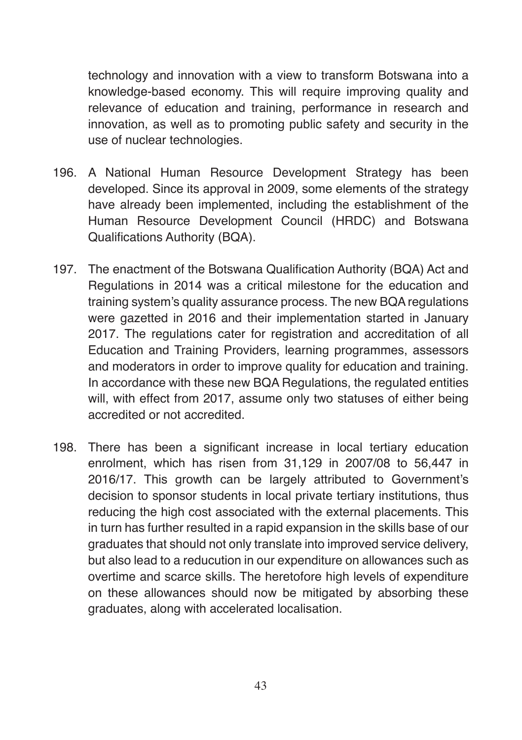technology and innovation with a view to transform Botswana into a knowledge-based economy. This will require improving quality and relevance of education and training, performance in research and innovation, as well as to promoting public safety and security in the use of nuclear technologies.

196. A National Human Resource Development Strategy has been developed. Since its approval in 2009, some elements of the strategy have already been implemented, including the establishment of the Human Resource Development Council (HRDC) and Botswana Qualifications Authority (BQA).

197. The enactment of the Botswana Qualification Authority (BQA) Act and Regulations in 2014 was a critical milestone for the education and training system's quality assurance process. The new BQA regulations were gazetted in 2016 and their implementation started in January 2017. The regulations cater for registration and accreditation of all Education and Training Providers, learning programmes, assessors and moderators in order to improve quality for education and training. In accordance with these new BQA Regulations, the regulated entities will, with effect from 2017, assume only two statuses of either being accredited or not accredited.

198. There has been a significant increase in local tertiary education enrolment, which has risen from 31,129 in 2007/08 to 56,447 in 2016/17. This growth can be largely attributed to Government's decision to sponsor students in local private tertiary institutions, thus reducing the high cost associated with the external placements. This in turn has further resulted in a rapid expansion in the skills base of our graduates that should not only translate into improved service delivery, but also lead to a reducution in our expenditure on allowances such as overtime and scarce skills. The heretofore high levels of expenditure on these allowances should now be mitigated by absorbing these graduates, along with accelerated localisation.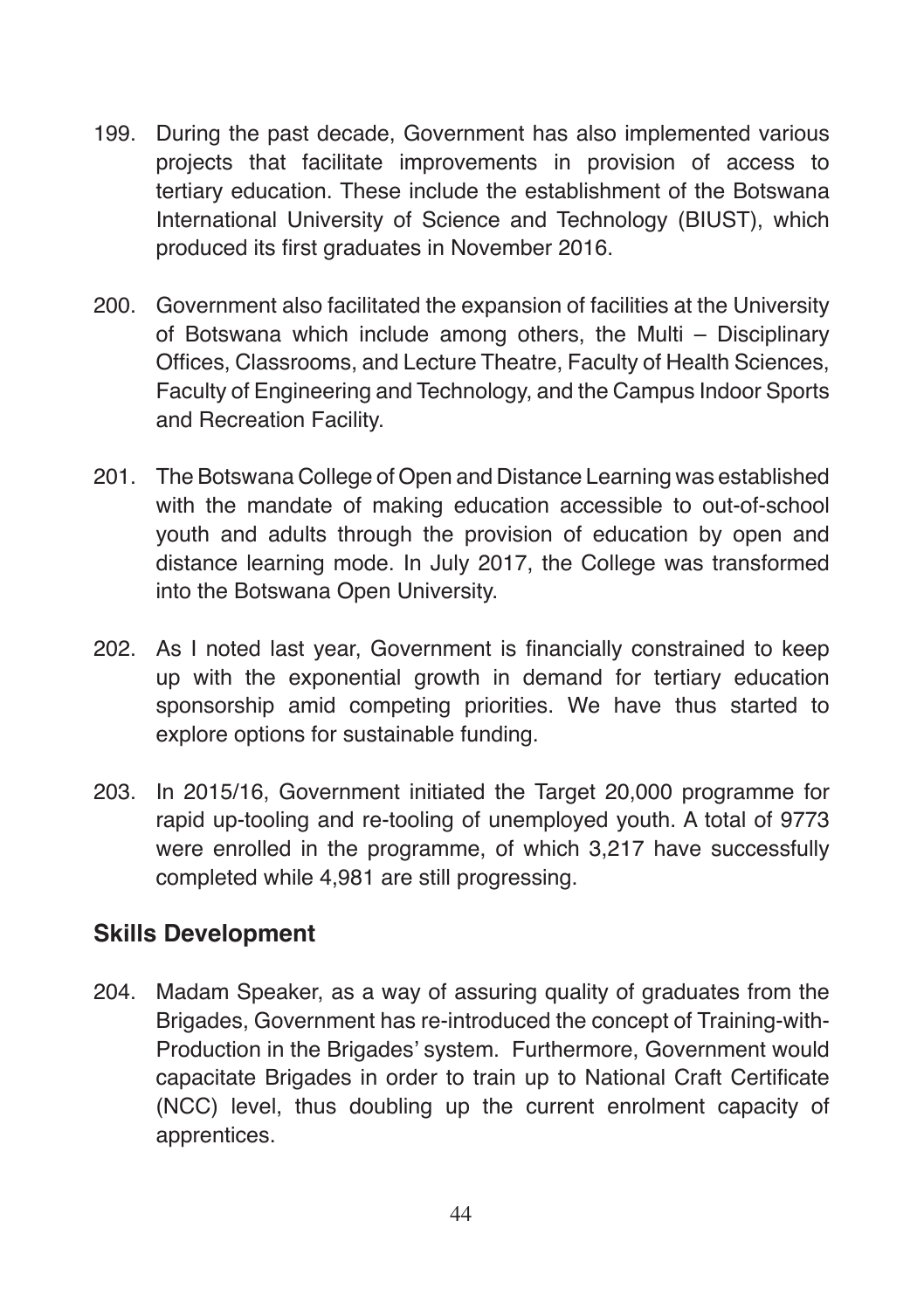199. During the past decade, Government has also implemented various projects that facilitate improvements in provision of access to tertiary education. These include the establishment of the Botswana International University of Science and Technology (BIUST), which produced its first graduates in November 2016.

200. Government also facilitated the expansion of facilities at the University of Botswana which include among others, the Multi – Disciplinary Offices, Classrooms, and Lecture Theatre, Faculty of Health Sciences, Faculty of Engineering and Technology, and the Campus Indoor Sports and Recreation Facility.

201. The Botswana College of Open and Distance Learning was established with the mandate of making education accessible to out-of-school youth and adults through the provision of education by open and distance learning mode. In July 2017, the College was transformed into the Botswana Open University.

202. As I noted last year, Government is financially constrained to keep up with the exponential growth in demand for tertiary education sponsorship amid competing priorities. We have thus started to explore options for sustainable funding.

203. In 2015/16, Government initiated the Target 20,000 programme for rapid up-tooling and re-tooling of unemployed youth. A total of 9773 were enrolled in the programme, of which 3,217 have successfully completed while 4,981 are still progressing.

## Skills Development

204. Madam Speaker, as a way of assuring quality of graduates from the Brigades, Government has re-introduced the concept of Training-with-Production in the Brigades' system. Furthermore, Government would capacitate Brigades in order to train up to National Craft Certificate (NCC) level, thus doubling up the current enrolment capacity of apprentices.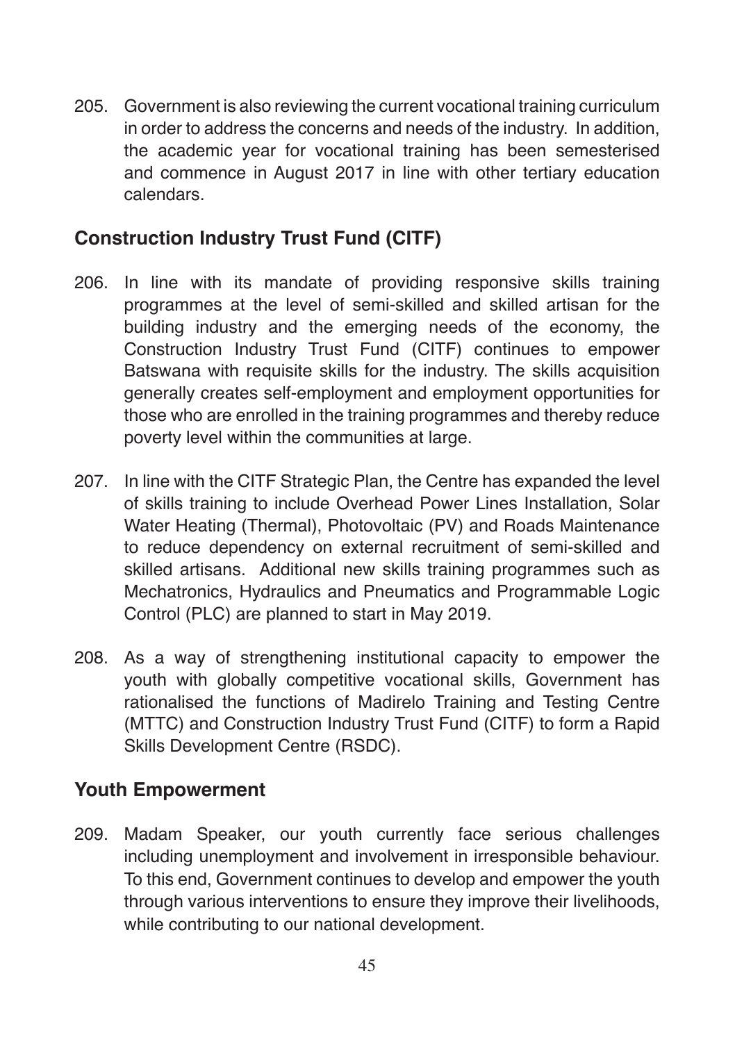205. Government is also reviewing the current vocational training curriculum in order to address the concerns and needs of the industry. In addition, the academic year for vocational training has been semesterised and commence in August 2017 in line with other tertiary education calendars.

## Construction Industry Trust Fund (CITF)

206. In line with its mandate of providing responsive skills training programmes at the level of semi-skilled and skilled artisan for the building industry and the emerging needs of the economy, the Construction Industry Trust Fund (CITF) continues to empower Batswana with requisite skills for the industry. The skills acquisition generally creates self-employment and employment opportunities for those who are enrolled in the training programmes and thereby reduce poverty level within the communities at large.

207. In line with the CITF Strategic Plan, the Centre has expanded the level of skills training to include Overhead Power Lines Installation, Solar Water Heating (Thermal), Photovoltaic (PV) and Roads Maintenance to reduce dependency on external recruitment of semi-skilled and skilled artisans. Additional new skills training programmes such as Mechatronics, Hydraulics and Pneumatics and Programmable Logic Control (PLC) are planned to start in May 2019.

208. As a way of strengthening institutional capacity to empower the youth with globally competitive vocational skills, Government has rationalised the functions of Madirelo Training and Testing Centre (MTTC) and Construction Industry Trust Fund (CITF) to form a Rapid Skills Development Centre (RSDC).

## Youth Empowerment

209. Madam Speaker, our youth currently face serious challenges including unemployment and involvement in irresponsible behaviour. To this end, Government continues to develop and empower the youth through various interventions to ensure they improve their livelihoods, while contributing to our national development.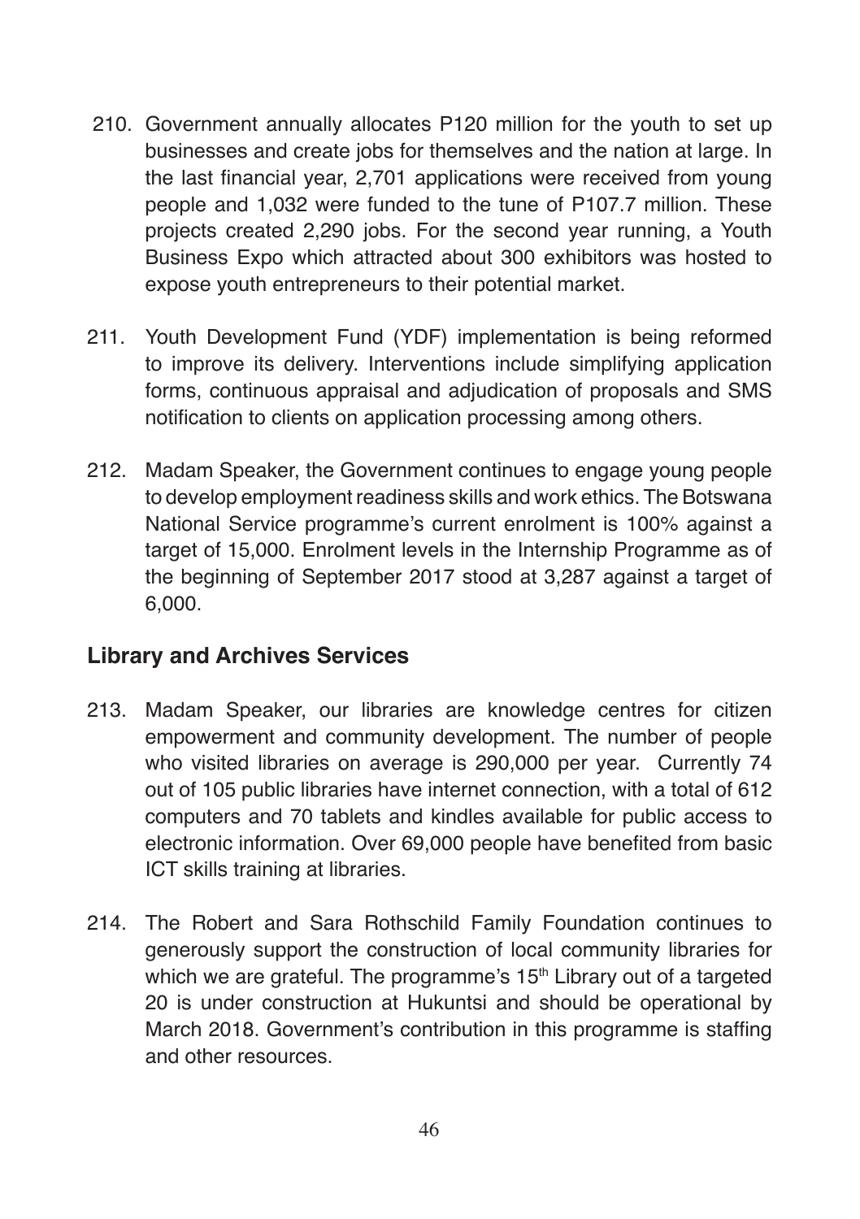210. Government annually allocates P120 million for the youth to set up businesses and create jobs for themselves and the nation at large. In the last financial year, 2,701 applications were received from young people and 1,032 were funded to the tune of P107.7 million. These projects created 2,290 jobs. For the second year running, a Youth Business Expo which attracted about 300 exhibitors was hosted to expose youth entrepreneurs to their potential market.

211. Youth Development Fund (YDF) implementation is being reformed to improve its delivery. Interventions include simplifying application forms, continuous appraisal and adjudication of proposals and SMS notification to clients on application processing among others.

212. Madam Speaker, the Government continues to engage young people to develop employment readiness skills and work ethics. The Botswana National Service programme's current enrolment is 100% against a target of 15,000. Enrolment levels in the Internship Programme as of the beginning of September 2017 stood at 3,287 against a target of 6,000.

## Library and Archives Services

213. Madam Speaker, our libraries are knowledge centres for citizen empowerment and community development. The number of people who visited libraries on average is 290,000 per year. Currently 74 out of 105 public libraries have internet connection, with a total of 612 computers and 70 tablets and kindles available for public access to electronic information. Over 69,000 people have benefited from basic ICT skills training at libraries.

214. The Robert and Sara Rothschild Family Foundation continues to generously support the construction of local community libraries for which we are grateful. The programme's 15th Library out of a targeted 20 is under construction at Hukuntsi and should be operational by March 2018. Government's contribution in this programme is staffing and other resources.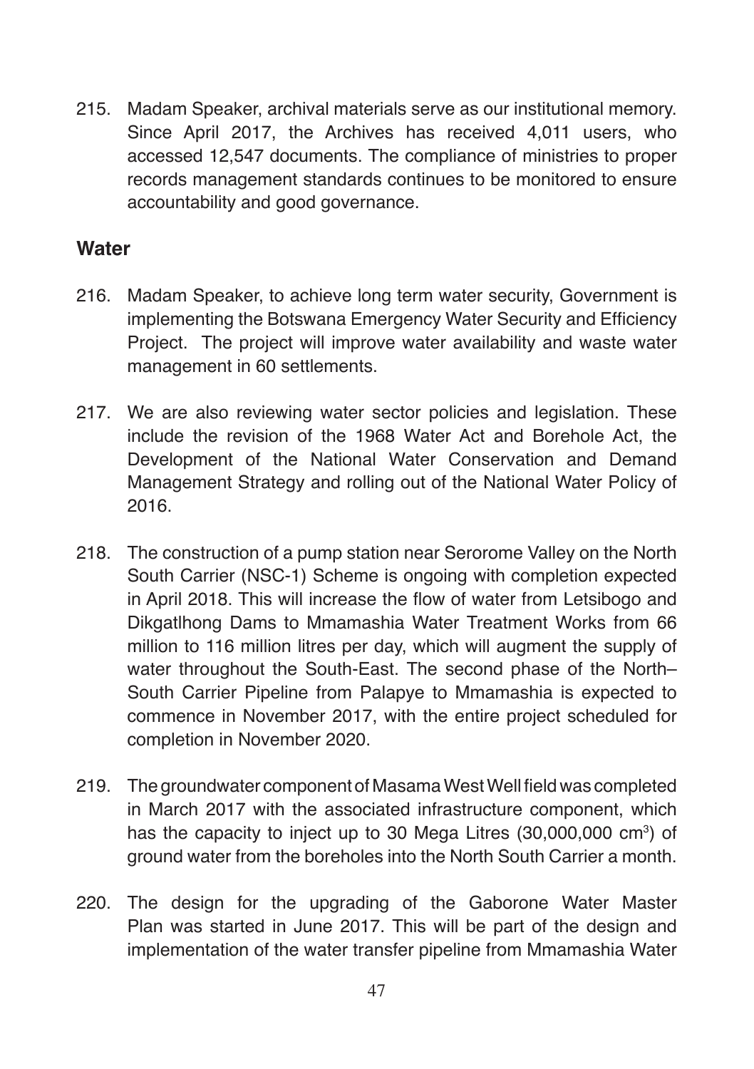215. Madam Speaker, archival materials serve as our institutional memory. Since April 2017, the Archives has received 4,011 users, who accessed 12,547 documents. The compliance of ministries to proper records management standards continues to be monitored to ensure accountability and good governance.

## Water

216. Madam Speaker, to achieve long term water security, Government is implementing the Botswana Emergency Water Security and Efficiency Project. The project will improve water availability and waste water management in 60 settlements.

217. We are also reviewing water sector policies and legislation. These include the revision of the 1968 Water Act and Borehole Act, the Development of the National Water Conservation and Demand Management Strategy and rolling out of the National Water Policy of 2016.

218. The construction of a pump station near Serorome Valley on the North South Carrier (NSC-1) Scheme is ongoing with completion expected in April 2018. This will increase the flow of water from Letsibogo and Dikgatlhong Dams to Mmamashia Water Treatment Works from 66 million to 116 million litres per day, which will augment the supply of water throughout the South-East. The second phase of the North–South Carrier Pipeline from Palapye to Mmamashia is expected to commence in November 2017, with the entire project scheduled for completion in November 2020.

219. The groundwater component of Masama West Well field was completed in March 2017 with the associated infrastructure component, which has the capacity to inject up to 30 Mega Litres (30,000,000 $cm^3$) of ground water from the boreholes into the North South Carrier a month.

220. The design for the upgrading of the Gaborone Water Master Plan was started in June 2017. This will be part of the design and implementation of the water transfer pipeline from Mmamashia Water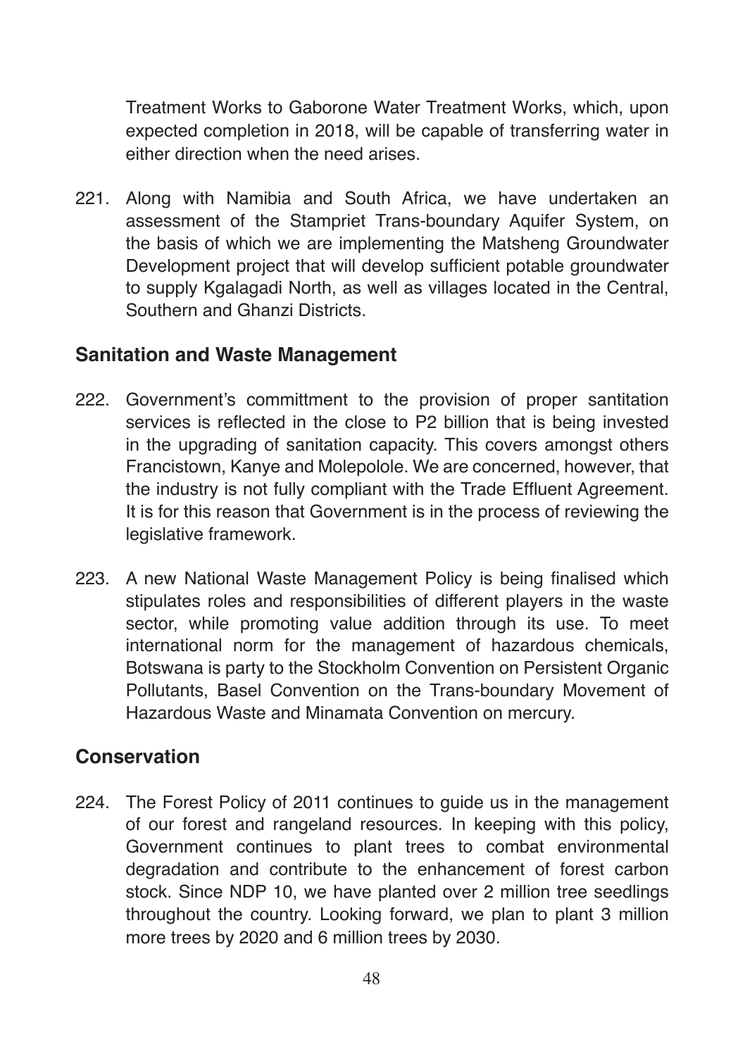Treatment Works to Gaborone Water Treatment Works, which, upon expected completion in 2018, will be capable of transferring water in either direction when the need arises.

221. Along with Namibia and South Africa, we have undertaken an assessment of the Stampriet Trans-boundary Aquifer System, on the basis of which we are implementing the Matsheng Groundwater Development project that will develop sufficient potable groundwater to supply Kgalagadi North, as well as villages located in the Central, Southern and Ghanzi Districts.

## Sanitation and Waste Management

222. Government's committment to the provision of proper santitation services is reflected in the close to P2 billion that is being invested in the upgrading of sanitation capacity. This covers amongst others Francistown, Kanye and Molepolole. We are concerned, however, that the industry is not fully compliant with the Trade Effluent Agreement. It is for this reason that Government is in the process of reviewing the legislative framework.

223. A new National Waste Management Policy is being finalised which stipulates roles and responsibilities of different players in the waste sector, while promoting value addition through its use. To meet international norm for the management of hazardous chemicals, Botswana is party to the Stockholm Convention on Persistent Organic Pollutants, Basel Convention on the Trans-boundary Movement of Hazardous Waste and Minamata Convention on mercury.

## Conservation

224. The Forest Policy of 2011 continues to guide us in the management of our forest and rangeland resources. In keeping with this policy, Government continues to plant trees to combat environmental degradation and contribute to the enhancement of forest carbon stock. Since NDP 10, we have planted over 2 million tree seedlings throughout the country. Looking forward, we plan to plant 3 million more trees by 2020 and 6 million trees by 2030.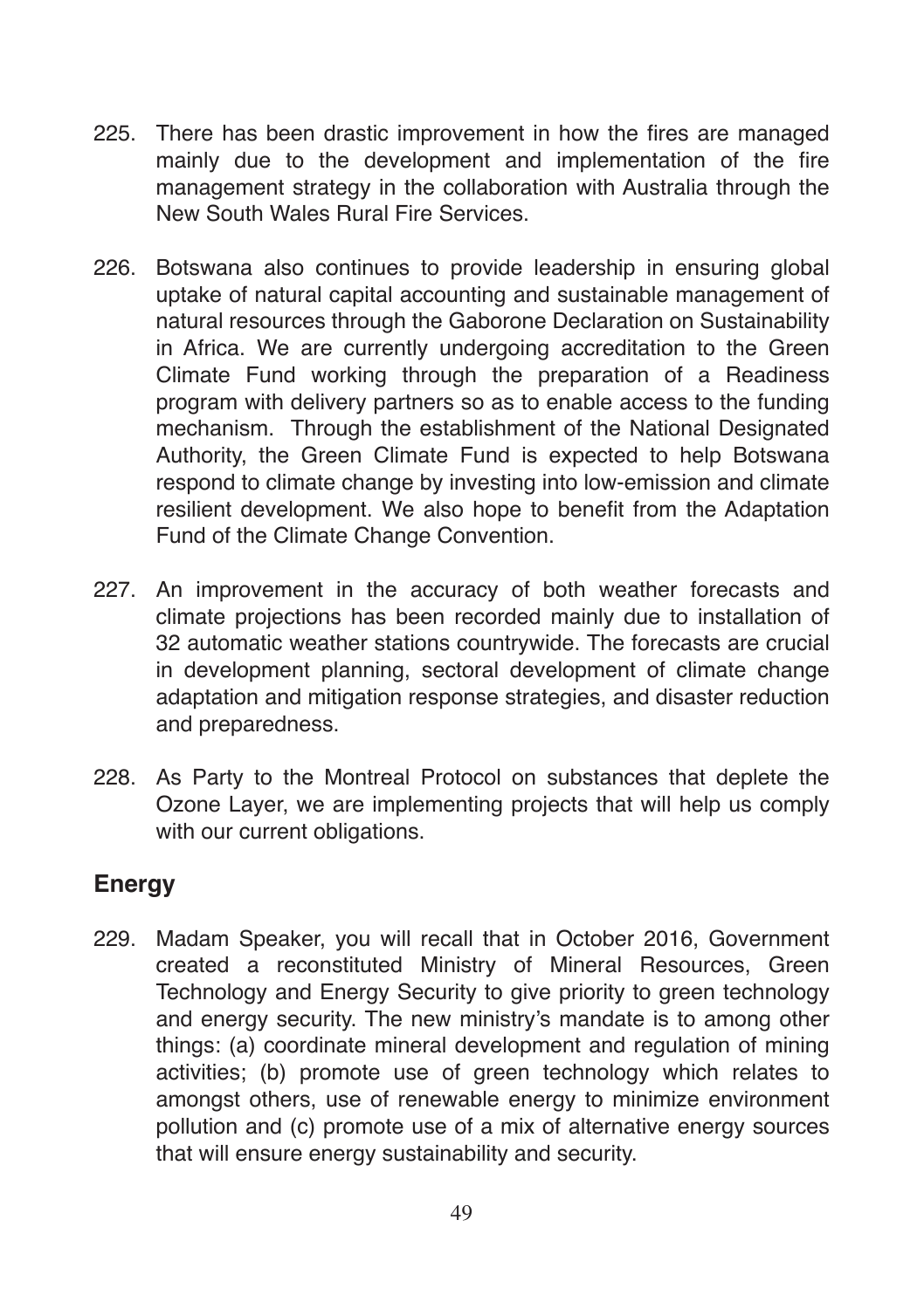225. There has been drastic improvement in how the fires are managed mainly due to the development and implementation of the fire management strategy in the collaboration with Australia through the New South Wales Rural Fire Services.

226. Botswana also continues to provide leadership in ensuring global uptake of natural capital accounting and sustainable management of natural resources through the Gaborone Declaration on Sustainability in Africa. We are currently undergoing accreditation to the Green Climate Fund working through the preparation of a Readiness program with delivery partners so as to enable access to the funding mechanism. Through the establishment of the National Designated Authority, the Green Climate Fund is expected to help Botswana respond to climate change by investing into low-emission and climate resilient development. We also hope to benefit from the Adaptation Fund of the Climate Change Convention.

227. An improvement in the accuracy of both weather forecasts and climate projections has been recorded mainly due to installation of 32 automatic weather stations countrywide. The forecasts are crucial in development planning, sectoral development of climate change adaptation and mitigation response strategies, and disaster reduction and preparedness.

228. As Party to the Montreal Protocol on substances that deplete the Ozone Layer, we are implementing projects that will help us comply with our current obligations.

## Energy

229. Madam Speaker, you will recall that in October 2016, Government created a reconstituted Ministry of Mineral Resources, Green Technology and Energy Security to give priority to green technology and energy security. The new ministry's mandate is to among other things: (a) coordinate mineral development and regulation of mining activities; (b) promote use of green technology which relates to amongst others, use of renewable energy to minimize environment pollution and (c) promote use of a mix of alternative energy sources that will ensure energy sustainability and security.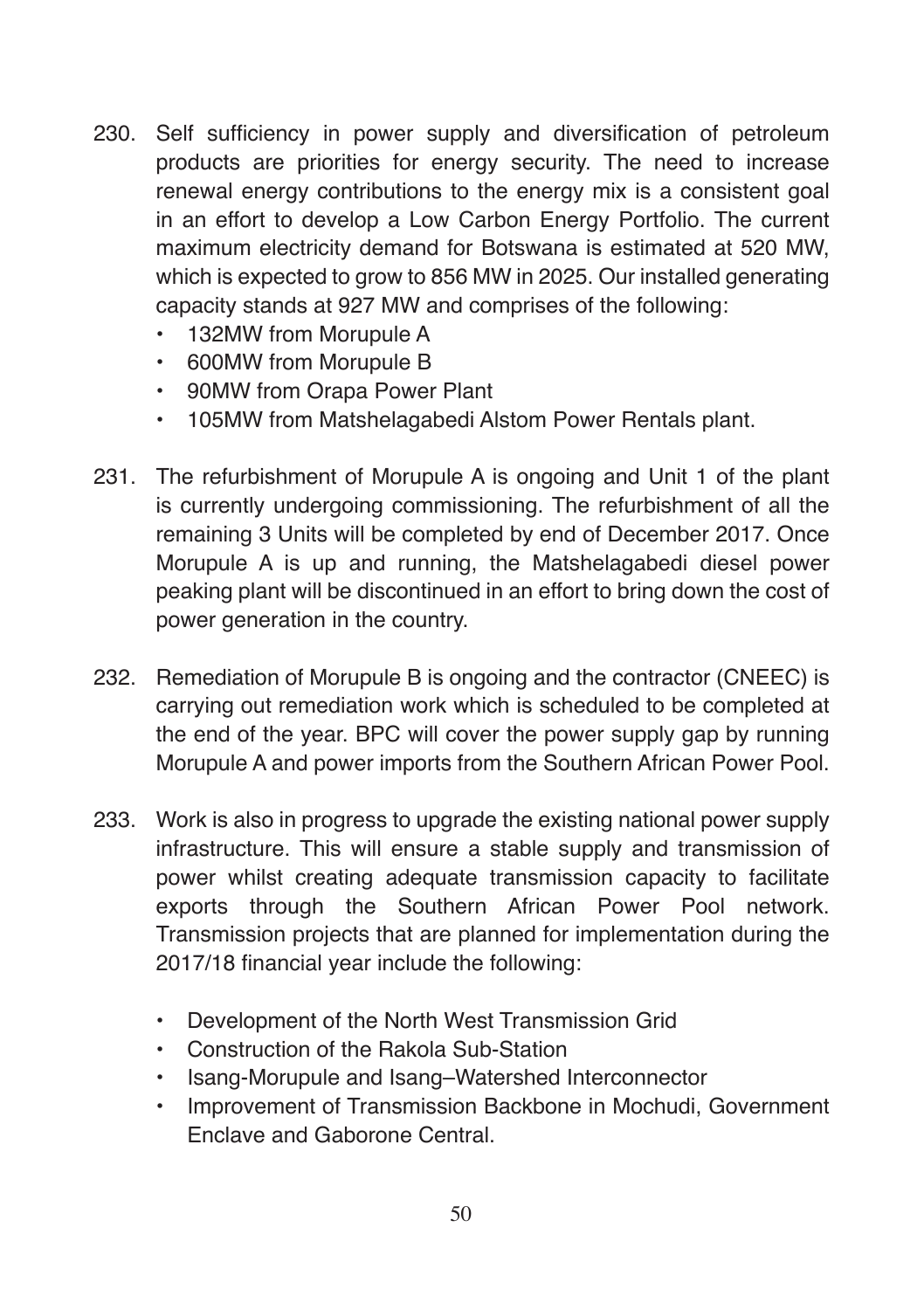230. Self sufficiency in power supply and diversification of petroleum products are priorities for energy security. The need to increase renewal energy contributions to the energy mix is a consistent goal in an effort to develop a Low Carbon Energy Portfolio. The current maximum electricity demand for Botswana is estimated at 520 MW, which is expected to grow to 856 MW in 2025. Our installed generating capacity stands at 927 MW and comprises of the following:
    - 132MW from Morupule A
    - 600MW from Morupule B
    - 90MW from Orapa Power Plant
    - 105MW from Matshelagabedi Alstom Power Rentals plant.

231. The refurbishment of Morupule A is ongoing and Unit 1 of the plant is currently undergoing commissioning. The refurbishment of all the remaining 3 Units will be completed by end of December 2017. Once Morupule A is up and running, the Matshelagabedi diesel power peaking plant will be discontinued in an effort to bring down the cost of power generation in the country.

232. Remediation of Morupule B is ongoing and the contractor (CNEEC) is carrying out remediation work which is scheduled to be completed at the end of the year. BPC will cover the power supply gap by running Morupule A and power imports from the Southern African Power Pool.

233. Work is also in progress to upgrade the existing national power supply infrastructure. This will ensure a stable supply and transmission of power whilst creating adequate transmission capacity to facilitate exports through the Southern African Power Pool network. Transmission projects that are planned for implementation during the 2017/18 financial year include the following:
    - Development of the North West Transmission Grid
    - Construction of the Rakola Sub-Station
    - Isang-Morupule and Isang–Watershed Interconnector
    - Improvement of Transmission Backbone in Mochudi, Government Enclave and Gaborone Central.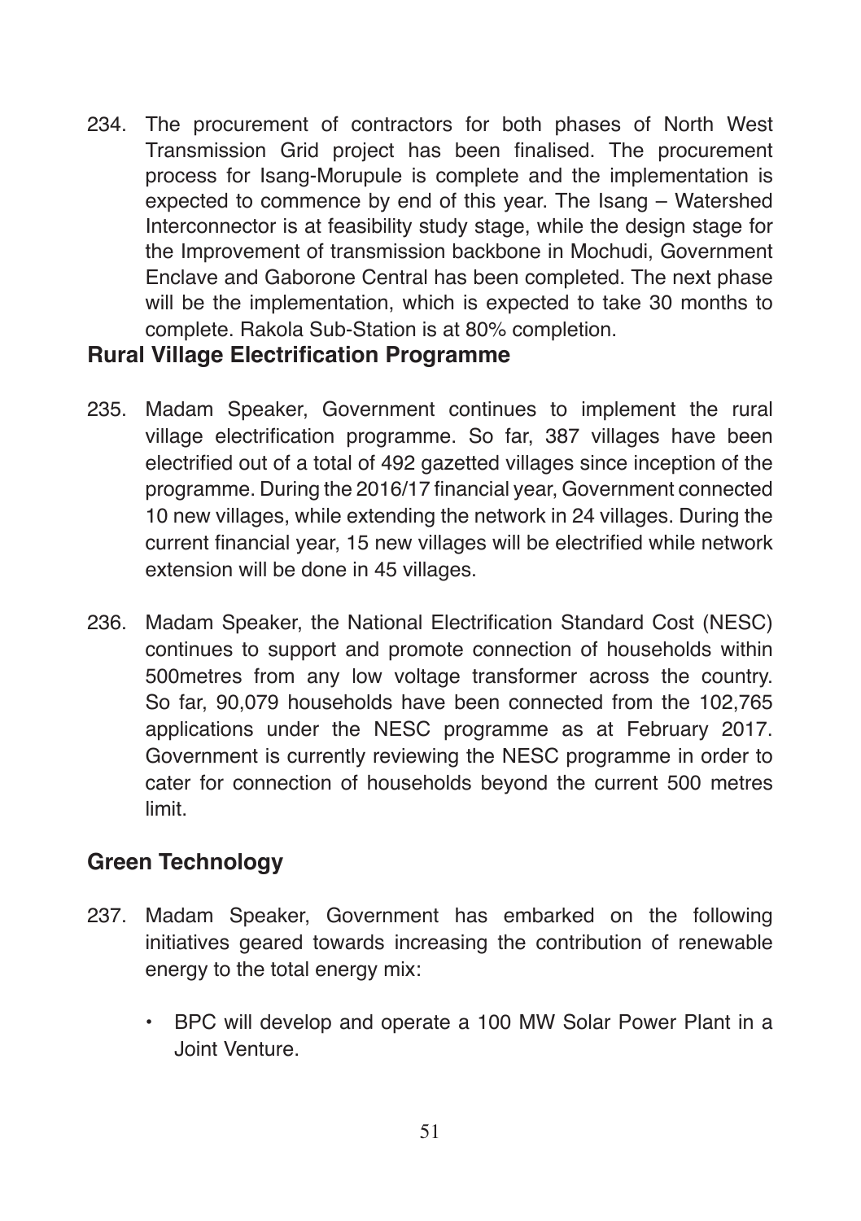234. The procurement of contractors for both phases of North West Transmission Grid project has been finalised. The procurement process for Isang-Morupule is complete and the implementation is expected to commence by end of this year. The Isang – Watershed Interconnector is at feasibility study stage, while the design stage for the Improvement of transmission backbone in Mochudi, Government Enclave and Gaborone Central has been completed. The next phase will be the implementation, which is expected to take 30 months to complete. Rakola Sub-Station is at 80% completion.

## Rural Village Electrification Programme

235. Madam Speaker, Government continues to implement the rural village electrification programme. So far, 387 villages have been electrified out of a total of 492 gazetted villages since inception of the programme. During the 2016/17 financial year, Government connected 10 new villages, while extending the network in 24 villages. During the current financial year, 15 new villages will be electrified while network extension will be done in 45 villages.

236. Madam Speaker, the National Electrification Standard Cost (NESC) continues to support and promote connection of households within 500metres from any low voltage transformer across the country. So far, 90,079 households have been connected from the 102,765 applications under the NESC programme as at February 2017. Government is currently reviewing the NESC programme in order to cater for connection of households beyond the current 500 metres limit.

## Green Technology

237. Madam Speaker, Government has embarked on the following initiatives geared towards increasing the contribution of renewable energy to the total energy mix:

- BPC will develop and operate a 100 MW Solar Power Plant in a Joint Venture.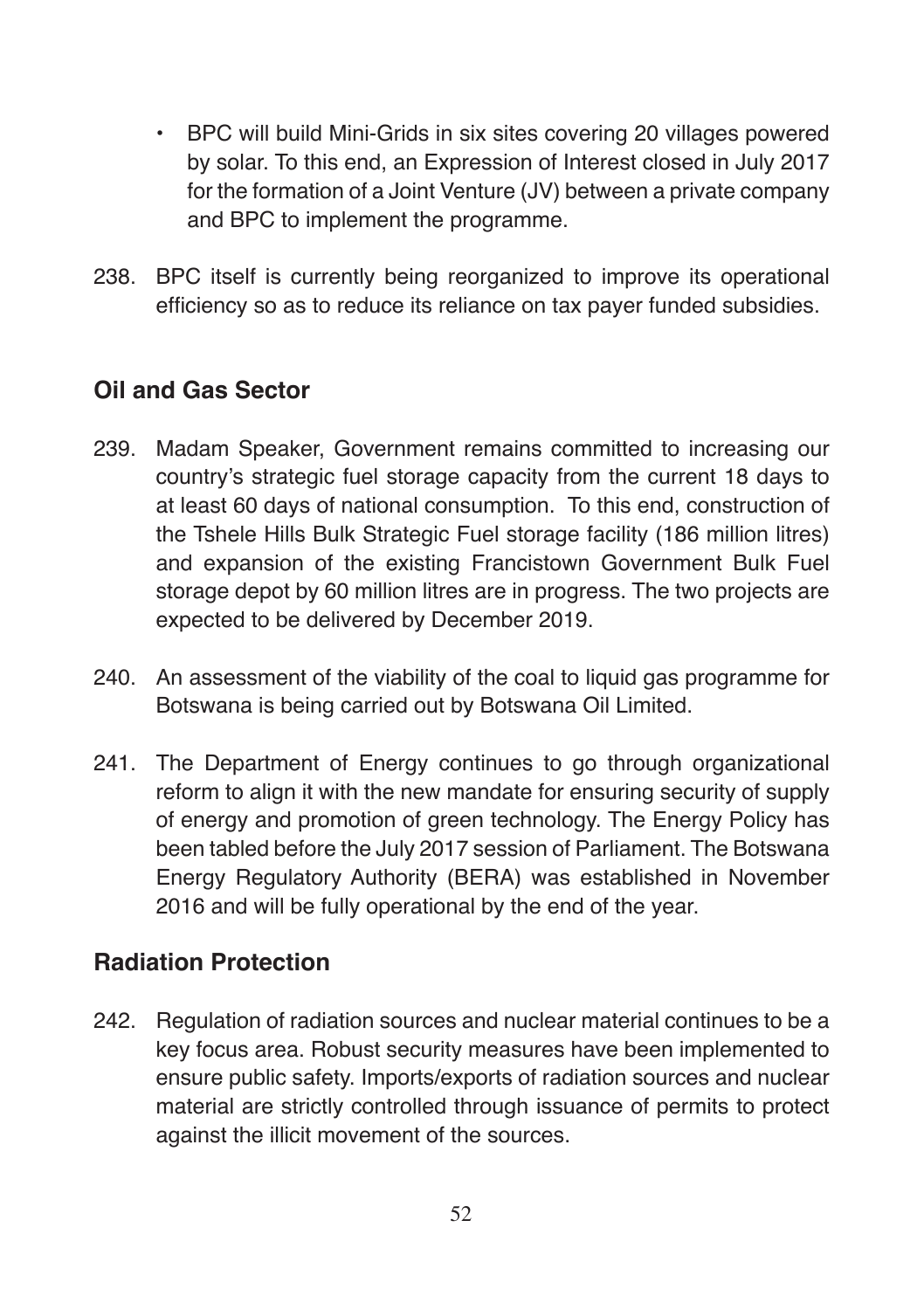- BPC will build Mini-Grids in six sites covering 20 villages powered by solar. To this end, an Expression of Interest closed in July 2017 for the formation of a Joint Venture (JV) between a private company and BPC to implement the programme.

238. BPC itself is currently being reorganized to improve its operational efficiency so as to reduce its reliance on tax payer funded subsidies.

## Oil and Gas Sector

239. Madam Speaker, Government remains committed to increasing our country's strategic fuel storage capacity from the current 18 days to at least 60 days of national consumption. To this end, construction of the Tshele Hills Bulk Strategic Fuel storage facility (186 million litres) and expansion of the existing Francistown Government Bulk Fuel storage depot by 60 million litres are in progress. The two projects are expected to be delivered by December 2019.

240. An assessment of the viability of the coal to liquid gas programme for Botswana is being carried out by Botswana Oil Limited.

241. The Department of Energy continues to go through organizational reform to align it with the new mandate for ensuring security of supply of energy and promotion of green technology. The Energy Policy has been tabled before the July 2017 session of Parliament. The Botswana Energy Regulatory Authority (BERA) was established in November 2016 and will be fully operational by the end of the year.

## Radiation Protection

242. Regulation of radiation sources and nuclear material continues to be a key focus area. Robust security measures have been implemented to ensure public safety. Imports/exports of radiation sources and nuclear material are strictly controlled through issuance of permits to protect against the illicit movement of the sources.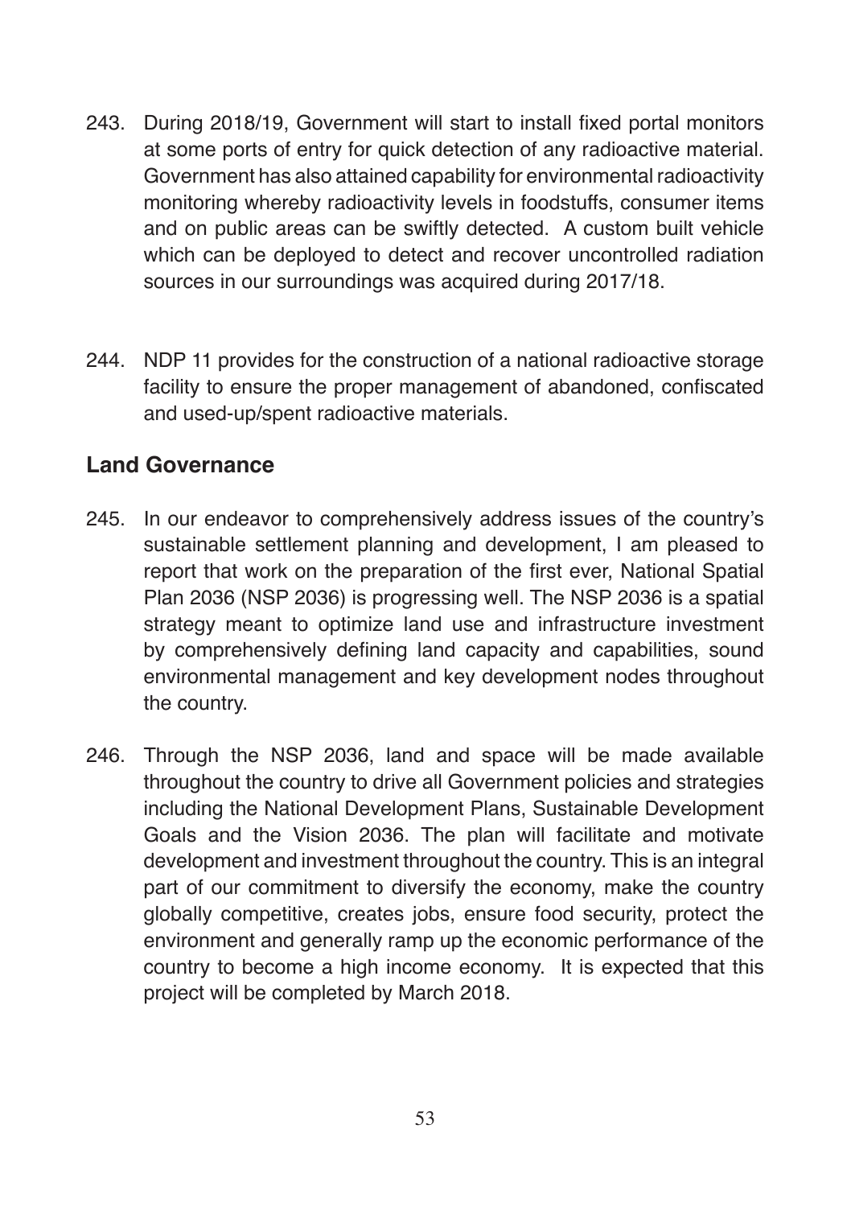243. During 2018/19, Government will start to install fixed portal monitors at some ports of entry for quick detection of any radioactive material. Government has also attained capability for environmental radioactivity monitoring whereby radioactivity levels in foodstuffs, consumer items and on public areas can be swiftly detected. A custom built vehicle which can be deployed to detect and recover uncontrolled radiation sources in our surroundings was acquired during 2017/18.

244. NDP 11 provides for the construction of a national radioactive storage facility to ensure the proper management of abandoned, confiscated and used-up/spent radioactive materials.

## Land Governance

245. In our endeavor to comprehensively address issues of the country's sustainable settlement planning and development, I am pleased to report that work on the preparation of the first ever, National Spatial Plan 2036 (NSP 2036) is progressing well. The NSP 2036 is a spatial strategy meant to optimize land use and infrastructure investment by comprehensively defining land capacity and capabilities, sound environmental management and key development nodes throughout the country.

246. Through the NSP 2036, land and space will be made available throughout the country to drive all Government policies and strategies including the National Development Plans, Sustainable Development Goals and the Vision 2036. The plan will facilitate and motivate development and investment throughout the country. This is an integral part of our commitment to diversify the economy, make the country globally competitive, creates jobs, ensure food security, protect the environment and generally ramp up the economic performance of the country to become a high income economy. It is expected that this project will be completed by March 2018.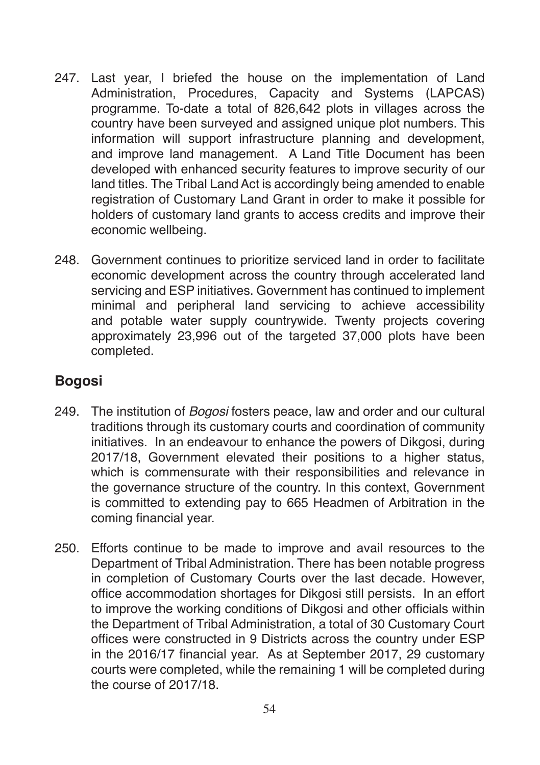247. Last year, I briefed the house on the implementation of Land Administration, Procedures, Capacity and Systems (LAPCAS) programme. To-date a total of 826,642 plots in villages across the country have been surveyed and assigned unique plot numbers. This information will support infrastructure planning and development, and improve land management. A Land Title Document has been developed with enhanced security features to improve security of our land titles. The Tribal Land Act is accordingly being amended to enable registration of Customary Land Grant in order to make it possible for holders of customary land grants to access credits and improve their economic wellbeing.

248. Government continues to prioritize serviced land in order to facilitate economic development across the country through accelerated land servicing and ESP initiatives. Government has continued to implement minimal and peripheral land servicing to achieve accessibility and potable water supply countrywide. Twenty projects covering approximately 23,996 out of the targeted 37,000 plots have been completed.

## Bogosi

249. The institution of *Bogosi* fosters peace, law and order and our cultural traditions through its customary courts and coordination of community initiatives. In an endeavour to enhance the powers of Dikgosi, during 2017/18, Government elevated their positions to a higher status, which is commensurate with their responsibilities and relevance in the governance structure of the country. In this context, Government is committed to extending pay to 665 Headmen of Arbitration in the coming financial year.

250. Efforts continue to be made to improve and avail resources to the Department of Tribal Administration. There has been notable progress in completion of Customary Courts over the last decade. However, office accommodation shortages for Dikgosi still persists. In an effort to improve the working conditions of Dikgosi and other officials within the Department of Tribal Administration, a total of 30 Customary Court offices were constructed in 9 Districts across the country under ESP in the 2016/17 financial year. As at September 2017, 29 customary courts were completed, while the remaining 1 will be completed during the course of 2017/18.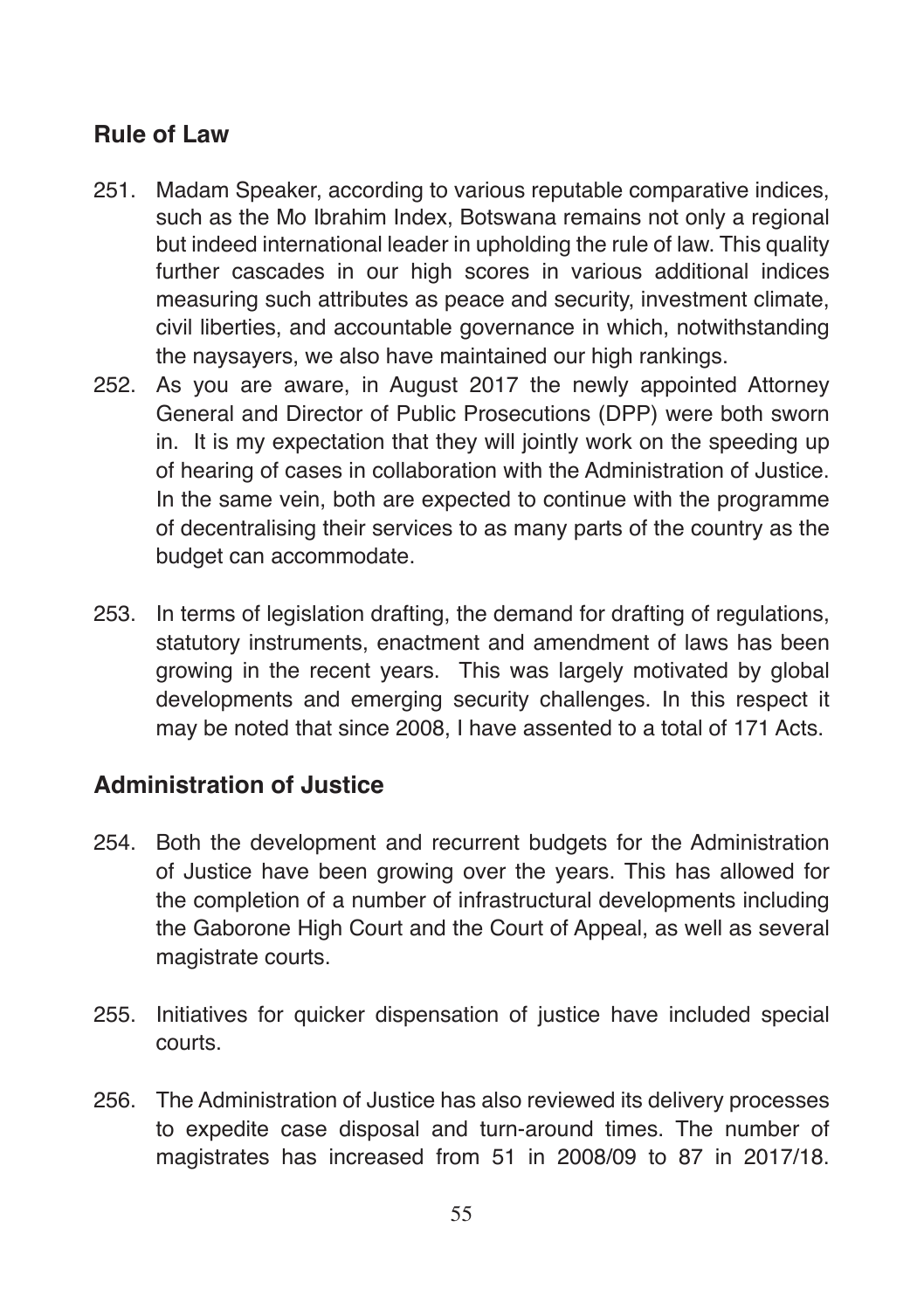## Rule of Law

251. Madam Speaker, according to various reputable comparative indices, such as the Mo Ibrahim Index, Botswana remains not only a regional but indeed international leader in upholding the rule of law. This quality further cascades in our high scores in various additional indices measuring such attributes as peace and security, investment climate, civil liberties, and accountable governance in which, notwithstanding the naysayers, we also have maintained our high rankings.

252. As you are aware, in August 2017 the newly appointed Attorney General and Director of Public Prosecutions (DPP) were both sworn in. It is my expectation that they will jointly work on the speeding up of hearing of cases in collaboration with the Administration of Justice. In the same vein, both are expected to continue with the programme of decentralising their services to as many parts of the country as the budget can accommodate.

253. In terms of legislation drafting, the demand for drafting of regulations, statutory instruments, enactment and amendment of laws has been growing in the recent years. This was largely motivated by global developments and emerging security challenges. In this respect it may be noted that since 2008, I have assented to a total of 171 Acts.

## Administration of Justice

254. Both the development and recurrent budgets for the Administration of Justice have been growing over the years. This has allowed for the completion of a number of infrastructural developments including the Gaborone High Court and the Court of Appeal, as well as several magistrate courts.

255. Initiatives for quicker dispensation of justice have included special courts.

256. The Administration of Justice has also reviewed its delivery processes to expedite case disposal and turn-around times. The number of magistrates has increased from 51 in 2008/09 to 87 in 2017/18.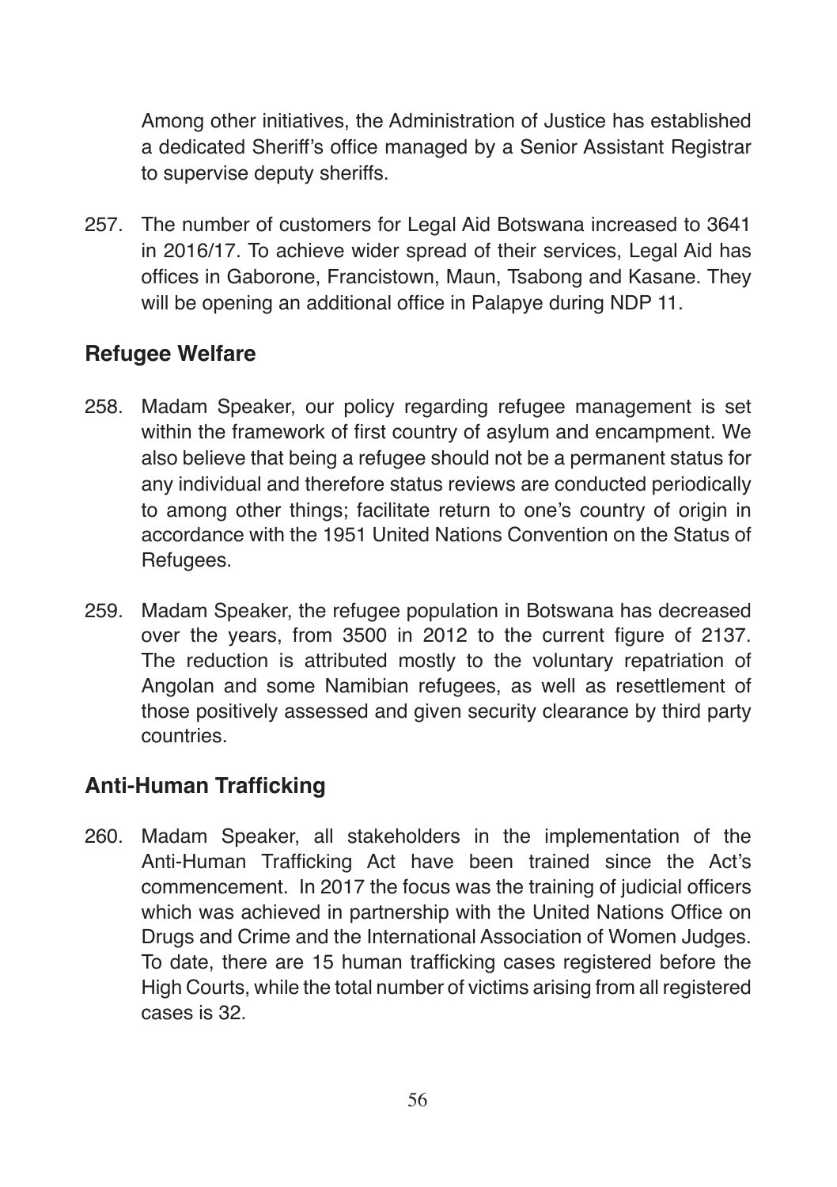Among other initiatives, the Administration of Justice has established a dedicated Sheriff's office managed by a Senior Assistant Registrar to supervise deputy sheriffs.

257. The number of customers for Legal Aid Botswana increased to 3641 in 2016/17. To achieve wider spread of their services, Legal Aid has offices in Gaborone, Francistown, Maun, Tsabong and Kasane. They will be opening an additional office in Palapye during NDP 11.

## Refugee Welfare

258. Madam Speaker, our policy regarding refugee management is set within the framework of first country of asylum and encampment. We also believe that being a refugee should not be a permanent status for any individual and therefore status reviews are conducted periodically to among other things; facilitate return to one's country of origin in accordance with the 1951 United Nations Convention on the Status of Refugees.

259. Madam Speaker, the refugee population in Botswana has decreased over the years, from 3500 in 2012 to the current figure of 2137. The reduction is attributed mostly to the voluntary repatriation of Angolan and some Namibian refugees, as well as resettlement of those positively assessed and given security clearance by third party countries.

## Anti-Human Trafficking

260. Madam Speaker, all stakeholders in the implementation of the Anti-Human Trafficking Act have been trained since the Act's commencement. In 2017 the focus was the training of judicial officers which was achieved in partnership with the United Nations Office on Drugs and Crime and the International Association of Women Judges. To date, there are 15 human trafficking cases registered before the High Courts, while the total number of victims arising from all registered cases is 32.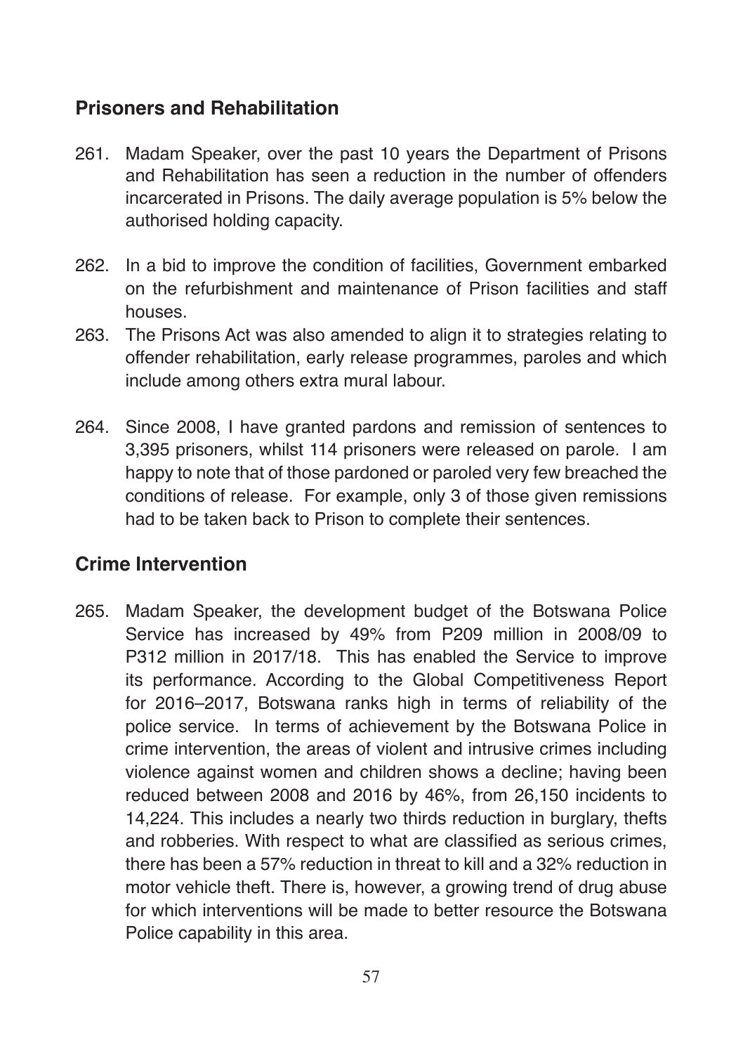## Prisoners and Rehabilitation

261. Madam Speaker, over the past 10 years the Department of Prisons and Rehabilitation has seen a reduction in the number of offenders incarcerated in Prisons. The daily average population is 5% below the authorised holding capacity.

262. In a bid to improve the condition of facilities, Government embarked on the refurbishment and maintenance of Prison facilities and staff houses.

263. The Prisons Act was also amended to align it to strategies relating to offender rehabilitation, early release programmes, paroles and which include among others extra mural labour.

264. Since 2008, I have granted pardons and remission of sentences to 3,395 prisoners, whilst 114 prisoners were released on parole. I am happy to note that of those pardoned or paroled very few breached the conditions of release. For example, only 3 of those given remissions had to be taken back to Prison to complete their sentences.

## Crime Intervention

265. Madam Speaker, the development budget of the Botswana Police Service has increased by 49% from P209 million in 2008/09 to P312 million in 2017/18. This has enabled the Service to improve its performance. According to the Global Competitiveness Report for 2016–2017, Botswana ranks high in terms of reliability of the police service. In terms of achievement by the Botswana Police in crime intervention, the areas of violent and intrusive crimes including violence against women and children shows a decline; having been reduced between 2008 and 2016 by 46%, from 26,150 incidents to 14,224. This includes a nearly two thirds reduction in burglary, thefts and robberies. With respect to what are classified as serious crimes, there has been a 57% reduction in threat to kill and a 32% reduction in motor vehicle theft. There is, however, a growing trend of drug abuse for which interventions will be made to better resource the Botswana Police capability in this area.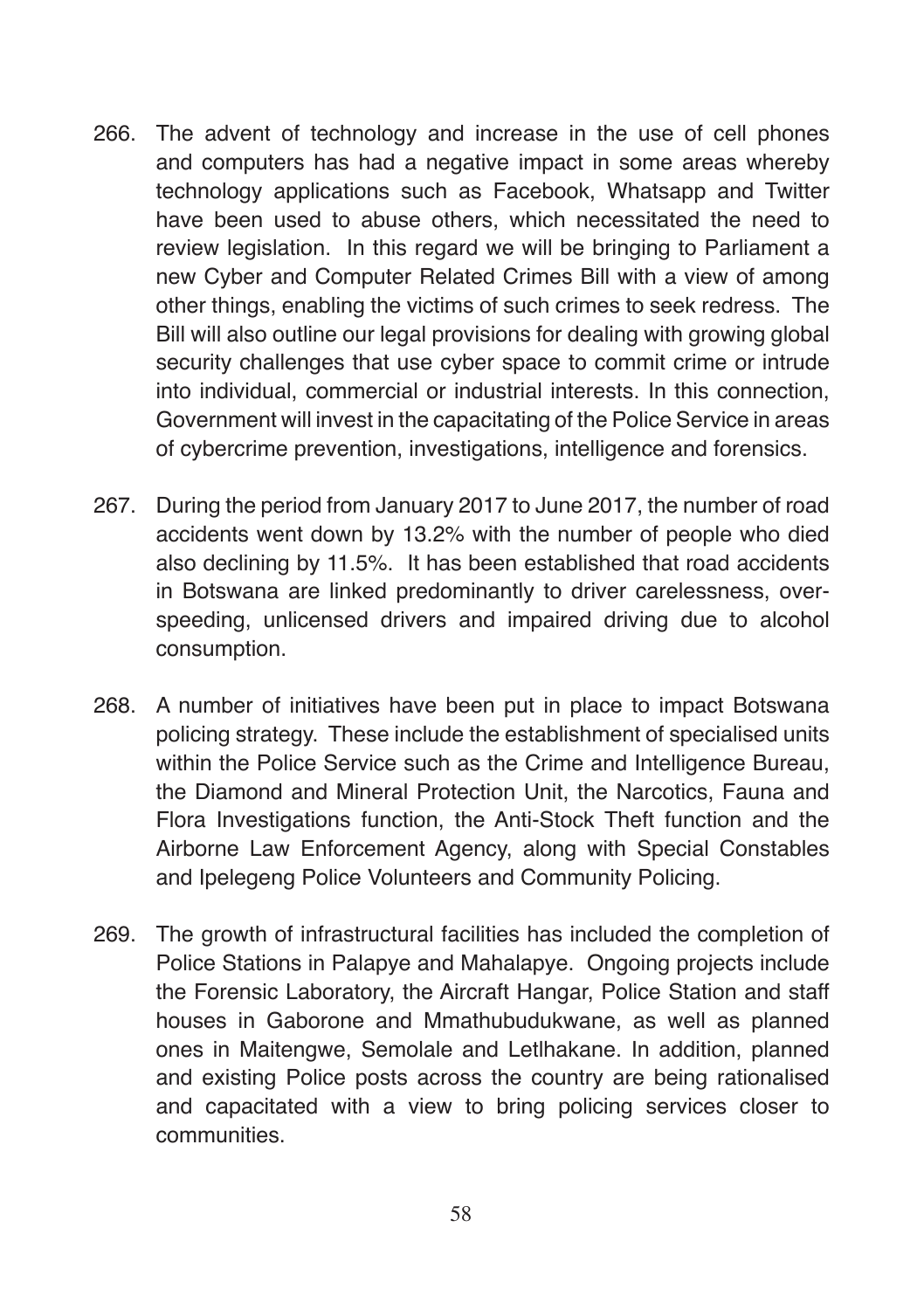266. The advent of technology and increase in the use of cell phones and computers has had a negative impact in some areas whereby technology applications such as Facebook, Whatsapp and Twitter have been used to abuse others, which necessitated the need to review legislation. In this regard we will be bringing to Parliament a new Cyber and Computer Related Crimes Bill with a view of among other things, enabling the victims of such crimes to seek redress. The Bill will also outline our legal provisions for dealing with growing global security challenges that use cyber space to commit crime or intrude into individual, commercial or industrial interests. In this connection, Government will invest in the capacitating of the Police Service in areas of cybercrime prevention, investigations, intelligence and forensics.

267. During the period from January 2017 to June 2017, the number of road accidents went down by 13.2% with the number of people who died also declining by 11.5%. It has been established that road accidents in Botswana are linked predominantly to driver carelessness, over-speeding, unlicensed drivers and impaired driving due to alcohol consumption.

268. A number of initiatives have been put in place to impact Botswana policing strategy. These include the establishment of specialised units within the Police Service such as the Crime and Intelligence Bureau, the Diamond and Mineral Protection Unit, the Narcotics, Fauna and Flora Investigations function, the Anti-Stock Theft function and the Airborne Law Enforcement Agency, along with Special Constables and Ipelegeng Police Volunteers and Community Policing.

269. The growth of infrastructural facilities has included the completion of Police Stations in Palapye and Mahalapye. Ongoing projects include the Forensic Laboratory, the Aircraft Hangar, Police Station and staff houses in Gaborone and Mmathubudukwane, as well as planned ones in Maitengwe, Semolale and Letlhakane. In addition, planned and existing Police posts across the country are being rationalised and capacitated with a view to bring policing services closer to communities.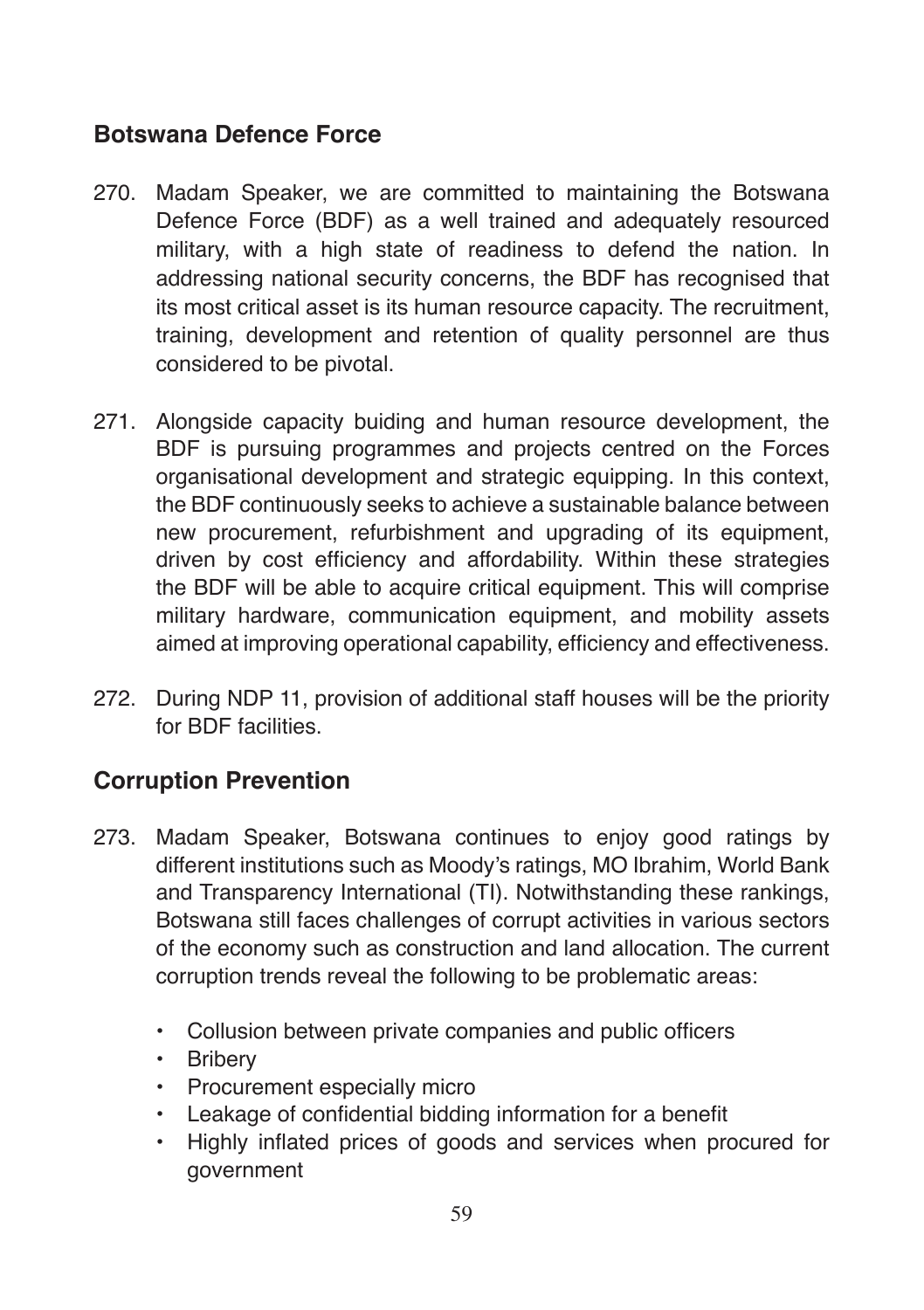## Botswana Defence Force

270. Madam Speaker, we are committed to maintaining the Botswana Defence Force (BDF) as a well trained and adequately resourced military, with a high state of readiness to defend the nation. In addressing national security concerns, the BDF has recognised that its most critical asset is its human resource capacity. The recruitment, training, development and retention of quality personnel are thus considered to be pivotal.

271. Alongside capacity buiding and human resource development, the BDF is pursuing programmes and projects centred on the Forces organisational development and strategic equipping. In this context, the BDF continuously seeks to achieve a sustainable balance between new procurement, refurbishment and upgrading of its equipment, driven by cost efficiency and affordability. Within these strategies the BDF will be able to acquire critical equipment. This will comprise military hardware, communication equipment, and mobility assets aimed at improving operational capability, efficiency and effectiveness.

272. During NDP 11, provision of additional staff houses will be the priority for BDF facilities.

## Corruption Prevention

273. Madam Speaker, Botswana continues to enjoy good ratings by different institutions such as Moody's ratings, MO Ibrahim, World Bank and Transparency International (TI). Notwithstanding these rankings, Botswana still faces challenges of corrupt activities in various sectors of the economy such as construction and land allocation. The current corruption trends reveal the following to be problematic areas:

    - Collusion between private companies and public officers
    - Bribery
    - Procurement especially micro
    - Leakage of confidential bidding information for a benefit
    - Highly inflated prices of goods and services when procured for government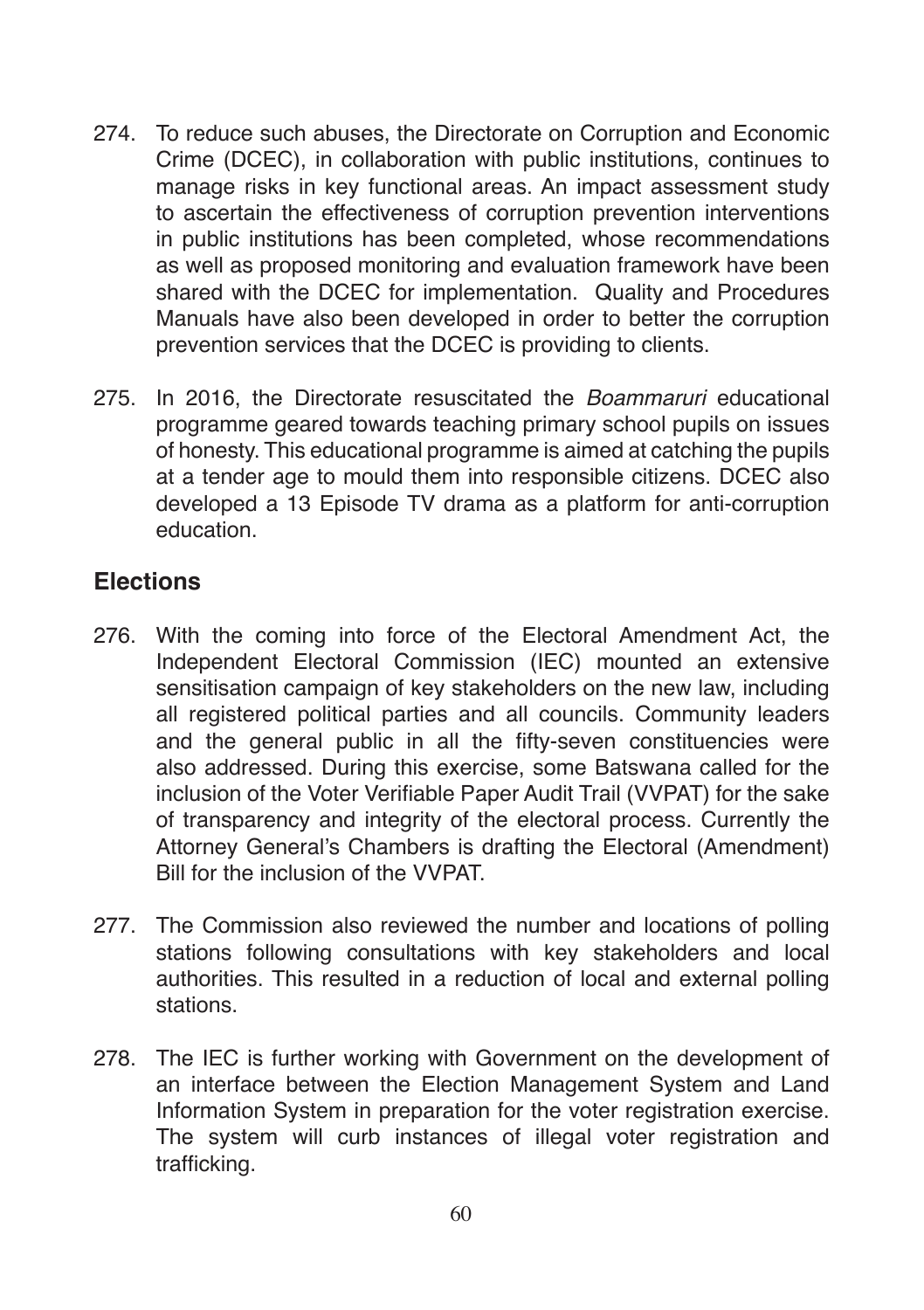274. To reduce such abuses, the Directorate on Corruption and Economic Crime (DCEC), in collaboration with public institutions, continues to manage risks in key functional areas. An impact assessment study to ascertain the effectiveness of corruption prevention interventions in public institutions has been completed, whose recommendations as well as proposed monitoring and evaluation framework have been shared with the DCEC for implementation. Quality and Procedures Manuals have also been developed in order to better the corruption prevention services that the DCEC is providing to clients.

275. In 2016, the Directorate resuscitated the *Boammaruri* educational programme geared towards teaching primary school pupils on issues of honesty. This educational programme is aimed at catching the pupils at a tender age to mould them into responsible citizens. DCEC also developed a 13 Episode TV drama as a platform for anti-corruption education.

## Elections

276. With the coming into force of the Electoral Amendment Act, the Independent Electoral Commission (IEC) mounted an extensive sensitisation campaign of key stakeholders on the new law, including all registered political parties and all councils. Community leaders and the general public in all the fifty-seven constituencies were also addressed. During this exercise, some Batswana called for the inclusion of the Voter Verifiable Paper Audit Trail (VVPAT) for the sake of transparency and integrity of the electoral process. Currently the Attorney General's Chambers is drafting the Electoral (Amendment) Bill for the inclusion of the VVPAT.

277. The Commission also reviewed the number and locations of polling stations following consultations with key stakeholders and local authorities. This resulted in a reduction of local and external polling stations.

278. The IEC is further working with Government on the development of an interface between the Election Management System and Land Information System in preparation for the voter registration exercise. The system will curb instances of illegal voter registration and trafficking.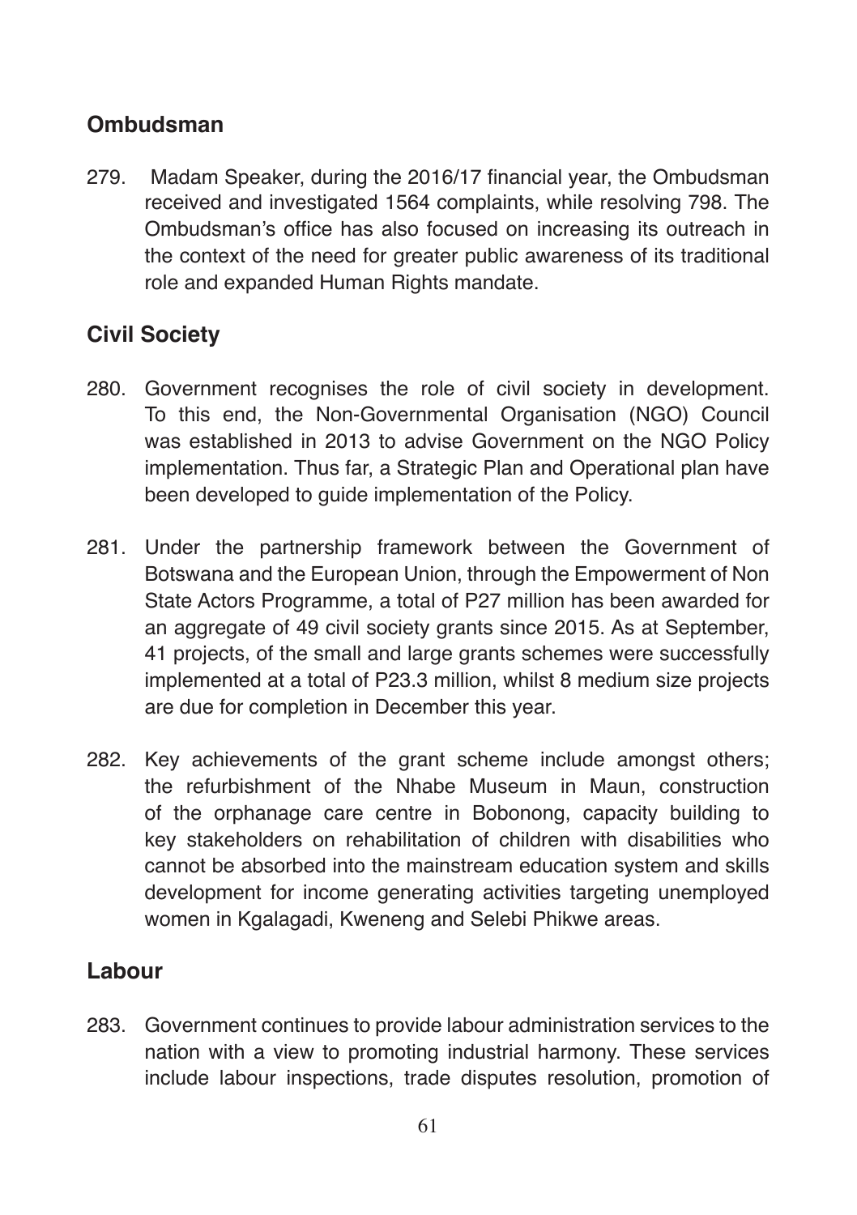## Ombudsman

279. Madam Speaker, during the 2016/17 financial year, the Ombudsman received and investigated 1564 complaints, while resolving 798. The Ombudsman's office has also focused on increasing its outreach in the context of the need for greater public awareness of its traditional role and expanded Human Rights mandate.

## Civil Society

280. Government recognises the role of civil society in development. To this end, the Non-Governmental Organisation (NGO) Council was established in 2013 to advise Government on the NGO Policy implementation. Thus far, a Strategic Plan and Operational plan have been developed to guide implementation of the Policy.

281. Under the partnership framework between the Government of Botswana and the European Union, through the Empowerment of Non State Actors Programme, a total of P27 million has been awarded for an aggregate of 49 civil society grants since 2015. As at September, 41 projects, of the small and large grants schemes were successfully implemented at a total of P23.3 million, whilst 8 medium size projects are due for completion in December this year.

282. Key achievements of the grant scheme include amongst others; the refurbishment of the Nhabe Museum in Maun, construction of the orphanage care centre in Bobonong, capacity building to key stakeholders on rehabilitation of children with disabilities who cannot be absorbed into the mainstream education system and skills development for income generating activities targeting unemployed women in Kgalagadi, Kweneng and Selebi Phikwe areas.

## Labour

283. Government continues to provide labour administration services to the nation with a view to promoting industrial harmony. These services include labour inspections, trade disputes resolution, promotion of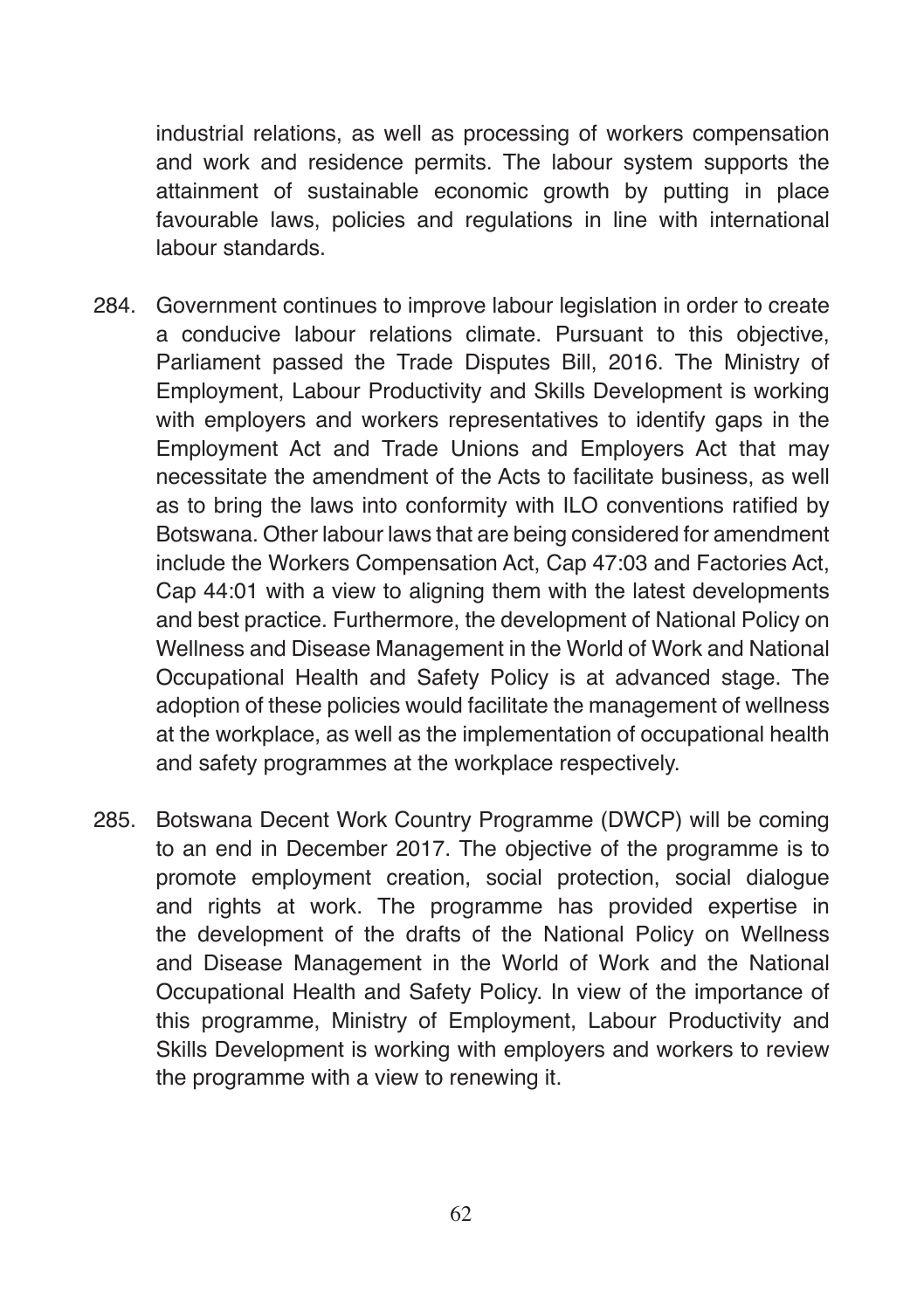industrial relations, as well as processing of workers compensation and work and residence permits. The labour system supports the attainment of sustainable economic growth by putting in place favourable laws, policies and regulations in line with international labour standards.

284. Government continues to improve labour legislation in order to create a conducive labour relations climate. Pursuant to this objective, Parliament passed the Trade Disputes Bill, 2016. The Ministry of Employment, Labour Productivity and Skills Development is working with employers and workers representatives to identify gaps in the Employment Act and Trade Unions and Employers Act that may necessitate the amendment of the Acts to facilitate business, as well as to bring the laws into conformity with ILO conventions ratified by Botswana. Other labour laws that are being considered for amendment include the Workers Compensation Act, Cap 47:03 and Factories Act, Cap 44:01 with a view to aligning them with the latest developments and best practice. Furthermore, the development of National Policy on Wellness and Disease Management in the World of Work and National Occupational Health and Safety Policy is at advanced stage. The adoption of these policies would facilitate the management of wellness at the workplace, as well as the implementation of occupational health and safety programmes at the workplace respectively.

285. Botswana Decent Work Country Programme (DWCP) will be coming to an end in December 2017. The objective of the programme is to promote employment creation, social protection, social dialogue and rights at work. The programme has provided expertise in the development of the drafts of the National Policy on Wellness and Disease Management in the World of Work and the National Occupational Health and Safety Policy. In view of the importance of this programme, Ministry of Employment, Labour Productivity and Skills Development is working with employers and workers to review the programme with a view to renewing it.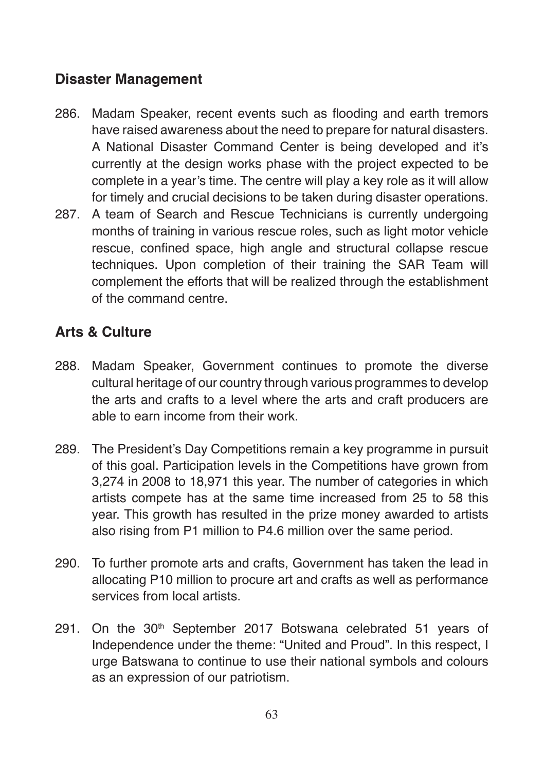## Disaster Management

286. Madam Speaker, recent events such as flooding and earth tremors have raised awareness about the need to prepare for natural disasters. A National Disaster Command Center is being developed and it's currently at the design works phase with the project expected to be complete in a year's time. The centre will play a key role as it will allow for timely and crucial decisions to be taken during disaster operations.

287. A team of Search and Rescue Technicians is currently undergoing months of training in various rescue roles, such as light motor vehicle rescue, confined space, high angle and structural collapse rescue techniques. Upon completion of their training the SAR Team will complement the efforts that will be realized through the establishment of the command centre.

## Arts & Culture

288. Madam Speaker, Government continues to promote the diverse cultural heritage of our country through various programmes to develop the arts and crafts to a level where the arts and craft producers are able to earn income from their work.

289. The President's Day Competitions remain a key programme in pursuit of this goal. Participation levels in the Competitions have grown from 3,274 in 2008 to 18,971 this year. The number of categories in which artists compete has at the same time increased from 25 to 58 this year. This growth has resulted in the prize money awarded to artists also rising from P1 million to P4.6 million over the same period.

290. To further promote arts and crafts, Government has taken the lead in allocating P10 million to procure art and crafts as well as performance services from local artists.

291. On the 30th September 2017 Botswana celebrated 51 years of Independence under the theme: "United and Proud". In this respect, I urge Batswana to continue to use their national symbols and colours as an expression of our patriotism.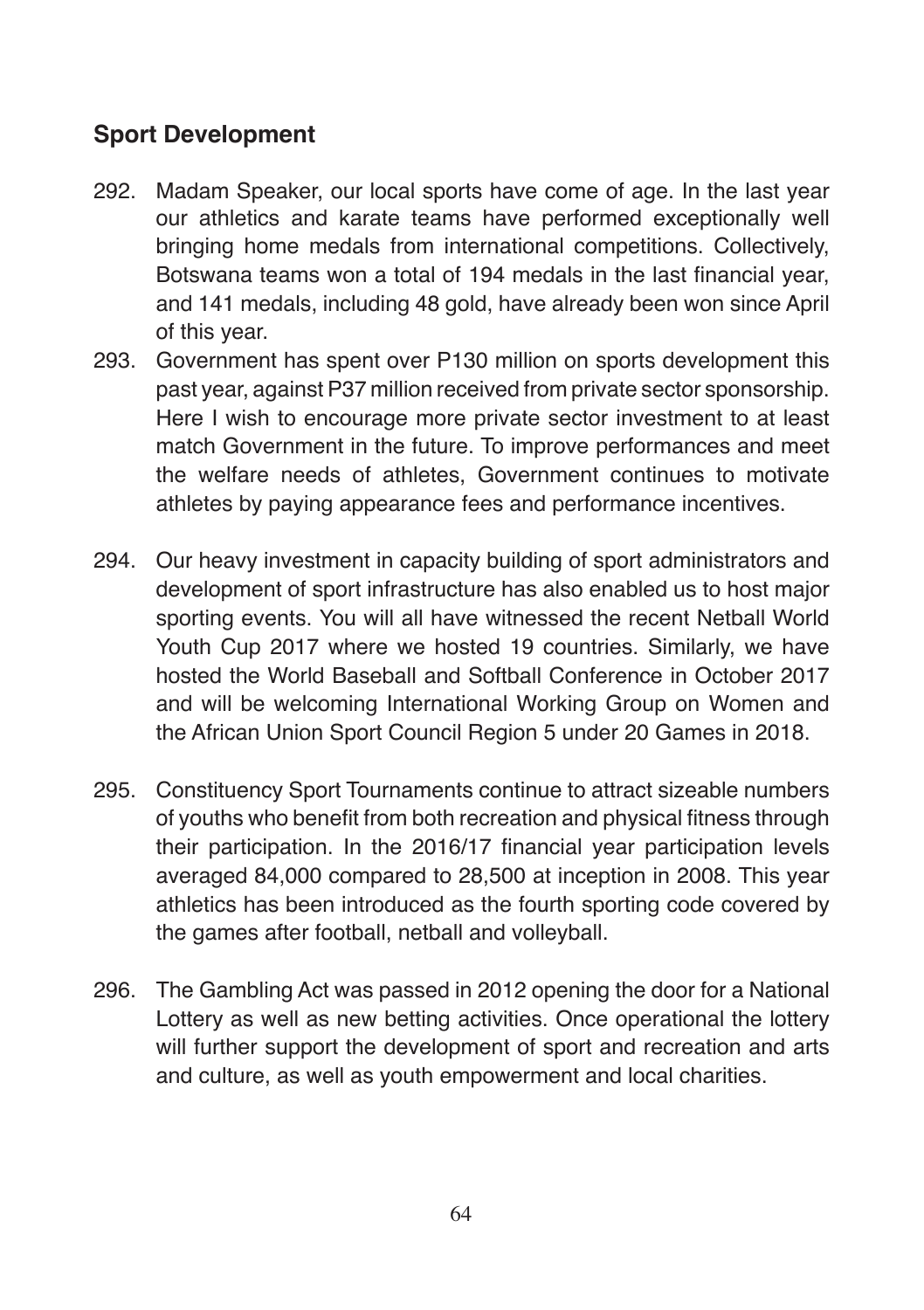## Sport Development

292. Madam Speaker, our local sports have come of age. In the last year our athletics and karate teams have performed exceptionally well bringing home medals from international competitions. Collectively, Botswana teams won a total of 194 medals in the last financial year, and 141 medals, including 48 gold, have already been won since April of this year.

293. Government has spent over P130 million on sports development this past year, against P37 million received from private sector sponsorship. Here I wish to encourage more private sector investment to at least match Government in the future. To improve performances and meet the welfare needs of athletes, Government continues to motivate athletes by paying appearance fees and performance incentives.

294. Our heavy investment in capacity building of sport administrators and development of sport infrastructure has also enabled us to host major sporting events. You will all have witnessed the recent Netball World Youth Cup 2017 where we hosted 19 countries. Similarly, we have hosted the World Baseball and Softball Conference in October 2017 and will be welcoming International Working Group on Women and the African Union Sport Council Region 5 under 20 Games in 2018.

295. Constituency Sport Tournaments continue to attract sizeable numbers of youths who benefit from both recreation and physical fitness through their participation. In the 2016/17 financial year participation levels averaged 84,000 compared to 28,500 at inception in 2008. This year athletics has been introduced as the fourth sporting code covered by the games after football, netball and volleyball.

296. The Gambling Act was passed in 2012 opening the door for a National Lottery as well as new betting activities. Once operational the lottery will further support the development of sport and recreation and arts and culture, as well as youth empowerment and local charities.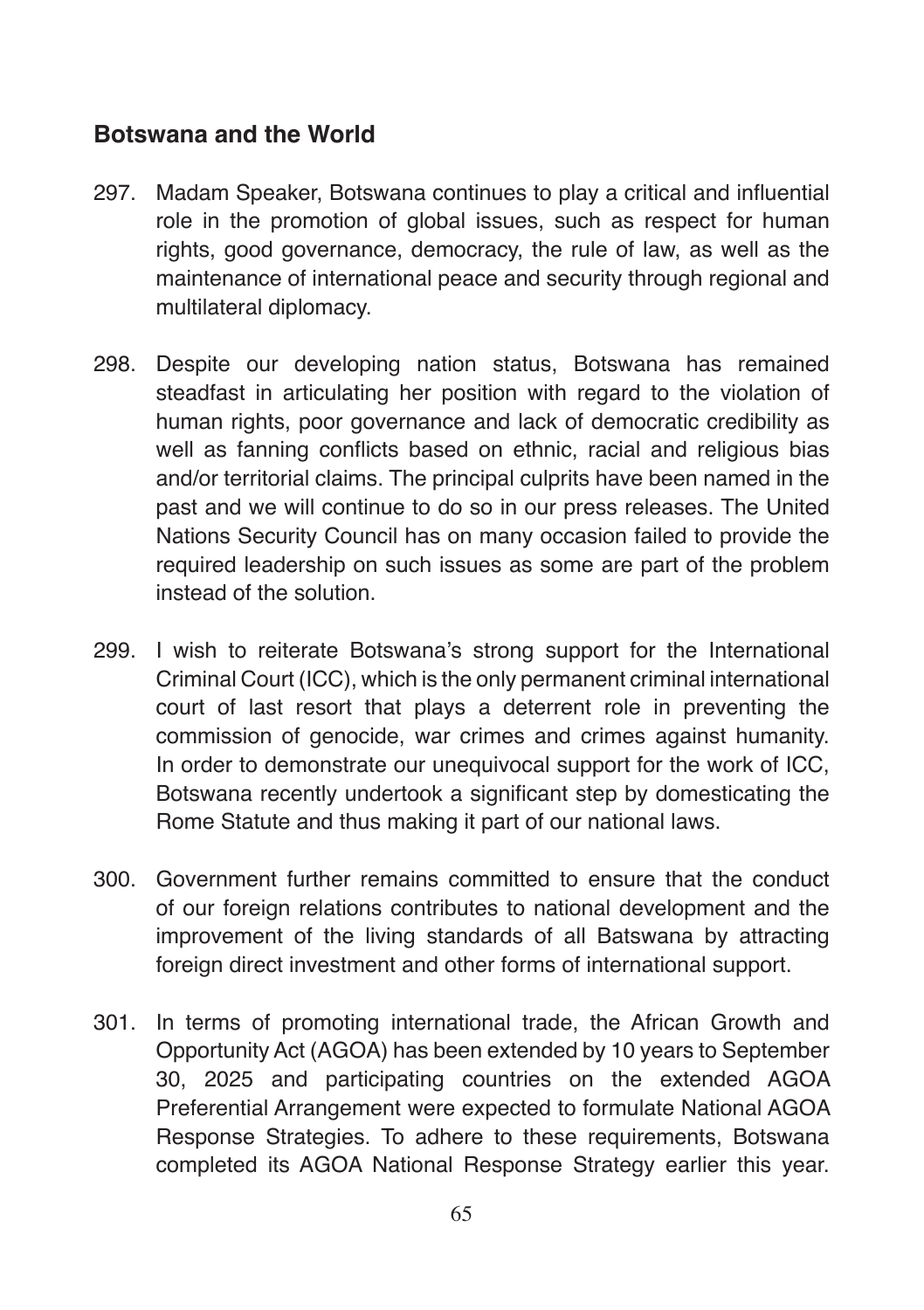## Botswana and the World

297. Madam Speaker, Botswana continues to play a critical and influential role in the promotion of global issues, such as respect for human rights, good governance, democracy, the rule of law, as well as the maintenance of international peace and security through regional and multilateral diplomacy.

298. Despite our developing nation status, Botswana has remained steadfast in articulating her position with regard to the violation of human rights, poor governance and lack of democratic credibility as well as fanning conflicts based on ethnic, racial and religious bias and/or territorial claims. The principal culprits have been named in the past and we will continue to do so in our press releases. The United Nations Security Council has on many occasion failed to provide the required leadership on such issues as some are part of the problem instead of the solution.

299. I wish to reiterate Botswana's strong support for the International Criminal Court (ICC), which is the only permanent criminal international court of last resort that plays a deterrent role in preventing the commission of genocide, war crimes and crimes against humanity. In order to demonstrate our unequivocal support for the work of ICC, Botswana recently undertook a significant step by domesticating the Rome Statute and thus making it part of our national laws.

300. Government further remains committed to ensure that the conduct of our foreign relations contributes to national development and the improvement of the living standards of all Batswana by attracting foreign direct investment and other forms of international support.

301. In terms of promoting international trade, the African Growth and Opportunity Act (AGOA) has been extended by 10 years to September 30, 2025 and participating countries on the extended AGOA Preferential Arrangement were expected to formulate National AGOA Response Strategies. To adhere to these requirements, Botswana completed its AGOA National Response Strategy earlier this year.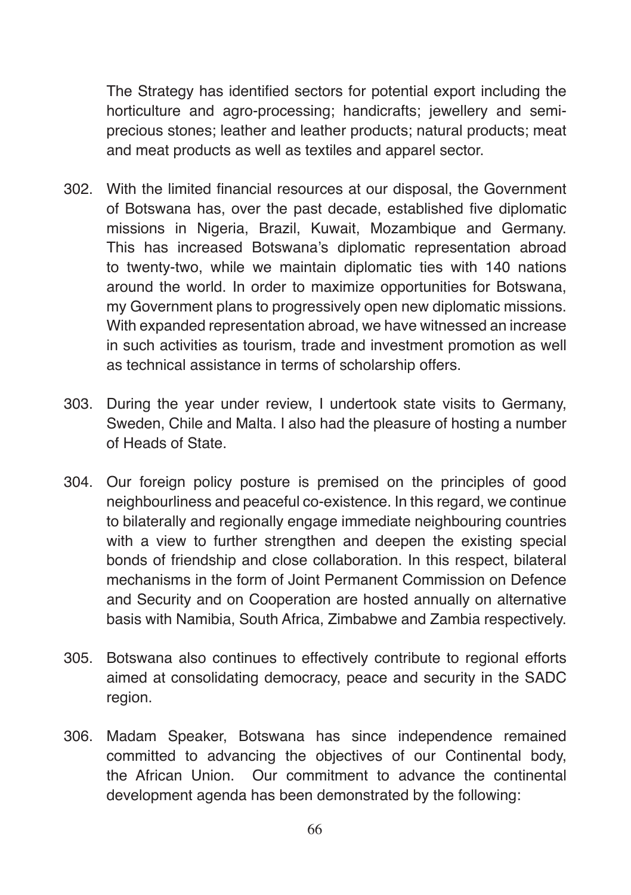The Strategy has identified sectors for potential export including the horticulture and agro-processing; handicrafts; jewellery and semi-precious stones; leather and leather products; natural products; meat and meat products as well as textiles and apparel sector.

302. With the limited financial resources at our disposal, the Government of Botswana has, over the past decade, established five diplomatic missions in Nigeria, Brazil, Kuwait, Mozambique and Germany. This has increased Botswana's diplomatic representation abroad to twenty-two, while we maintain diplomatic ties with 140 nations around the world. In order to maximize opportunities for Botswana, my Government plans to progressively open new diplomatic missions. With expanded representation abroad, we have witnessed an increase in such activities as tourism, trade and investment promotion as well as technical assistance in terms of scholarship offers.

303. During the year under review, I undertook state visits to Germany, Sweden, Chile and Malta. I also had the pleasure of hosting a number of Heads of State.

304. Our foreign policy posture is premised on the principles of good neighbourliness and peaceful co-existence. In this regard, we continue to bilaterally and regionally engage immediate neighbouring countries with a view to further strengthen and deepen the existing special bonds of friendship and close collaboration. In this respect, bilateral mechanisms in the form of Joint Permanent Commission on Defence and Security and on Cooperation are hosted annually on alternative basis with Namibia, South Africa, Zimbabwe and Zambia respectively.

305. Botswana also continues to effectively contribute to regional efforts aimed at consolidating democracy, peace and security in the SADC region.

306. Madam Speaker, Botswana has since independence remained committed to advancing the objectives of our Continental body, the African Union. Our commitment to advance the continental development agenda has been demonstrated by the following: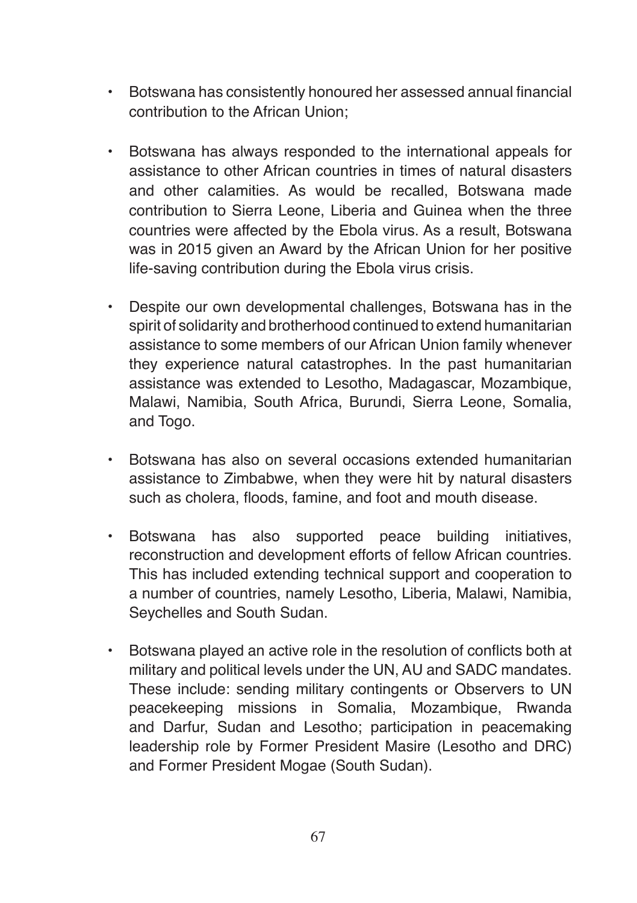- Botswana has consistently honoured her assessed annual financial contribution to the African Union;

- Botswana has always responded to the international appeals for assistance to other African countries in times of natural disasters and other calamities. As would be recalled, Botswana made contribution to Sierra Leone, Liberia and Guinea when the three countries were affected by the Ebola virus. As a result, Botswana was in 2015 given an Award by the African Union for her positive life-saving contribution during the Ebola virus crisis.

- Despite our own developmental challenges, Botswana has in the spirit of solidarity and brotherhood continued to extend humanitarian assistance to some members of our African Union family whenever they experience natural catastrophes. In the past humanitarian assistance was extended to Lesotho, Madagascar, Mozambique, Malawi, Namibia, South Africa, Burundi, Sierra Leone, Somalia, and Togo.

- Botswana has also on several occasions extended humanitarian assistance to Zimbabwe, when they were hit by natural disasters such as cholera, floods, famine, and foot and mouth disease.

- Botswana has also supported peace building initiatives, reconstruction and development efforts of fellow African countries. This has included extending technical support and cooperation to a number of countries, namely Lesotho, Liberia, Malawi, Namibia, Seychelles and South Sudan.

- Botswana played an active role in the resolution of conflicts both at military and political levels under the UN, AU and SADC mandates. These include: sending military contingents or Observers to UN peacekeeping missions in Somalia, Mozambique, Rwanda and Darfur, Sudan and Lesotho; participation in peacemaking leadership role by Former President Masire (Lesotho and DRC) and Former President Mogae (South Sudan).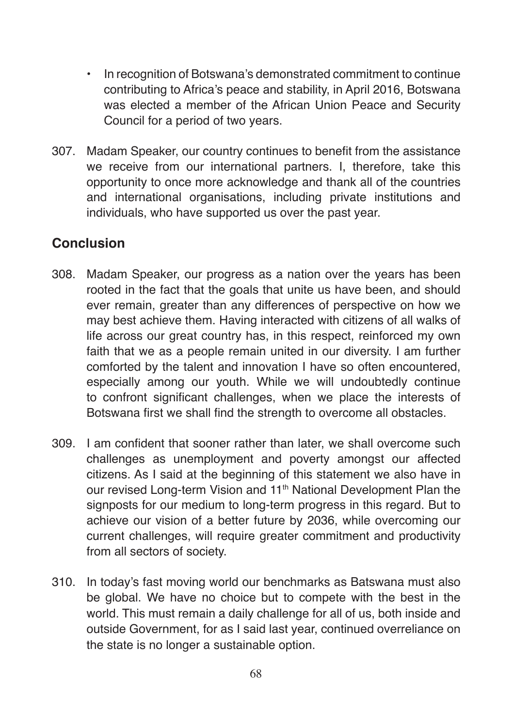- In recognition of Botswana's demonstrated commitment to continue contributing to Africa's peace and stability, in April 2016, Botswana was elected a member of the African Union Peace and Security Council for a period of two years.

307. Madam Speaker, our country continues to benefit from the assistance we receive from our international partners. I, therefore, take this opportunity to once more acknowledge and thank all of the countries and international organisations, including private institutions and individuals, who have supported us over the past year.

## Conclusion

308. Madam Speaker, our progress as a nation over the years has been rooted in the fact that the goals that unite us have been, and should ever remain, greater than any differences of perspective on how we may best achieve them. Having interacted with citizens of all walks of life across our great country has, in this respect, reinforced my own faith that we as a people remain united in our diversity. I am further comforted by the talent and innovation I have so often encountered, especially among our youth. While we will undoubtedly continue to confront significant challenges, when we place the interests of Botswana first we shall find the strength to overcome all obstacles.

309. I am confident that sooner rather than later, we shall overcome such challenges as unemployment and poverty amongst our affected citizens. As I said at the beginning of this statement we also have in our revised Long-term Vision and 11th National Development Plan the signposts for our medium to long-term progress in this regard. But to achieve our vision of a better future by 2036, while overcoming our current challenges, will require greater commitment and productivity from all sectors of society.

310. In today's fast moving world our benchmarks as Batswana must also be global. We have no choice but to compete with the best in the world. This must remain a daily challenge for all of us, both inside and outside Government, for as I said last year, continued overreliance on the state is no longer a sustainable option.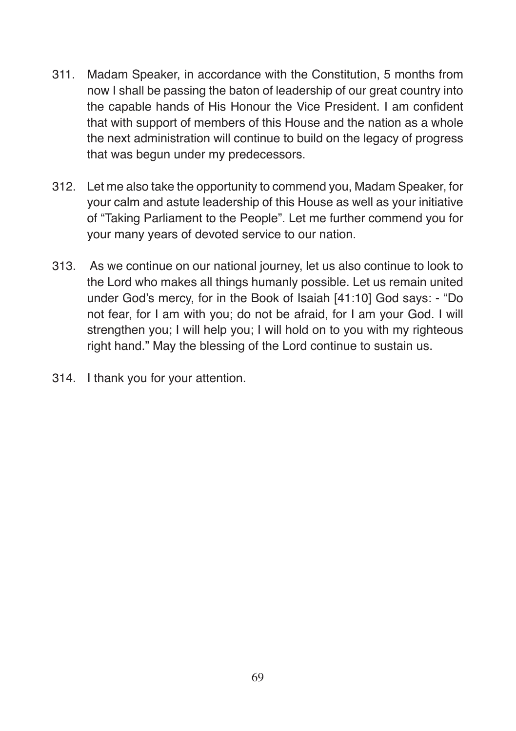311. Madam Speaker, in accordance with the Constitution, 5 months from now I shall be passing the baton of leadership of our great country into the capable hands of His Honour the Vice President. I am confident that with support of members of this House and the nation as a whole the next administration will continue to build on the legacy of progress that was begun under my predecessors.

312. Let me also take the opportunity to commend you, Madam Speaker, for your calm and astute leadership of this House as well as your initiative of "Taking Parliament to the People". Let me further commend you for your many years of devoted service to our nation.

313. As we continue on our national journey, let us also continue to look to the Lord who makes all things humanly possible. Let us remain united under God's mercy, for in the Book of Isaiah [41:10] God says: - "Do not fear, for I am with you; do not be afraid, for I am your God. I will strengthen you; I will help you; I will hold on to you with my righteous right hand." May the blessing of the Lord continue to sustain us.

314. I thank you for your attention.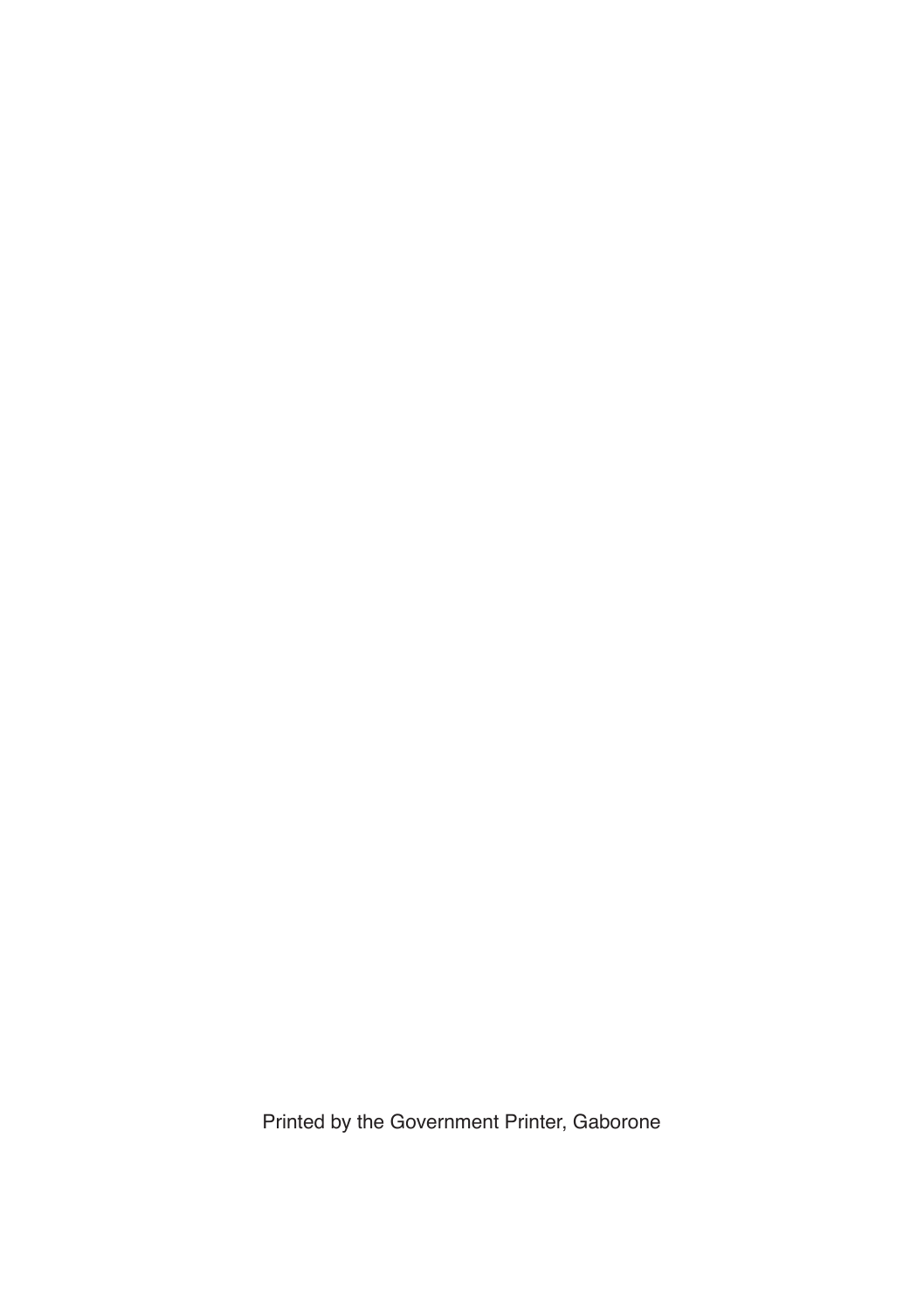Printed by the Government Printer, Gaborone